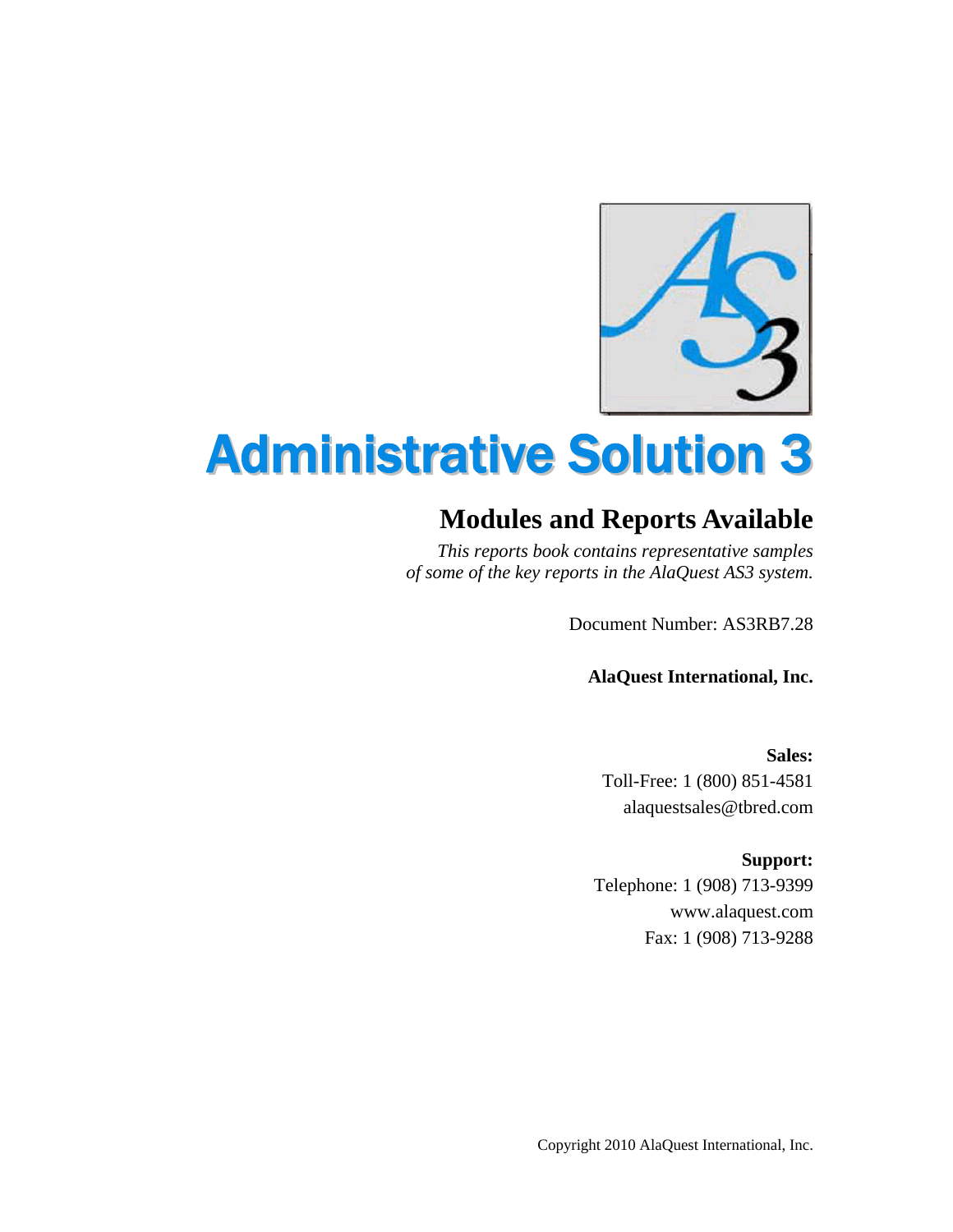# Administrative Solution 3

## Modules and Reports Available

*This reports book contains representative samples of some of the key reports in the AlaQuest AS3 system.*

Document Number: AS3RB7.28

**AlaQuest International, Inc.**

**Sales:**
Toll-Free: 1 (800) 851-4581
alaquestsales@tbred.com

**Support:**
Telephone: 1 (908) 713-9399
www.alaquest.com
Fax: 1 (908) 713-9288

Copyright 2010 AlaQuest International, Inc.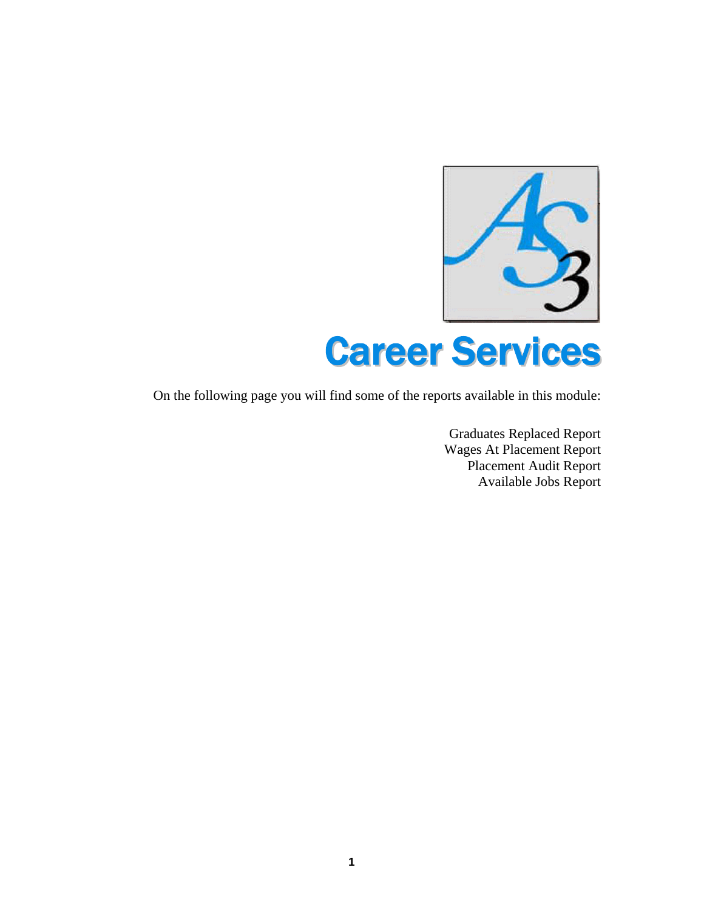# Career Services

On the following page you will find some of the reports available in this module:

Graduates Replaced Report
Wages At Placement Report
Placement Audit Report
Available Jobs Report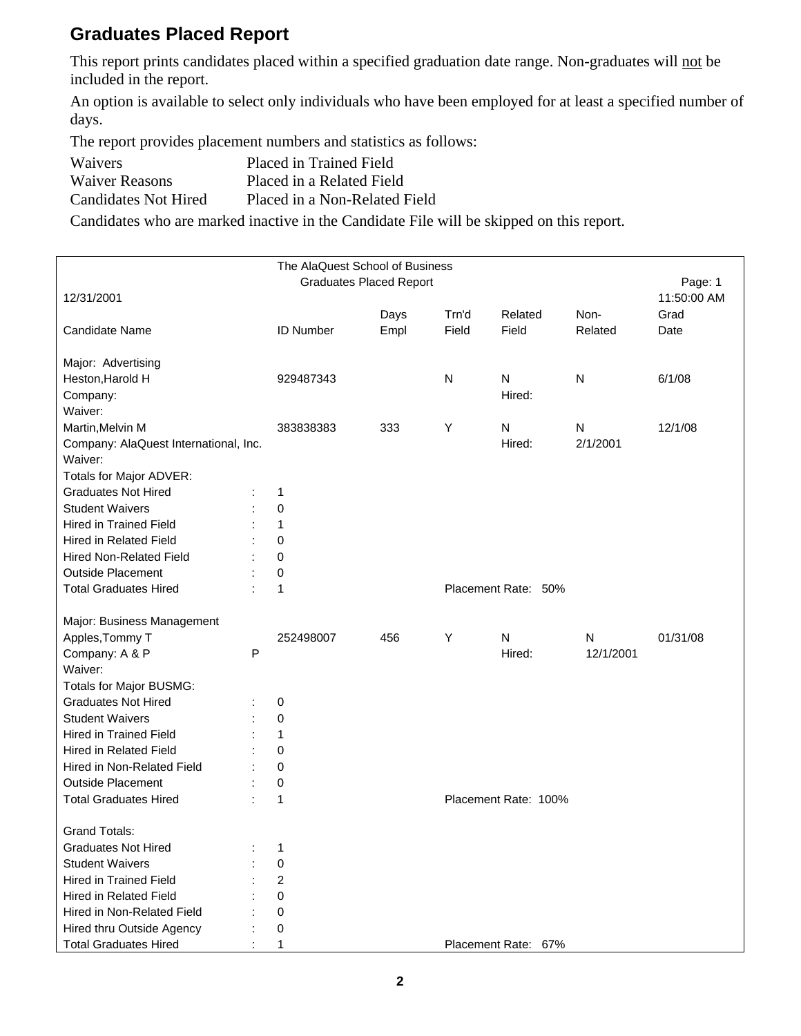## Graduates Placed Report

This report prints candidates placed within a specified graduation date range. Non-graduates will not be included in the report.

An option is available to select only individuals who have been employed for at least a specified number of days.

The report provides placement numbers and statistics as follows:

| | |
|---|---|
| Waivers | Placed in Trained Field |
| Waiver Reasons | Placed in a Related Field |
| Candidates Not Hired | Placed in a Non-Related Field |

Candidates who are marked inactive in the Candidate File will be skipped on this report.

```
                                   The AlaQuest School of Business
                                      Graduates Placed Report                                        Page: 1
12/31/2001                                                                                       11:50:00 AM
                                                Days      Trn'd    Related     Non-          Grad
Candidate Name                   ID Number      Empl      Field    Field       Related       Date

Major:  Advertising
Heston,Harold H                  929487343                N        N           N             6/1/08
Company:                                                           Hired:
Waiver:
Martin,Melvin M                  383838383      333       Y        N           N             12/1/08
Company: AlaQuest International, Inc.                              Hired:      2/1/2001
Waiver:
Totals for Major ADVER:
Graduates Not Hired          :   1
Student Waivers              :   0
Hired in Trained Field       :   1
Hired in Related Field       :   0
Hired Non-Related Field      :   0
Outside Placement            :   0
Total Graduates Hired        :   1                        Placement Rate:  50%

Major: Business Management
Apples,Tommy T                   252498007      456       Y        N           N             01/31/08
Company: A & P               P                                     Hired:      12/1/2001
Waiver:
Totals for Major BUSMG:
Graduates Not Hired          :   0
Student Waivers              :   0
Hired in Trained Field       :   1
Hired in Related Field       :   0
Hired in Non-Related Field   :   0
Outside Placement            :   0
Total Graduates Hired        :   1                        Placement Rate: 100%

Grand Totals:
Graduates Not Hired          :   1
Student Waivers              :   0
Hired in Trained Field       :   2
Hired in Related Field       :   0
Hired in Non-Related Field   :   0
Hired thru Outside Agency    :   0
Total Graduates Hired        :   1                        Placement Rate:  67%
```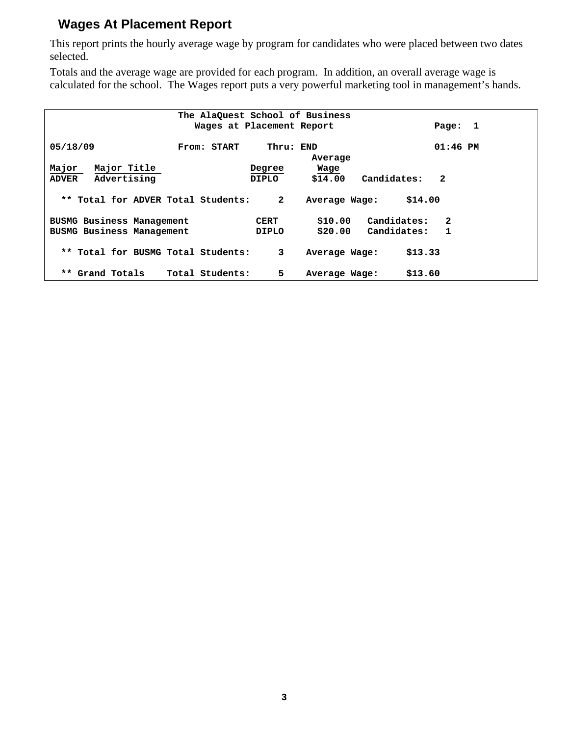## Wages At Placement Report

This report prints the hourly average wage by program for candidates who were placed between two dates selected.

Totals and the average wage are provided for each program. In addition, an overall average wage is calculated for the school. The Wages report puts a very powerful marketing tool in management's hands.

```
                       The AlaQuest School of Business
                          Wages at Placement Report                  Page:  1

05/18/09               From: START     Thru: END                     01:46 PM
                                                  Average
Major   Major Title                 Degree         Wage
ADVER   Advertising                 DIPLO        $14.00   Candidates:   2

  ** Total for ADVER Total Students:     2    Average Wage:     $14.00

BUSMG Business Management            CERT         $10.00   Candidates:   2
BUSMG Business Management            DIPLO        $20.00   Candidates:   1

  ** Total for BUSMG Total Students:     3    Average Wage:     $13.33

  ** Grand Totals    Total Students:     5    Average Wage:     $13.60
```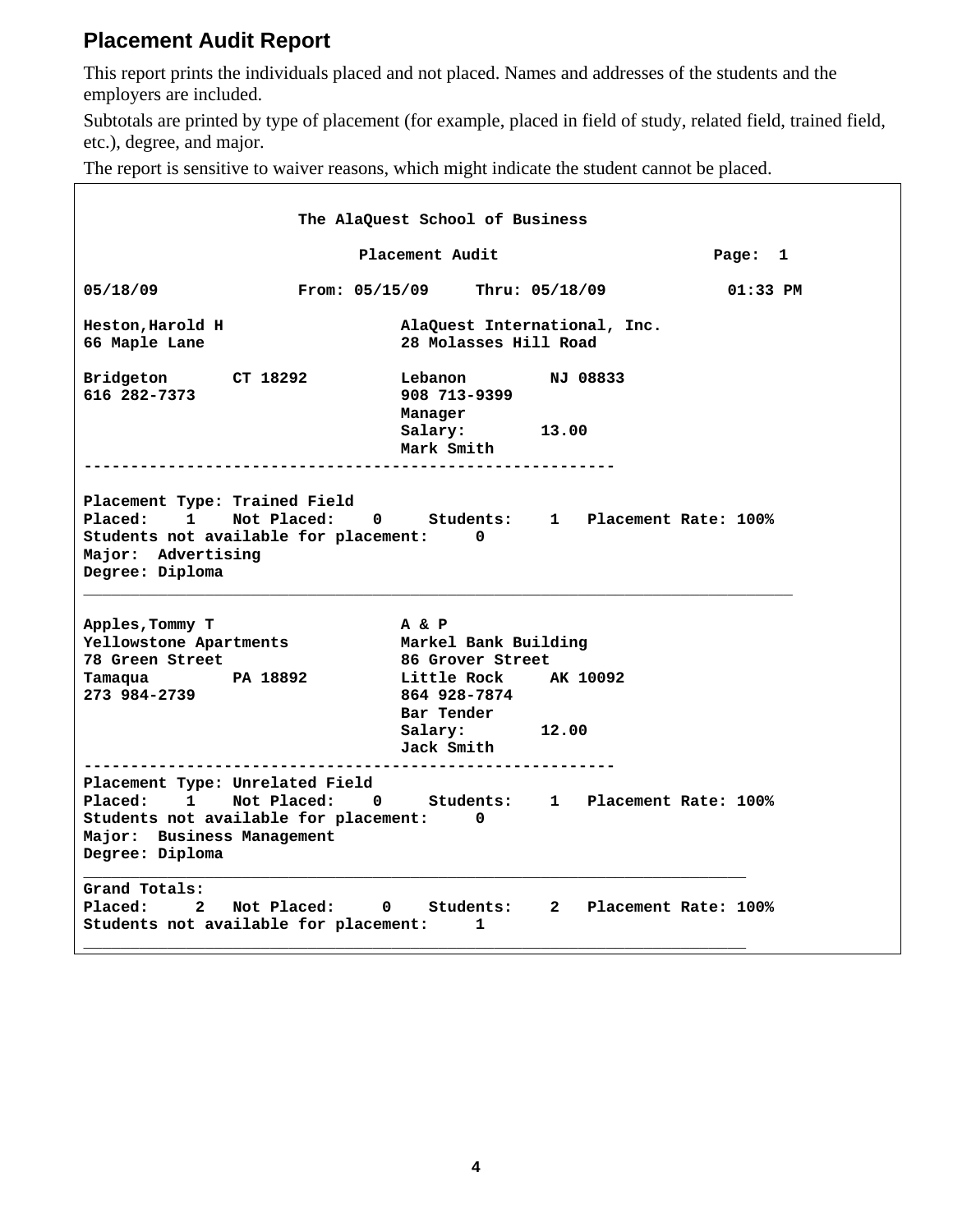## Placement Audit Report

This report prints the individuals placed and not placed. Names and addresses of the students and the employers are included.

Subtotals are printed by type of placement (for example, placed in field of study, related field, trained field, etc.), degree, and major.

The report is sensitive to waiver reasons, which might indicate the student cannot be placed.

```
                       The AlaQuest School of Business

                             Placement Audit                     Page:  1

05/18/09               From: 05/15/09     Thru: 05/18/09            01:33 PM

Heston,Harold H                    AlaQuest International, Inc.
66 Maple Lane                      28 Molasses Hill Road

Bridgeton       CT 18292           Lebanon         NJ 08833
616 282-7373                       908 713-9399
                                   Manager
                                   Salary:        13.00
                                   Mark Smith
---------------------------------------------------------

Placement Type: Trained Field
Placed:    1    Not Placed:    0     Students:    1   Placement Rate: 100%
Students not available for placement:     0
Major:  Advertising
Degree: Diploma
_____________________________________________________________________________

Apples,Tommy T                     A & P
Yellowstone Apartments             Markel Bank Building
78 Green Street                    86 Grover Street
Tamaqua         PA 18892           Little Rock     AK 10092
273 984-2739                       864 928-7874
                                   Bar Tender
                                   Salary:        12.00
                                   Jack Smith
---------------------------------------------------------
Placement Type: Unrelated Field
Placed:    1    Not Placed:    0     Students:    1   Placement Rate: 100%
Students not available for placement:     0
Major:  Business Management
Degree: Diploma
________________________________________________________________________
Grand Totals:
Placed:     2   Not Placed:     0    Students:    2   Placement Rate: 100%
Students not available for placement:     1
________________________________________________________________________
```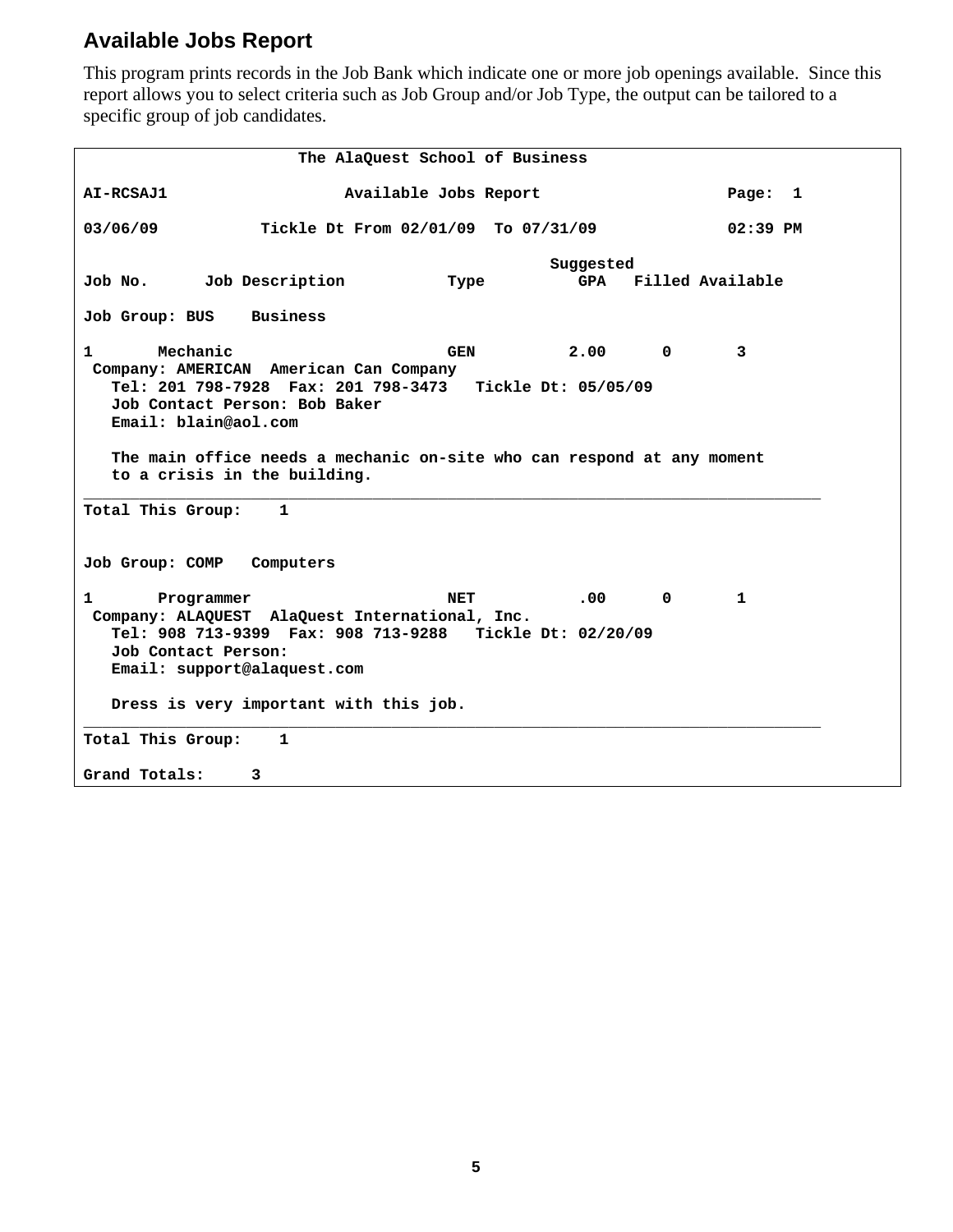## Available Jobs Report

This program prints records in the Job Bank which indicate one or more job openings available. Since this report allows you to select criteria such as Job Group and/or Job Type, the output can be tailored to a specific group of job candidates.

```
                       The AlaQuest School of Business

AI-RCSAJ1                  Available Jobs Report                   Page:  1

03/06/09          Tickle Dt From 02/01/09  To 07/31/09             02:39 PM

                                                  Suggested
Job No.      Job Description          Type          GPA   Filled Available

Job Group: BUS    Business

1       Mechanic                      GEN          2.00      0       3
 Company: AMERICAN  American Can Company
   Tel: 201 798-7928  Fax: 201 798-3473   Tickle Dt: 05/05/09
   Job Contact Person: Bob Baker
   Email: blain@aol.com

   The main office needs a mechanic on-site who can respond at any moment
   to a crisis in the building.
________________________________________________________________________________
Total This Group:    1


Job Group: COMP   Computers

1       Programmer                    NET           .00      0       1
 Company: ALAQUEST  AlaQuest International, Inc.
   Tel: 908 713-9399  Fax: 908 713-9288   Tickle Dt: 02/20/09
   Job Contact Person:
   Email: support@alaquest.com

   Dress is very important with this job.
________________________________________________________________________________
Total This Group:    1

Grand Totals:     3
```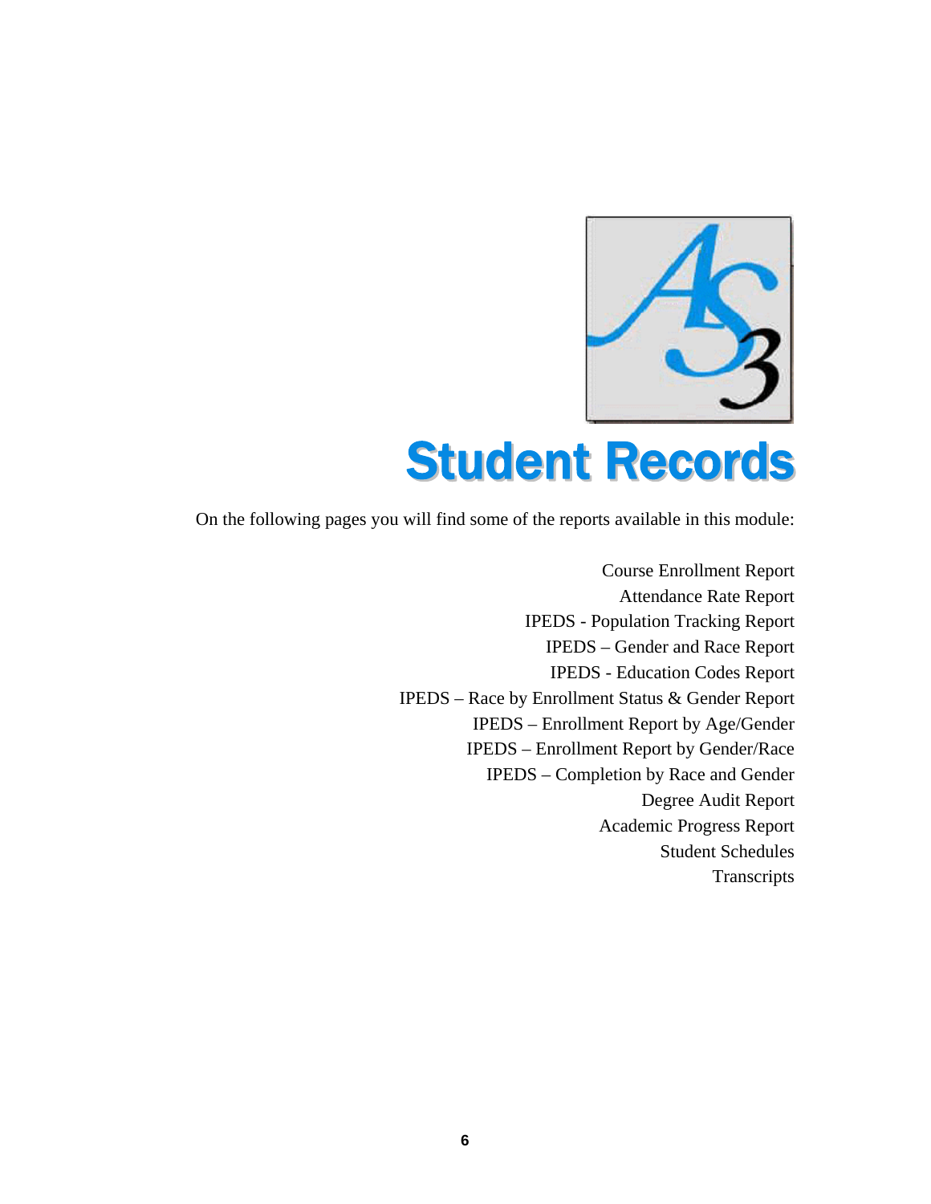# Student Records

On the following pages you will find some of the reports available in this module:

Course Enrollment Report
Attendance Rate Report
IPEDS - Population Tracking Report
IPEDS – Gender and Race Report
IPEDS - Education Codes Report
IPEDS – Race by Enrollment Status & Gender Report
IPEDS – Enrollment Report by Age/Gender
IPEDS – Enrollment Report by Gender/Race
IPEDS – Completion by Race and Gender
Degree Audit Report
Academic Progress Report
Student Schedules
Transcripts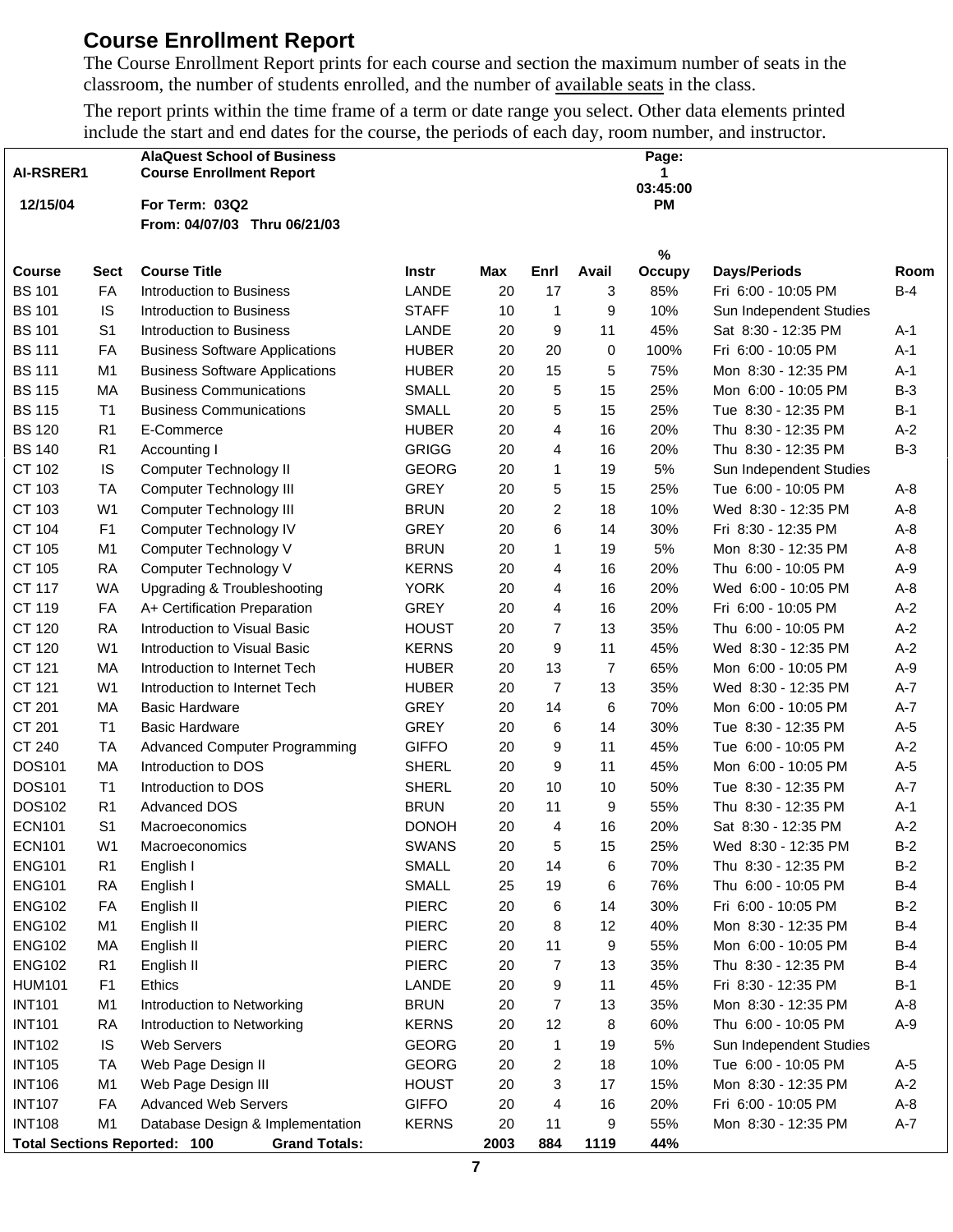## Course Enrollment Report

The Course Enrollment Report prints for each course and section the maximum number of seats in the classroom, the number of students enrolled, and the number of available seats in the class.

The report prints within the time frame of a term or date range you select. Other data elements printed include the start and end dates for the course, the periods of each day, room number, and instructor.

**AI-RSRER1** **AlaQuest School of Business** **Course Enrollment Report** **Page: 1**

**12/15/04** **For Term: 03Q2** **03:45:00 PM**

**From: 04/07/03 Thru 06/21/03**

| Course | Sect | Course Title | Instr | Max | Enrl | Avail | % Occupy | Days/Periods | Room |
|---|---|---|---|---|---|---|---|---|---|
| BS 101 | FA | Introduction to Business | LANDE | 20 | 17 | 3 | 85% | Fri 6:00 - 10:05 PM | B-4 |
| BS 101 | IS | Introduction to Business | STAFF | 10 | 1 | 9 | 10% | Sun Independent Studies | |
| BS 101 | S1 | Introduction to Business | LANDE | 20 | 9 | 11 | 45% | Sat 8:30 - 12:35 PM | A-1 |
| BS 111 | FA | Business Software Applications | HUBER | 20 | 20 | 0 | 100% | Fri 6:00 - 10:05 PM | A-1 |
| BS 111 | M1 | Business Software Applications | HUBER | 20 | 15 | 5 | 75% | Mon 8:30 - 12:35 PM | A-1 |
| BS 115 | MA | Business Communications | SMALL | 20 | 5 | 15 | 25% | Mon 6:00 - 10:05 PM | B-3 |
| BS 115 | T1 | Business Communications | SMALL | 20 | 5 | 15 | 25% | Tue 8:30 - 12:35 PM | B-1 |
| BS 120 | R1 | E-Commerce | HUBER | 20 | 4 | 16 | 20% | Thu 8:30 - 12:35 PM | A-2 |
| BS 140 | R1 | Accounting I | GRIGG | 20 | 4 | 16 | 20% | Thu 8:30 - 12:35 PM | B-3 |
| CT 102 | IS | Computer Technology II | GEORG | 20 | 1 | 19 | 5% | Sun Independent Studies | |
| CT 103 | TA | Computer Technology III | GREY | 20 | 5 | 15 | 25% | Tue 6:00 - 10:05 PM | A-8 |
| CT 103 | W1 | Computer Technology III | BRUN | 20 | 2 | 18 | 10% | Wed 8:30 - 12:35 PM | A-8 |
| CT 104 | F1 | Computer Technology IV | GREY | 20 | 6 | 14 | 30% | Fri 8:30 - 12:35 PM | A-8 |
| CT 105 | M1 | Computer Technology V | BRUN | 20 | 1 | 19 | 5% | Mon 8:30 - 12:35 PM | A-8 |
| CT 105 | RA | Computer Technology V | KERNS | 20 | 4 | 16 | 20% | Thu 6:00 - 10:05 PM | A-9 |
| CT 117 | WA | Upgrading & Troubleshooting | YORK | 20 | 4 | 16 | 20% | Wed 6:00 - 10:05 PM | A-8 |
| CT 119 | FA | A+ Certification Preparation | GREY | 20 | 4 | 16 | 20% | Fri 6:00 - 10:05 PM | A-2 |
| CT 120 | RA | Introduction to Visual Basic | HOUST | 20 | 7 | 13 | 35% | Thu 6:00 - 10:05 PM | A-2 |
| CT 120 | W1 | Introduction to Visual Basic | KERNS | 20 | 9 | 11 | 45% | Wed 8:30 - 12:35 PM | A-2 |
| CT 121 | MA | Introduction to Internet Tech | HUBER | 20 | 13 | 7 | 65% | Mon 6:00 - 10:05 PM | A-9 |
| CT 121 | W1 | Introduction to Internet Tech | HUBER | 20 | 7 | 13 | 35% | Wed 8:30 - 12:35 PM | A-7 |
| CT 201 | MA | Basic Hardware | GREY | 20 | 14 | 6 | 70% | Mon 6:00 - 10:05 PM | A-7 |
| CT 201 | T1 | Basic Hardware | GREY | 20 | 6 | 14 | 30% | Tue 8:30 - 12:35 PM | A-5 |
| CT 240 | TA | Advanced Computer Programming | GIFFO | 20 | 9 | 11 | 45% | Tue 6:00 - 10:05 PM | A-2 |
| DOS101 | MA | Introduction to DOS | SHERL | 20 | 9 | 11 | 45% | Mon 6:00 - 10:05 PM | A-5 |
| DOS101 | T1 | Introduction to DOS | SHERL | 20 | 10 | 10 | 50% | Tue 8:30 - 12:35 PM | A-7 |
| DOS102 | R1 | Advanced DOS | BRUN | 20 | 11 | 9 | 55% | Thu 8:30 - 12:35 PM | A-1 |
| ECN101 | S1 | Macroeconomics | DONOH | 20 | 4 | 16 | 20% | Sat 8:30 - 12:35 PM | A-2 |
| ECN101 | W1 | Macroeconomics | SWANS | 20 | 5 | 15 | 25% | Wed 8:30 - 12:35 PM | B-2 |
| ENG101 | R1 | English I | SMALL | 20 | 14 | 6 | 70% | Thu 8:30 - 12:35 PM | B-2 |
| ENG101 | RA | English I | SMALL | 25 | 19 | 6 | 76% | Thu 6:00 - 10:05 PM | B-4 |
| ENG102 | FA | English II | PIERC | 20 | 6 | 14 | 30% | Fri 6:00 - 10:05 PM | B-2 |
| ENG102 | M1 | English II | PIERC | 20 | 8 | 12 | 40% | Mon 8:30 - 12:35 PM | B-4 |
| ENG102 | MA | English II | PIERC | 20 | 11 | 9 | 55% | Mon 6:00 - 10:05 PM | B-4 |
| ENG102 | R1 | English II | PIERC | 20 | 7 | 13 | 35% | Thu 8:30 - 12:35 PM | B-4 |
| HUM101 | F1 | Ethics | LANDE | 20 | 9 | 11 | 45% | Fri 8:30 - 12:35 PM | B-1 |
| INT101 | M1 | Introduction to Networking | BRUN | 20 | 7 | 13 | 35% | Mon 8:30 - 12:35 PM | A-8 |
| INT101 | RA | Introduction to Networking | KERNS | 20 | 12 | 8 | 60% | Thu 6:00 - 10:05 PM | A-9 |
| INT102 | IS | Web Servers | GEORG | 20 | 1 | 19 | 5% | Sun Independent Studies | |
| INT105 | TA | Web Page Design II | GEORG | 20 | 2 | 18 | 10% | Tue 6:00 - 10:05 PM | A-5 |
| INT106 | M1 | Web Page Design III | HOUST | 20 | 3 | 17 | 15% | Mon 8:30 - 12:35 PM | A-2 |
| INT107 | FA | Advanced Web Servers | GIFFO | 20 | 4 | 16 | 20% | Fri 6:00 - 10:05 PM | A-8 |
| INT108 | M1 | Database Design & Implementation | KERNS | 20 | 11 | 9 | 55% | Mon 8:30 - 12:35 PM | A-7 |
| **Total Sections Reported: 100** | | **Grand Totals:** | | **2003** | **884** | **1119** | **44%** | | |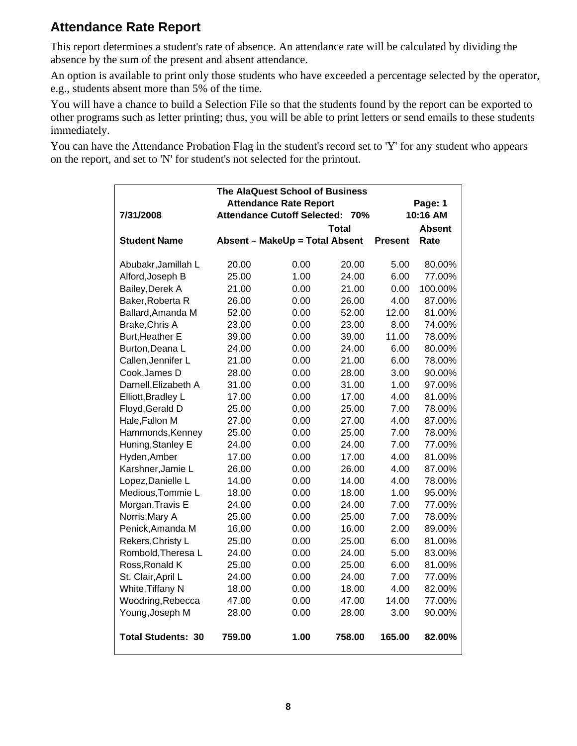## Attendance Rate Report

This report determines a student's rate of absence. An attendance rate will be calculated by dividing the absence by the sum of the present and absent attendance.

An option is available to print only those students who have exceeded a percentage selected by the operator, e.g., students absent more than 5% of the time.

You will have a chance to build a Selection File so that the students found by the report can be exported to other programs such as letter printing; thus, you will be able to print letters or send emails to these students immediately.

You can have the Attendance Probation Flag in the student's record set to 'Y' for any student who appears on the report, and set to 'N' for student's not selected for the printout.

**The AlaQuest School of Business**
**Attendance Rate Report** — **Page: 1**
**7/31/2008** — **Attendance Cutoff Selected: 70%** — **10:16 AM**

| Student Name | Absent | – MakeUp | = Total Absent | Present | Absent Rate |
|---|---|---|---|---|---|
| Abubakr,Jamillah L | 20.00 | 0.00 | 20.00 | 5.00 | 80.00% |
| Alford,Joseph B | 25.00 | 1.00 | 24.00 | 6.00 | 77.00% |
| Bailey,Derek A | 21.00 | 0.00 | 21.00 | 0.00 | 100.00% |
| Baker,Roberta R | 26.00 | 0.00 | 26.00 | 4.00 | 87.00% |
| Ballard,Amanda M | 52.00 | 0.00 | 52.00 | 12.00 | 81.00% |
| Brake,Chris A | 23.00 | 0.00 | 23.00 | 8.00 | 74.00% |
| Burt,Heather E | 39.00 | 0.00 | 39.00 | 11.00 | 78.00% |
| Burton,Deana L | 24.00 | 0.00 | 24.00 | 6.00 | 80.00% |
| Callen,Jennifer L | 21.00 | 0.00 | 21.00 | 6.00 | 78.00% |
| Cook,James D | 28.00 | 0.00 | 28.00 | 3.00 | 90.00% |
| Darnell,Elizabeth A | 31.00 | 0.00 | 31.00 | 1.00 | 97.00% |
| Elliott,Bradley L | 17.00 | 0.00 | 17.00 | 4.00 | 81.00% |
| Floyd,Gerald D | 25.00 | 0.00 | 25.00 | 7.00 | 78.00% |
| Hale,Fallon M | 27.00 | 0.00 | 27.00 | 4.00 | 87.00% |
| Hammonds,Kenney | 25.00 | 0.00 | 25.00 | 7.00 | 78.00% |
| Huning,Stanley E | 24.00 | 0.00 | 24.00 | 7.00 | 77.00% |
| Hyden,Amber | 17.00 | 0.00 | 17.00 | 4.00 | 81.00% |
| Karshner,Jamie L | 26.00 | 0.00 | 26.00 | 4.00 | 87.00% |
| Lopez,Danielle L | 14.00 | 0.00 | 14.00 | 4.00 | 78.00% |
| Medious,Tommie L | 18.00 | 0.00 | 18.00 | 1.00 | 95.00% |
| Morgan,Travis E | 24.00 | 0.00 | 24.00 | 7.00 | 77.00% |
| Norris,Mary A | 25.00 | 0.00 | 25.00 | 7.00 | 78.00% |
| Penick,Amanda M | 16.00 | 0.00 | 16.00 | 2.00 | 89.00% |
| Rekers,Christy L | 25.00 | 0.00 | 25.00 | 6.00 | 81.00% |
| Rombold,Theresa L | 24.00 | 0.00 | 24.00 | 5.00 | 83.00% |
| Ross,Ronald K | 25.00 | 0.00 | 25.00 | 6.00 | 81.00% |
| St. Clair,April L | 24.00 | 0.00 | 24.00 | 7.00 | 77.00% |
| White,Tiffany N | 18.00 | 0.00 | 18.00 | 4.00 | 82.00% |
| Woodring,Rebecca | 47.00 | 0.00 | 47.00 | 14.00 | 77.00% |
| Young,Joseph M | 28.00 | 0.00 | 28.00 | 3.00 | 90.00% |
| **Total Students: 30** | **759.00** | **1.00** | **758.00** | **165.00** | **82.00%** |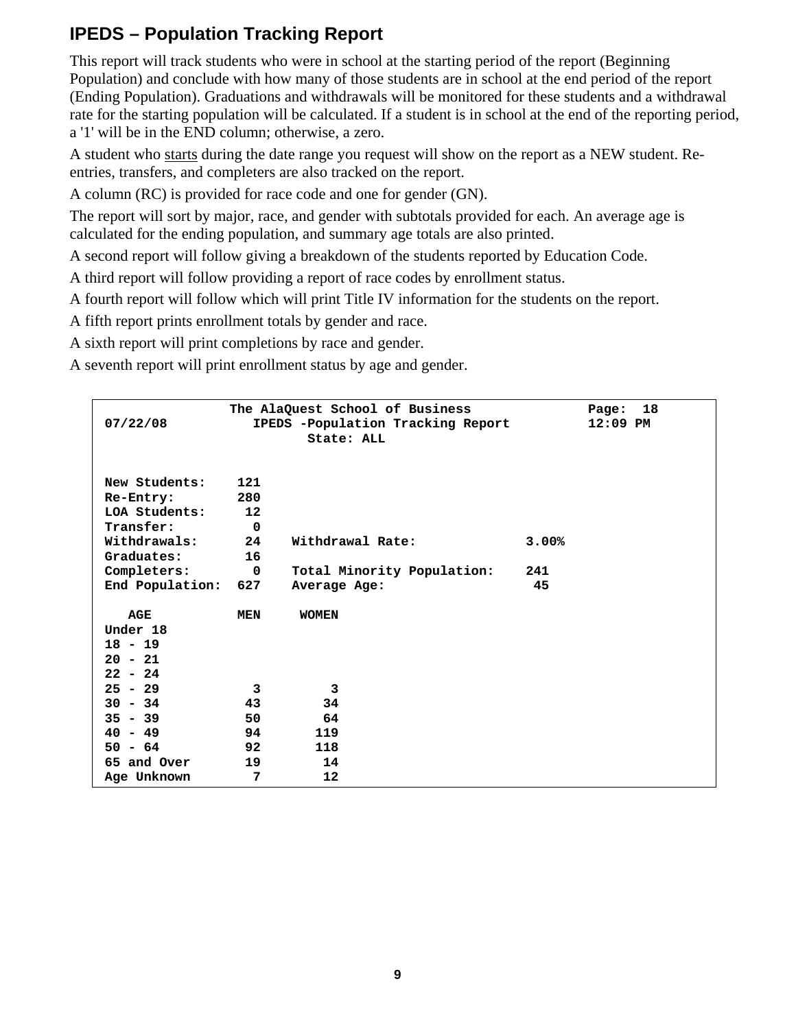## IPEDS – Population Tracking Report

This report will track students who were in school at the starting period of the report (Beginning Population) and conclude with how many of those students are in school at the end period of the report (Ending Population). Graduations and withdrawals will be monitored for these students and a withdrawal rate for the starting population will be calculated. If a student is in school at the end of the reporting period, a '1' will be in the END column; otherwise, a zero.

A student who starts during the date range you request will show on the report as a NEW student. Re-entries, transfers, and completers are also tracked on the report.

A column (RC) is provided for race code and one for gender (GN).

The report will sort by major, race, and gender with subtotals provided for each. An average age is calculated for the ending population, and summary age totals are also printed.

A second report will follow giving a breakdown of the students reported by Education Code.

A third report will follow providing a report of race codes by enrollment status.

A fourth report will follow which will print Title IV information for the students on the report.

A fifth report prints enrollment totals by gender and race.

A sixth report will print completions by race and gender.

A seventh report will print enrollment status by age and gender.

```
                 The AlaQuest School of Business                Page:  18
07/22/08            IPEDS -Population Tracking Report           12:09 PM
                           State: ALL


New Students:    121
Re-Entry:        280
LOA Students:     12
Transfer:          0
Withdrawals:      24    Withdrawal Rate:             3.00%
Graduates:        16
Completers:        0    Total Minority Population:    241
End Population:  627    Average Age:                   45

   AGE           MEN     WOMEN
Under 18
18 - 19
20 - 21
22 - 24
25 - 29            3         3
30 - 34           43        34
35 - 39           50        64
40 - 49           94       119
50 - 64           92       118
65 and Over       19        14
Age Unknown        7        12
```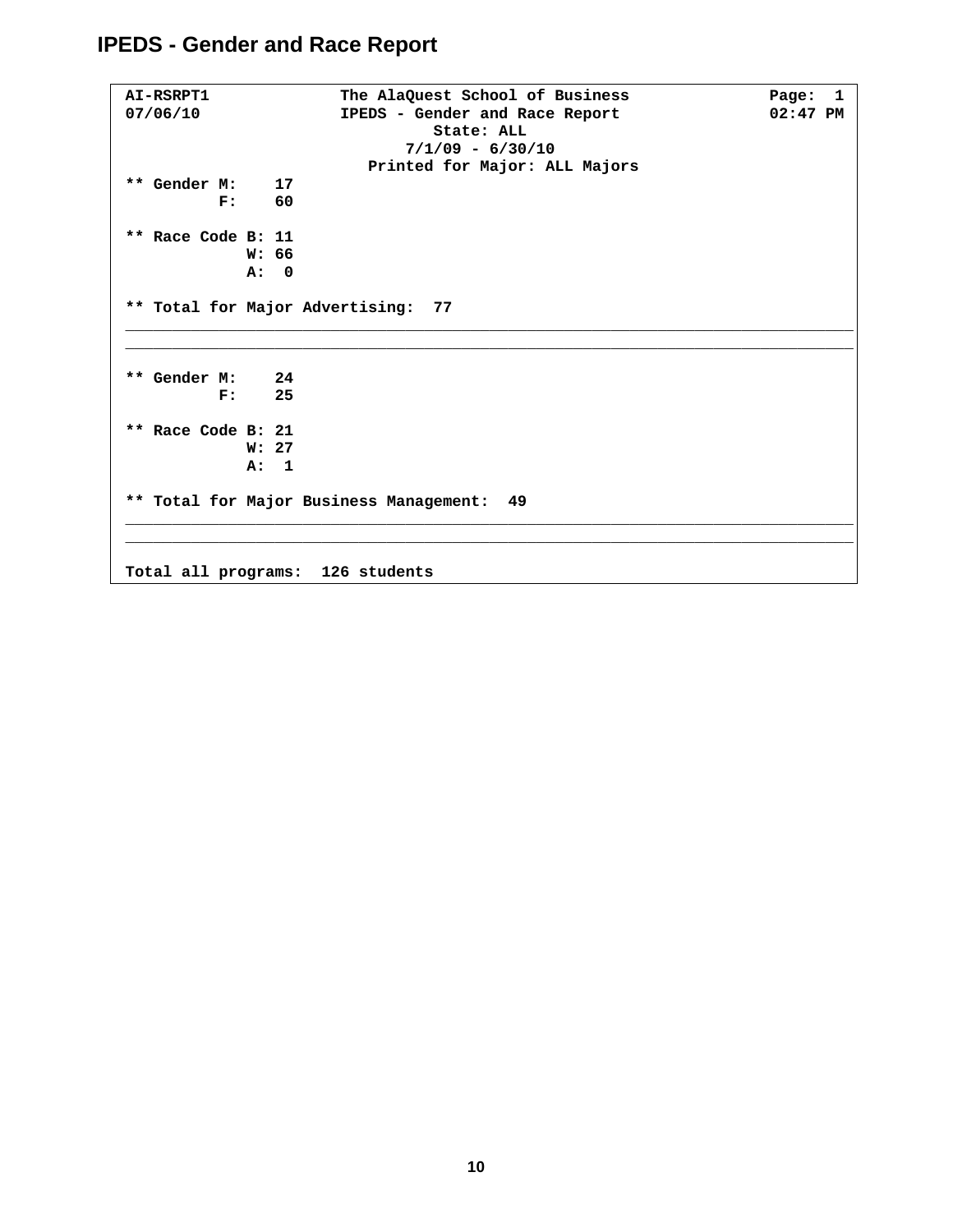# IPEDS - Gender and Race Report

```
AI-RSRPT1              The AlaQuest School of Business              Page:  1
07/06/10               IPEDS - Gender and Race Report               02:47 PM
                                  State: ALL
                               7/1/09 - 6/30/10
                          Printed for Major: ALL Majors
** Gender M:    17
          F:    60

** Race Code B: 11
             W: 66
             A:  0

** Total for Major Advertising:  77
________________________________________________________________________________
________________________________________________________________________________

** Gender M:    24
          F:    25

** Race Code B: 21
             W: 27
             A:  1

** Total for Major Business Management:  49
________________________________________________________________________________
________________________________________________________________________________

Total all programs:  126 students
```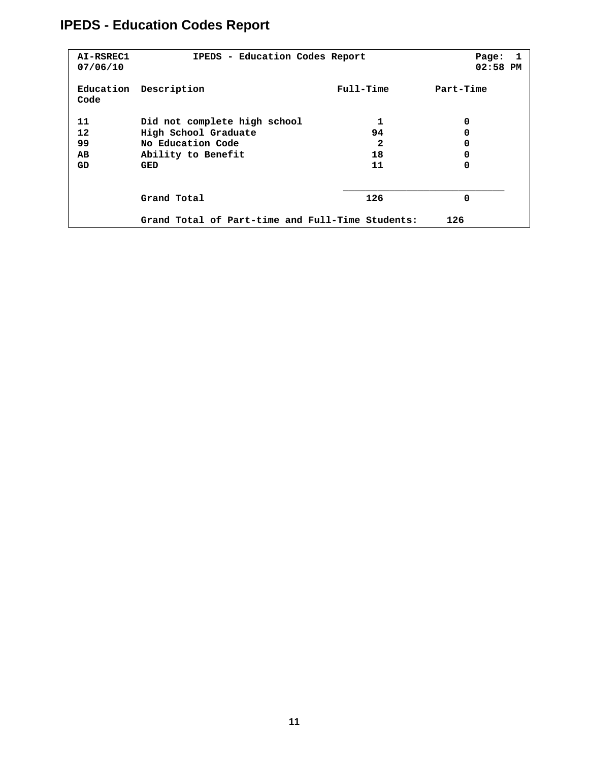# IPEDS - Education Codes Report

```
AI-RSREC1          IPEDS - Education Codes Report                    Page:  1
07/06/10                                                             02:58 PM
```

| Education Code | Description | Full-Time | Part-Time |
|---|---|---|---|
| 11 | Did not complete high school | 1 | 0 |
| 12 | High School Graduate | 94 | 0 |
| 99 | No Education Code | 2 | 0 |
| AB | Ability to Benefit | 18 | 0 |
| GD | GED | 11 | 0 |
| | Grand Total | 126 | 0 |

Grand Total of Part-time and Full-Time Students: 126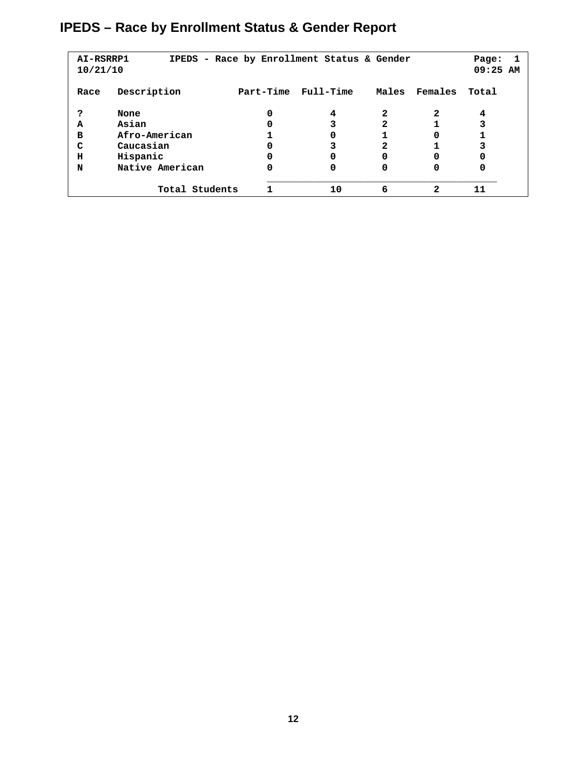# IPEDS – Race by Enrollment Status & Gender Report

```
AI-RSRRP1       IPEDS - Race by Enrollment Status & Gender          Page:  1
10/21/10                                                            09:25 AM

Race   Description          Part-Time  Full-Time    Males  Females  Total

?      None                     0          4          2        2      4
A      Asian                    0          3          2        1      3
B      Afro-American            1          0          1        0      1
C      Caucasian                0          3          2        1      3
H      Hispanic                 0          0          0        0      0
N      Native American          0          0          0        0      0
                            ____________________________________________
              Total Students    1         10          6        2     11
```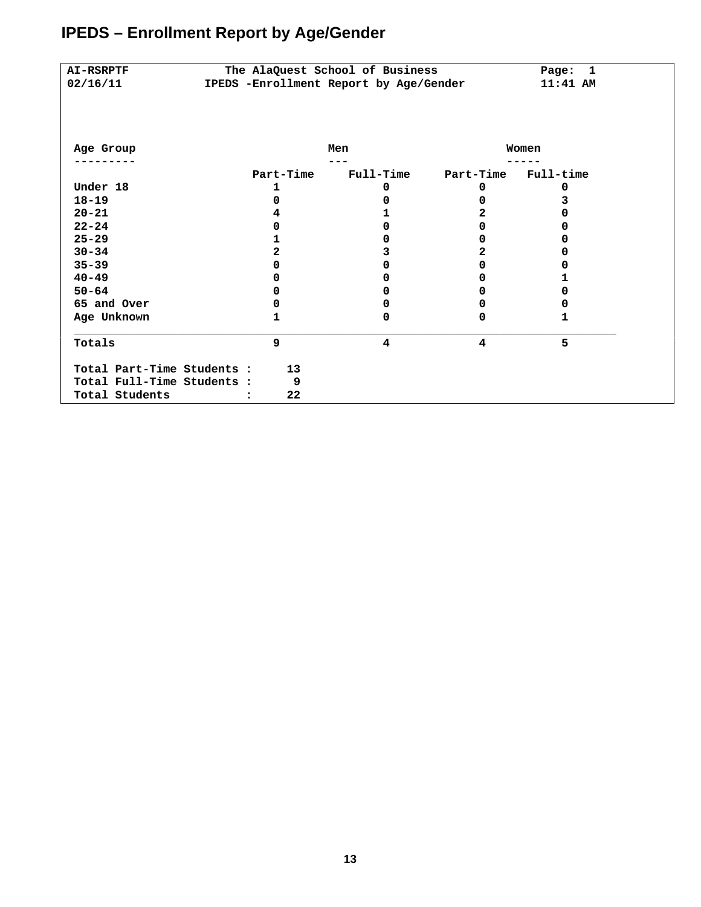# IPEDS – Enrollment Report by Age/Gender

```
AI-RSRPTF            The AlaQuest School of Business            Page:  1
02/16/11          IPEDS -Enrollment Report by Age/Gender        11:41 AM
```

| Age Group | Men | | Women | |
|---|---|---|---|---|
| | Part-Time | Full-Time | Part-Time | Full-time |
| Under 18 | 1 | 0 | 0 | 0 |
| 18-19 | 0 | 0 | 0 | 3 |
| 20-21 | 4 | 1 | 2 | 0 |
| 22-24 | 0 | 0 | 0 | 0 |
| 25-29 | 1 | 0 | 0 | 0 |
| 30-34 | 2 | 3 | 2 | 0 |
| 35-39 | 0 | 0 | 0 | 0 |
| 40-49 | 0 | 0 | 0 | 1 |
| 50-64 | 0 | 0 | 0 | 0 |
| 65 and Over | 0 | 0 | 0 | 0 |
| Age Unknown | 1 | 0 | 0 | 1 |
| Totals | 9 | 4 | 4 | 5 |

```
Total Part-Time Students :     13
Total Full-Time Students :      9
Total Students           :     22
```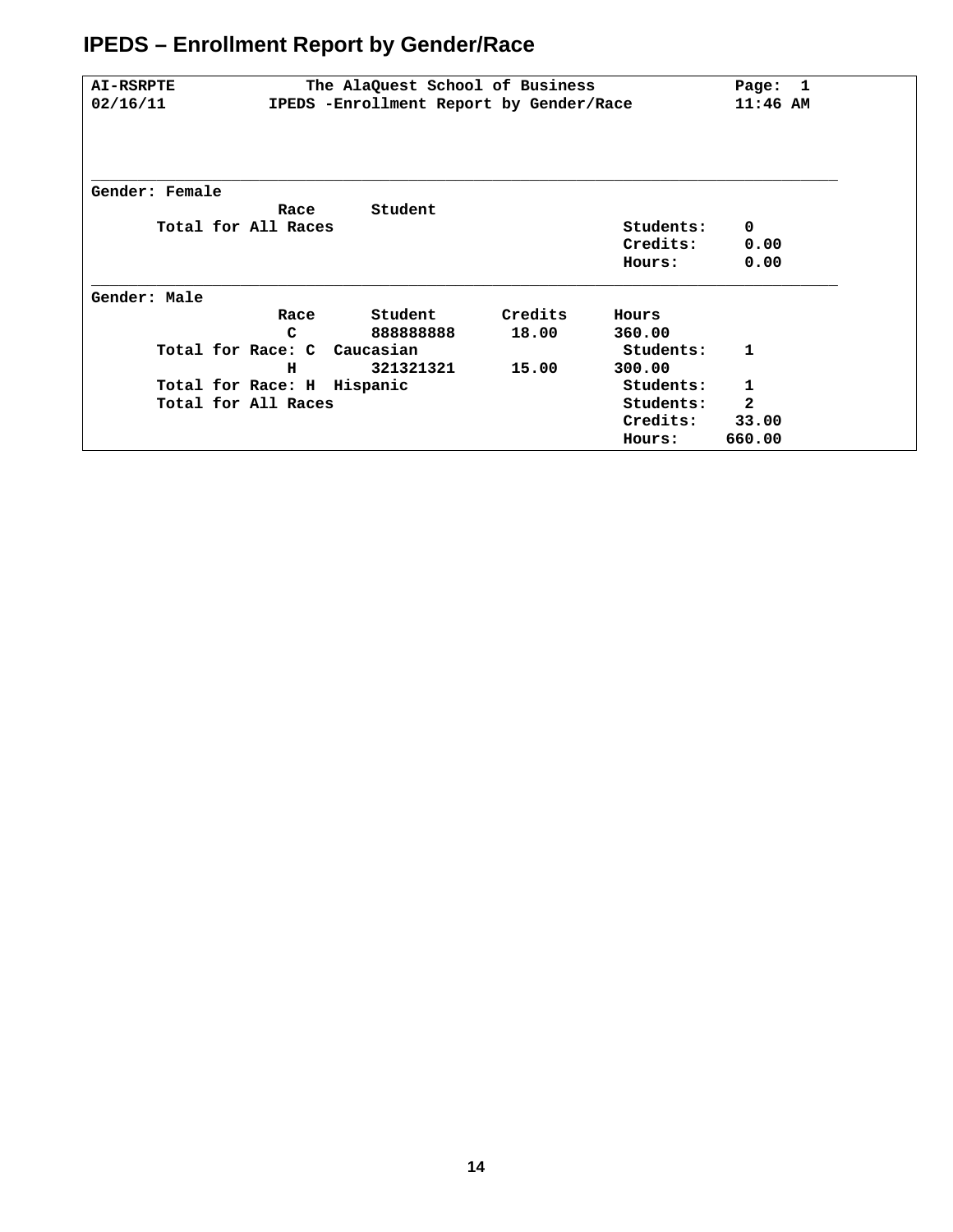## IPEDS – Enrollment Report by Gender/Race

```
AI-RSRPTE              The AlaQuest School of Business              Page:  1
02/16/11           IPEDS -Enrollment Report by Gender/Race          11:46 AM



________________________________________________________________________________
Gender: Female
                    Race      Student
       Total for All Races                                Students:    0
                                                          Credits:     0.00
                                                          Hours:       0.00
________________________________________________________________________________
Gender: Male
                    Race      Student       Credits     Hours
                     C        888888888      18.00      360.00
       Total for Race: C  Caucasian                       Students:    1
                     H        321321321      15.00      300.00
       Total for Race: H  Hispanic                        Students:    1
       Total for All Races                                Students:    2
                                                          Credits:    33.00
                                                          Hours:     660.00
```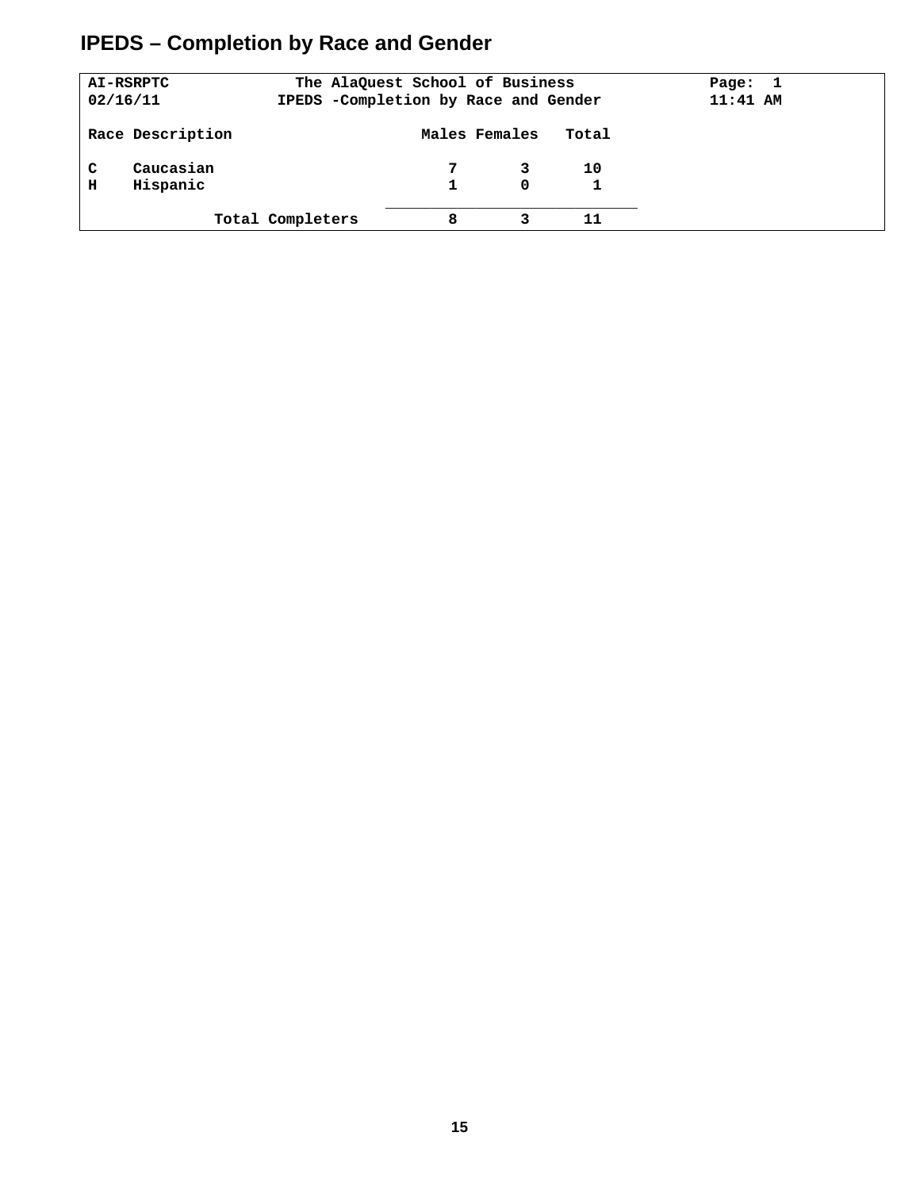# IPEDS – Completion by Race and Gender

AI-RSRPTC The AlaQuest School of Business Page: 1
02/16/11 IPEDS -Completion by Race and Gender 11:41 AM

| Race | Description | Males | Females | Total |
|---|---|---|---|---|
| C | Caucasian | 7 | 3 | 10 |
| H | Hispanic | 1 | 0 | 1 |
| | Total Completers | 8 | 3 | 11 |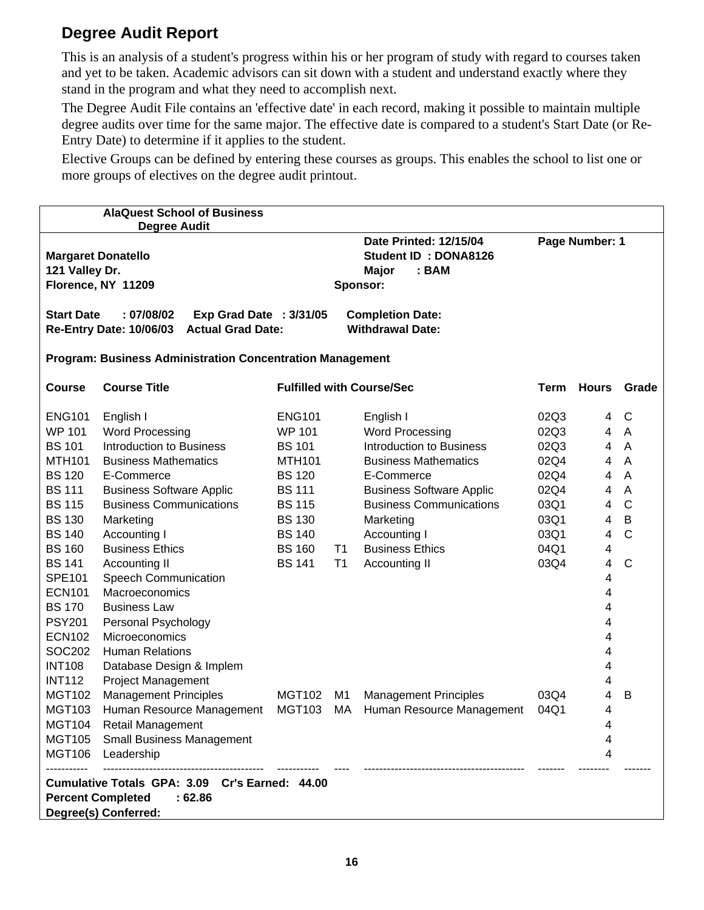## Degree Audit Report

This is an analysis of a student's progress within his or her program of study with regard to courses taken and yet to be taken. Academic advisors can sit down with a student and understand exactly where they stand in the program and what they need to accomplish next.

The Degree Audit File contains an 'effective date' in each record, making it possible to maintain multiple degree audits over time for the same major. The effective date is compared to a student's Start Date (or Re-Entry Date) to determine if it applies to the student.

Elective Groups can be defined by entering these courses as groups. This enables the school to list one or more groups of electives on the degree audit printout.

**AlaQuest School of Business**
**Degree Audit**

**Date Printed: 12/15/04** **Page Number: 1**

**Margaret Donatello**
**121 Valley Dr.**
**Florence, NY 11209**

**Student ID : DONA8126**
**Major : BAM**
**Sponsor:**

**Start Date : 07/08/02** **Exp Grad Date : 3/31/05** **Completion Date:**
**Re-Entry Date: 10/06/03** **Actual Grad Date:** **Withdrawal Date:**

**Program: Business Administration Concentration Management**

| Course | Course Title | Fulfilled with Course/Sec | | | Term | Hours | Grade |
|---|---|---|---|---|---|---|---|
| ENG101 | English I | ENG101 | | English I | 02Q3 | 4 | C |
| WP 101 | Word Processing | WP 101 | | Word Processing | 02Q3 | 4 | A |
| BS 101 | Introduction to Business | BS 101 | | Introduction to Business | 02Q3 | 4 | A |
| MTH101 | Business Mathematics | MTH101 | | Business Mathematics | 02Q4 | 4 | A |
| BS 120 | E-Commerce | BS 120 | | E-Commerce | 02Q4 | 4 | A |
| BS 111 | Business Software Applic | BS 111 | | Business Software Applic | 02Q4 | 4 | A |
| BS 115 | Business Communications | BS 115 | | Business Communications | 03Q1 | 4 | C |
| BS 130 | Marketing | BS 130 | | Marketing | 03Q1 | 4 | B |
| BS 140 | Accounting I | BS 140 | | Accounting I | 03Q1 | 4 | C |
| BS 160 | Business Ethics | BS 160 | T1 | Business Ethics | 04Q1 | 4 | |
| BS 141 | Accounting II | BS 141 | T1 | Accounting II | 03Q4 | 4 | C |
| SPE101 | Speech Communication | | | | | 4 | |
| ECN101 | Macroeconomics | | | | | 4 | |
| BS 170 | Business Law | | | | | 4 | |
| PSY201 | Personal Psychology | | | | | 4 | |
| ECN102 | Microeconomics | | | | | 4 | |
| SOC202 | Human Relations | | | | | 4 | |
| INT108 | Database Design & Implem | | | | | 4 | |
| INT112 | Project Management | | | | | 4 | |
| MGT102 | Management Principles | MGT102 | M1 | Management Principles | 03Q4 | 4 | B |
| MGT103 | Human Resource Management | MGT103 | MA | Human Resource Management | 04Q1 | 4 | |
| MGT104 | Retail Management | | | | | 4 | |
| MGT105 | Small Business Management | | | | | 4 | |
| MGT106 | Leadership | | | | | 4 | |

**Cumulative Totals GPA: 3.09 Cr's Earned: 44.00**
**Percent Completed : 62.86**
**Degree(s) Conferred:**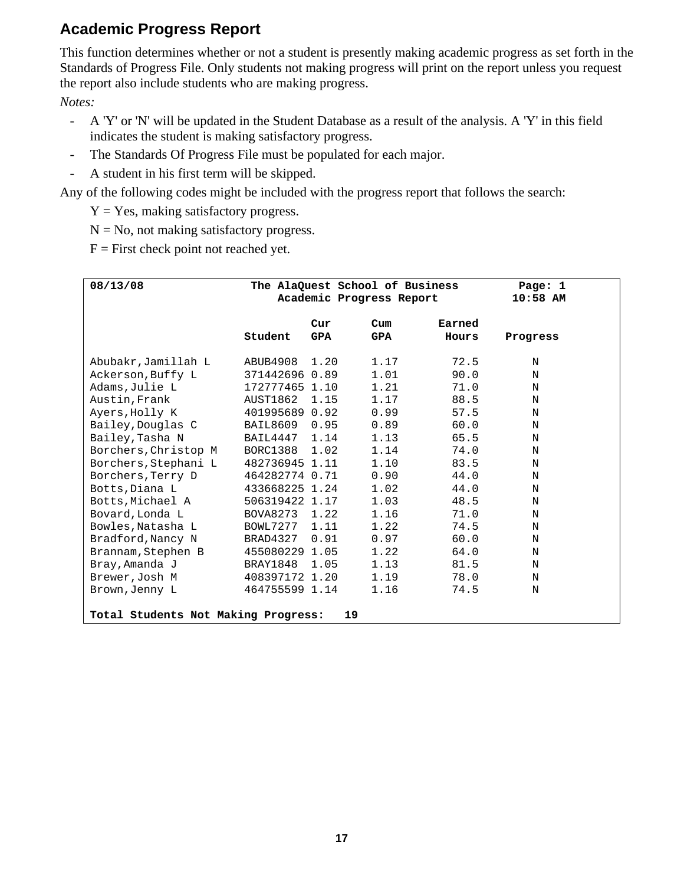## Academic Progress Report

This function determines whether or not a student is presently making academic progress as set forth in the Standards of Progress File. Only students not making progress will print on the report unless you request the report also include students who are making progress.

*Notes:*

- A 'Y' or 'N' will be updated in the Student Database as a result of the analysis. A 'Y' in this field indicates the student is making satisfactory progress.
- The Standards Of Progress File must be populated for each major.
- A student in his first term will be skipped.

Any of the following codes might be included with the progress report that follows the search:

Y = Yes, making satisfactory progress.

N = No, not making satisfactory progress.

F = First check point not reached yet.

```
08/13/08              The AlaQuest School of Business        Page: 1
                          Academic Progress Report          10:58 AM

                               Cur      Cum       Earned
                      Student   GPA      GPA        Hours    Progress

Abubakr,Jamillah L     ABUB4908  1.20     1.17        72.5        N
Ackerson,Buffy L       371442696 0.89     1.01        90.0        N
Adams,Julie L          172777465 1.10     1.21        71.0        N
Austin,Frank           AUST1862  1.15     1.17        88.5        N
Ayers,Holly K          401995689 0.92     0.99        57.5        N
Bailey,Douglas C       BAIL8609  0.95     0.89        60.0        N
Bailey,Tasha N         BAIL4447  1.14     1.13        65.5        N
Borchers,Christop M    BORC1388  1.02     1.14        74.0        N
Borchers,Stephani L    482736945 1.11     1.10        83.5        N
Borchers,Terry D       464282774 0.71     0.90        44.0        N
Botts,Diana L          433668225 1.24     1.02        44.0        N
Botts,Michael A        506319422 1.17     1.03        48.5        N
Bovard,Londa L         BOVA8273  1.22     1.16        71.0        N
Bowles,Natasha L       BOWL7277  1.11     1.22        74.5        N
Bradford,Nancy N       BRAD4327  0.91     0.97        60.0        N
Brannam,Stephen B      455080229 1.05     1.22        64.0        N
Bray,Amanda J          BRAY1848  1.05     1.13        81.5        N
Brewer,Josh M          408397172 1.20     1.19        78.0        N
Brown,Jenny L          464755599 1.14     1.16        74.5        N

Total Students Not Making Progress:   19
```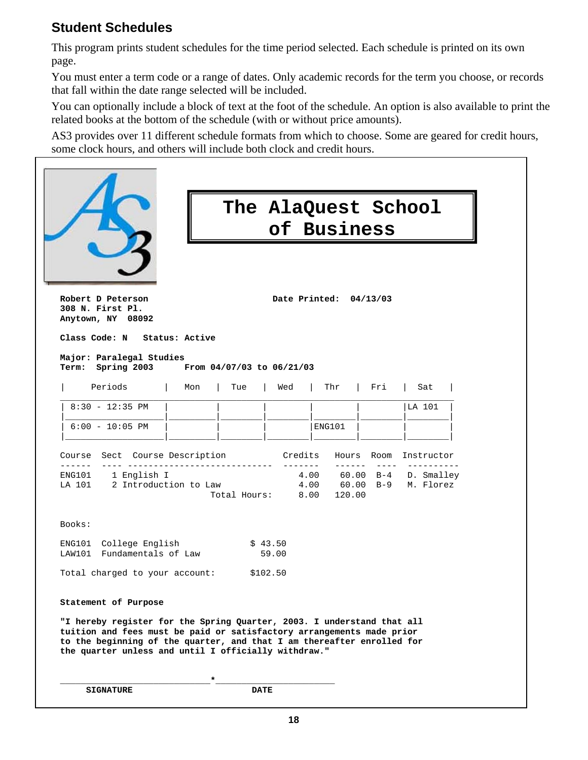## Student Schedules

This program prints student schedules for the time period selected. Each schedule is printed on its own page.

You must enter a term code or a range of dates. Only academic records for the term you choose, or records that fall within the date range selected will be included.

You can optionally include a block of text at the foot of the schedule. An option is also available to print the related books at the bottom of the schedule (with or without price amounts).

AS3 provides over 11 different schedule formats from which to choose. Some are geared for credit hours, some clock hours, and others will include both clock and credit hours.

**The AlaQuest School of Business**

**Robert D Peterson**
**308 N. First Pl.**
**Anytown, NY 08092**

**Date Printed: 04/13/03**

**Class Code: N   Status: Active**

**Major: Paralegal Studies**
**Term: Spring 2003   From 04/07/03 to 06/21/03**

| Periods | Mon | Tue | Wed | Thr | Fri | Sat |
|---|---|---|---|---|---|---|
| 8:30 - 12:35 PM | | | | | | LA 101 |
| 6:00 - 10:05 PM | | | | ENG101 | | |

| Course | Sect | Course Description | Credits | Hours | Room | Instructor |
|---|---|---|---|---|---|---|
| ENG101 | 1 | English I | 4.00 | 60.00 | B-4 | D. Smalley |
| LA 101 | 2 | Introduction to Law | 4.00 | 60.00 | B-9 | M. Florez |
| | | Total Hours: | 8.00 | 120.00 | | |

Books:

| | | |
|---|---|---|
| ENG101 | College English | $ 43.50 |
| LAW101 | Fundamentals of Law | 59.00 |
| Total charged to your account: | | $102.50 |

**Statement of Purpose**

**"I hereby register for the Spring Quarter, 2003. I understand that all tuition and fees must be paid or satisfactory arrangements made prior to the beginning of the quarter, and that I am thereafter enrolled for the quarter unless and until I officially withdraw."**

\_\_\_\_\_\_\_\_\_\_\_\_\_\_\_\_\_\_\_\_\_\_\_\_\_\_\_\_\_\_*\_\_\_\_\_\_\_\_\_\_\_\_\_\_\_\_\_\_\_\_\_\_

**SIGNATURE**   **DATE**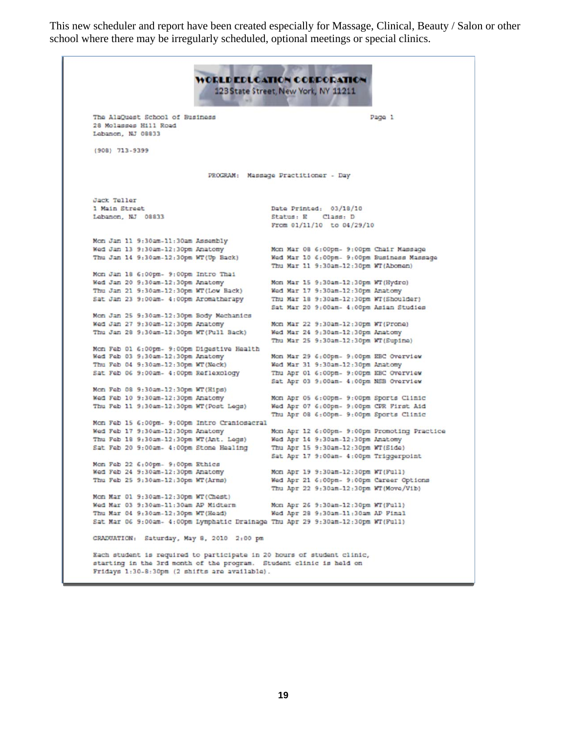This new scheduler and report have been created especially for Massage, Clinical, Beauty / Salon or other school where there may be irregularly scheduled, optional meetings or special clinics.

**WORLD EDUCATION CORPORATION**
123 State Street, New York, NY 11211

```
The AlaQuest School of Business                                    Page 1
28 Molasses Hill Road
Lebanon, NJ 08833

(908) 713-9399

                    PROGRAM:  Massage Practitioner - Day

Jack Teller
1 Main Street                               Date Printed:  03/18/10
Lebanon, NJ  08833                          Status: E    Class: D
                                            From 01/11/10  to 04/29/10

Mon Jan 11 9:30am-11:30am Assembly
Wed Jan 13 9:30am-12:30pm Anatomy
Thu Jan 14 9:30am-12:30pm WT(Up Back)
Mon Jan 18 6:00pm- 9:00pm Intro Thai
Wed Jan 20 9:30am-12:30pm Anatomy
Thu Jan 21 9:30am-12:30pm WT(Low Back)
Sat Jan 23 9:00am- 4:00pm Aromatherapy
Mon Jan 25 9:30am-12:30pm Body Mechanics
Wed Jan 27 9:30am-12:30pm Anatomy
Thu Jan 28 9:30am-12:30pm WT(Full Back)
Mon Feb 01 6:00pm- 9:00pm Digestive Health
Wed Feb 03 9:30am-12:30pm Anatomy
Thu Feb 04 9:30am-12:30pm WT(Neck)
Sat Feb 06 9:00am- 4:00pm Reflexology
Mon Feb 08 9:30am-12:30pm WT(Hips)
Wed Feb 10 9:30am-12:30pm Anatomy
Thu Feb 11 9:30am-12:30pm WT(Post Legs)
Mon Feb 15 6:00pm- 9:00pm Intro Craniosacral
Wed Feb 17 9:30am-12:30pm Anatomy
Thu Feb 18 9:30am-12:30pm WT(Ant. Legs)
Sat Feb 20 9:00am- 4:00pm Stone Healing
Mon Feb 22 6:00pm- 9:00pm Ethics
Wed Feb 24 9:30am-12:30pm Anatomy
Thu Feb 25 9:30am-12:30pm WT(Arms)
Mon Mar 01 9:30am-12:30pm WT(Chest)
Wed Mar 03 9:30am-11:30am AP Midterm
Thu Mar 04 9:30am-12:30pm WT(Head)
Sat Mar 06 9:00am- 4:00pm Lymphatic Drainage
Mon Mar 08 6:00pm- 9:00pm Chair Massage
Wed Mar 10 6:00pm- 9:00pm Business Massage
Thu Mar 11 9:30am-12:30pm WT(Abomen)
Mon Mar 15 9:30am-12:30pm WT(Hydro)
Wed Mar 17 9:30am-12:30pm Anatomy
Thu Mar 18 9:30am-12:30pm WT(Shoulder)
Sat Mar 20 9:00am- 4:00pm Asian Studies
Mon Mar 22 9:30am-12:30pm WT(Prone)
Wed Mar 24 9:30am-12:30pm Anatomy
Thu Mar 25 9:30am-12:30pm WT(Supine)
Mon Mar 29 6:00pm- 9:00pm EBC Overview
Wed Mar 31 9:30am-12:30pm Anatomy
Thu Apr 01 6:00pm- 9:00pm EBC Overview
Sat Apr 03 9:00am- 4:00pm NSB Overview
Mon Apr 05 6:00pm- 9:00pm Sports Clinic
Wed Apr 07 6:00pm- 9:00pm CPR First Aid
Thu Apr 08 6:00pm- 9:00pm Sports Clinic
Mon Apr 12 6:00pm- 9:00pm Promoting Practice
Wed Apr 14 9:30am-12:30pm Anatomy
Thu Apr 15 9:30am-12:30pm WT(Side)
Sat Apr 17 9:00am- 4:00pm Triggerpoint
Mon Apr 19 9:30am-12:30pm WT(Full)
Wed Apr 21 6:00pm- 9:00pm Career Options
Thu Apr 22 9:30am-12:30pm WT(Move/Vib)
Mon Apr 26 9:30am-12:30pm WT(Full)
Wed Apr 28 9:30am-11:30am AP Final
Thu Apr 29 9:30am-12:30pm WT(Full)

GRADUATION:  Saturday, May 8, 2010  2:00 pm

Each student is required to participate in 20 hours of student clinic,
starting in the 3rd month of the program.  Student clinic is held on
Fridays 1:30-8:30pm (2 shifts are available).
```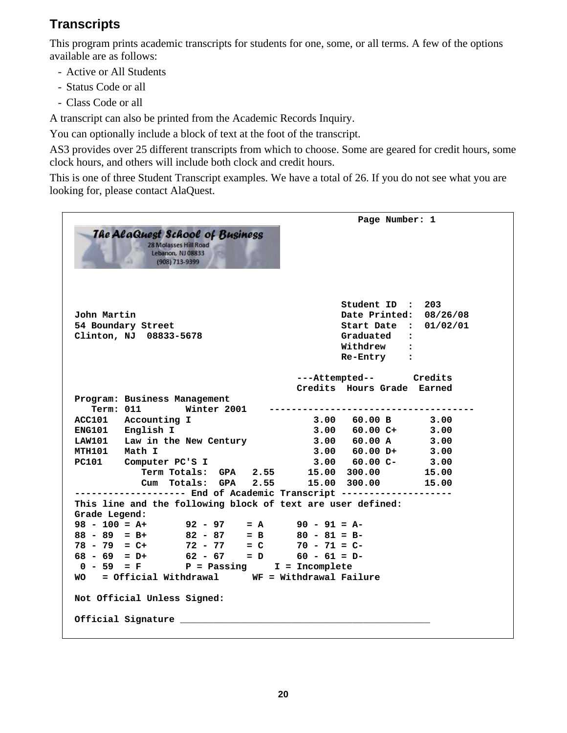## Transcripts

This program prints academic transcripts for students for one, some, or all terms. A few of the options available are as follows:

- Active or All Students
- Status Code or all
- Class Code or all

A transcript can also be printed from the Academic Records Inquiry.

You can optionally include a block of text at the foot of the transcript.

AS3 provides over 25 different transcripts from which to choose. Some are geared for credit hours, some clock hours, and others will include both clock and credit hours.

This is one of three Student Transcript examples. We have a total of 26. If you do not see what you are looking for, please contact AlaQuest.

```
                                                            Page Number: 1
The AlaQuest School of Business
28 Molasses Hill Road
Lebanon, NJ 08833
(908) 713-9399




                                                Student ID  :  203
John Martin                                     Date Printed:  08/26/08
54 Boundary Street                              Start Date  :  01/02/01
Clinton, NJ  08833-5678                         Graduated   :
                                                Withdrew    :
                                                Re-Entry    :

                                        ---Attempted--       Credits
                                        Credits  Hours Grade  Earned
Program: Business Management
   Term: 011       Winter 2001    ------------------------------------
ACC101   Accounting I                    3.00   60.00 B       3.00
ENG101   English I                       3.00   60.00 C+      3.00
LAW101   Law in the New Century          3.00   60.00 A       3.00
MTH101   Math I                          3.00   60.00 D+      3.00
PC101    Computer PC'S I                 3.00   60.00 C-      3.00
            Term Totals:  GPA   2.55      15.00  300.00        15.00
            Cum  Totals:  GPA   2.55      15.00  300.00        15.00
-------------------- End of Academic Transcript --------------------
This line and the following block of text are user defined:
Grade Legend:
98 - 100 = A+       92 - 97    = A      90 - 91 = A-
88 - 89  = B+       82 - 87    = B      80 - 81 = B-
78 - 79  = C+       72 - 77    = C      70 - 71 = C-
68 - 69  = D+       62 - 67    = D      60 - 61 = D-
 0 - 59  = F        P = Passing     I = Incomplete
WO   = Official Withdrawal      WF = Withdrawal Failure

Not Official Unless Signed:

Official Signature ______________________________________________
```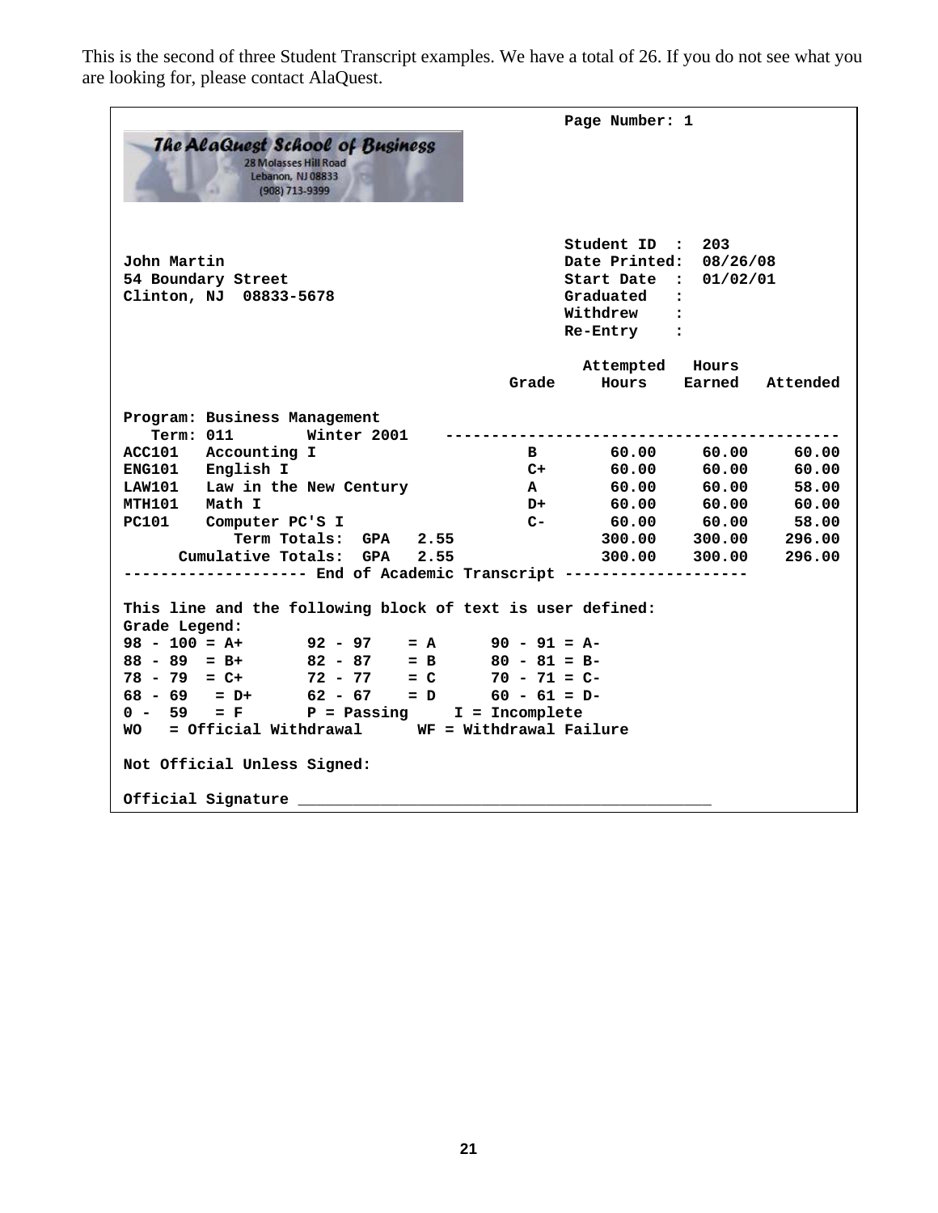This is the second of three Student Transcript examples. We have a total of 26. If you do not see what you are looking for, please contact AlaQuest.

**Page Number: 1**

**The AlaQuest School of Business**
28 Molasses Hill Road
Lebanon, NJ 08833
(908) 713-9399

**Student ID : 203**

**John Martin**
**54 Boundary Street**
**Clinton, NJ 08833-5678**

**Date Printed: 08/26/08**
**Start Date : 01/02/01**
**Graduated :**
**Withdrew :**
**Re-Entry :**

**Program: Business Management**
**Term: 011 Winter 2001**

| | | Grade | Attempted Hours | Hours Earned | Attended |
|---|---|---|---|---|---|
| ACC101 | Accounting I | B | 60.00 | 60.00 | 60.00 |
| ENG101 | English I | C+ | 60.00 | 60.00 | 60.00 |
| LAW101 | Law in the New Century | A | 60.00 | 60.00 | 58.00 |
| MTH101 | Math I | D+ | 60.00 | 60.00 | 60.00 |
| PC101 | Computer PC'S I | C- | 60.00 | 60.00 | 58.00 |
| | Term Totals: GPA 2.55 | | 300.00 | 300.00 | 296.00 |
| | Cumulative Totals: GPA 2.55 | | 300.00 | 300.00 | 296.00 |

**-------------------- End of Academic Transcript --------------------**

**This line and the following block of text is user defined:**
**Grade Legend:**

```
98 - 100 = A+       92 - 97    = A      90 - 91 = A-
88 - 89  = B+       82 - 87    = B      80 - 81 = B-
78 - 79  = C+       72 - 77    = C      70 - 71 = C-
68 - 69   = D+      62 - 67    = D      60 - 61 = D-
0 -  59   = F       P = Passing     I = Incomplete
WO   = Official Withdrawal      WF = Withdrawal Failure
```

**Not Official Unless Signed:**

**Official Signature** _______________________________________________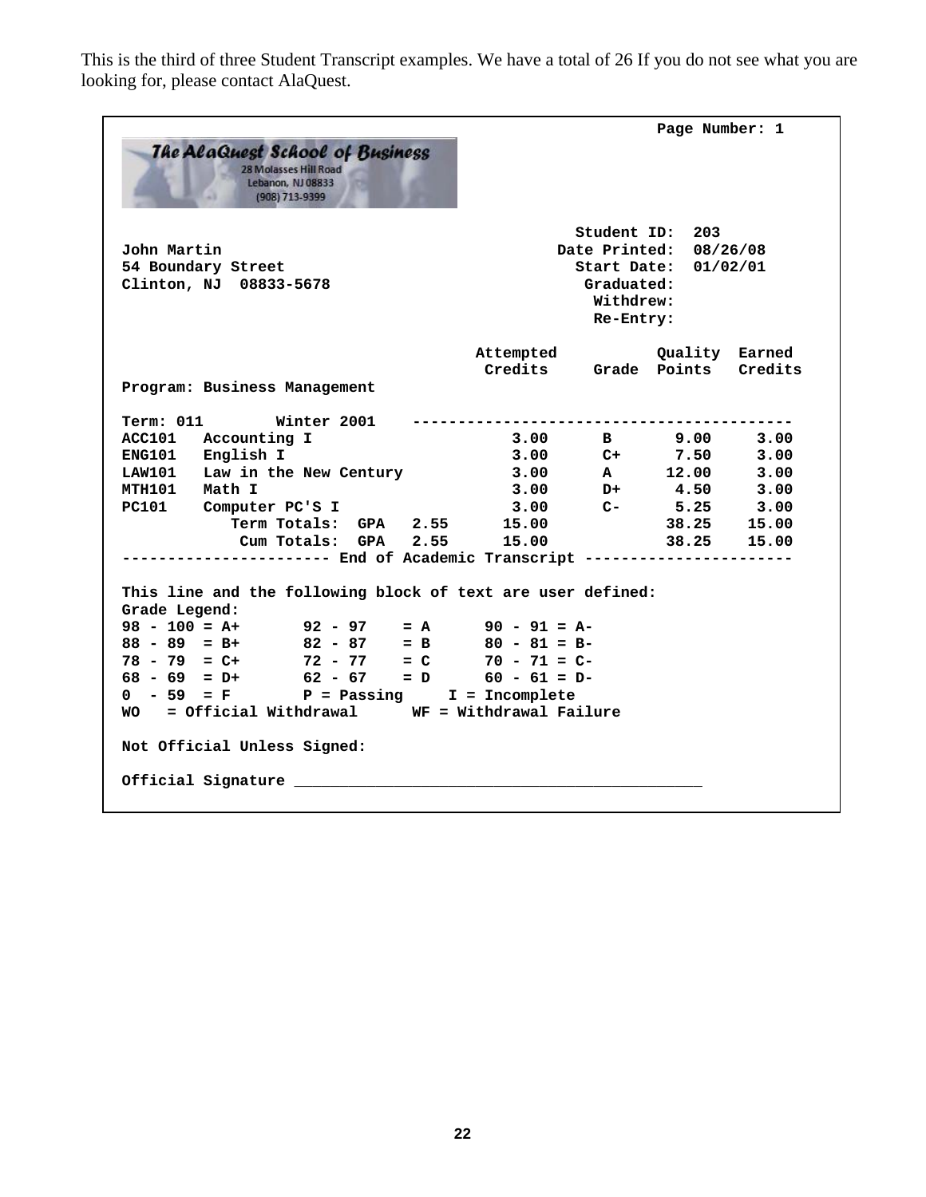This is the third of three Student Transcript examples. We have a total of 26 If you do not see what you are looking for, please contact AlaQuest.

```
                                                            Page Number: 1
The AlaQuest School of Business
28 Molasses Hill Road
Lebanon, NJ 08833
(908) 713-9399

                                                     Student ID:  203
John Martin                                        Date Printed:  08/26/08
54 Boundary Street                                   Start Date:  01/02/01
Clinton, NJ  08833-5678                               Graduated:
                                                       Withdrew:
                                                       Re-Entry:

                                       Attempted           Quality  Earned
                                        Credits     Grade  Points   Credits
Program: Business Management

Term: 011        Winter 2001    -----------------------------------------
ACC101   Accounting I                    3.00      B       9.00     3.00
ENG101   English I                       3.00      C+      7.50     3.00
LAW101   Law in the New Century          3.00      A      12.00     3.00
MTH101   Math I                          3.00      D+      4.50     3.00
PC101    Computer PC'S I                 3.00      C-      5.25     3.00
            Term Totals:  GPA   2.55      15.00            38.25    15.00
             Cum Totals:  GPA   2.55      15.00            38.25    15.00
----------------------- End of Academic Transcript -----------------------

This line and the following block of text are user defined:
Grade Legend:
98 - 100 = A+       92 - 97    = A      90 - 91 = A-
88 - 89  = B+       82 - 87    = B      80 - 81 = B-
78 - 79  = C+       72 - 77    = C      70 - 71 = C-
68 - 69  = D+       62 - 67    = D      60 - 61 = D-
0  - 59  = F        P = Passing     I = Incomplete
WO   = Official Withdrawal      WF = Withdrawal Failure

Not Official Unless Signed:

Official Signature _____________________________________________
```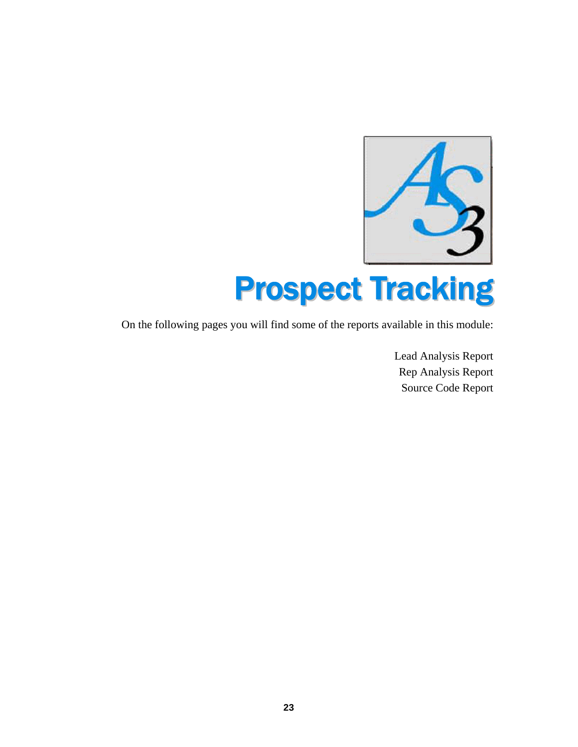# Prospect Tracking

On the following pages you will find some of the reports available in this module:

Lead Analysis Report
Rep Analysis Report
Source Code Report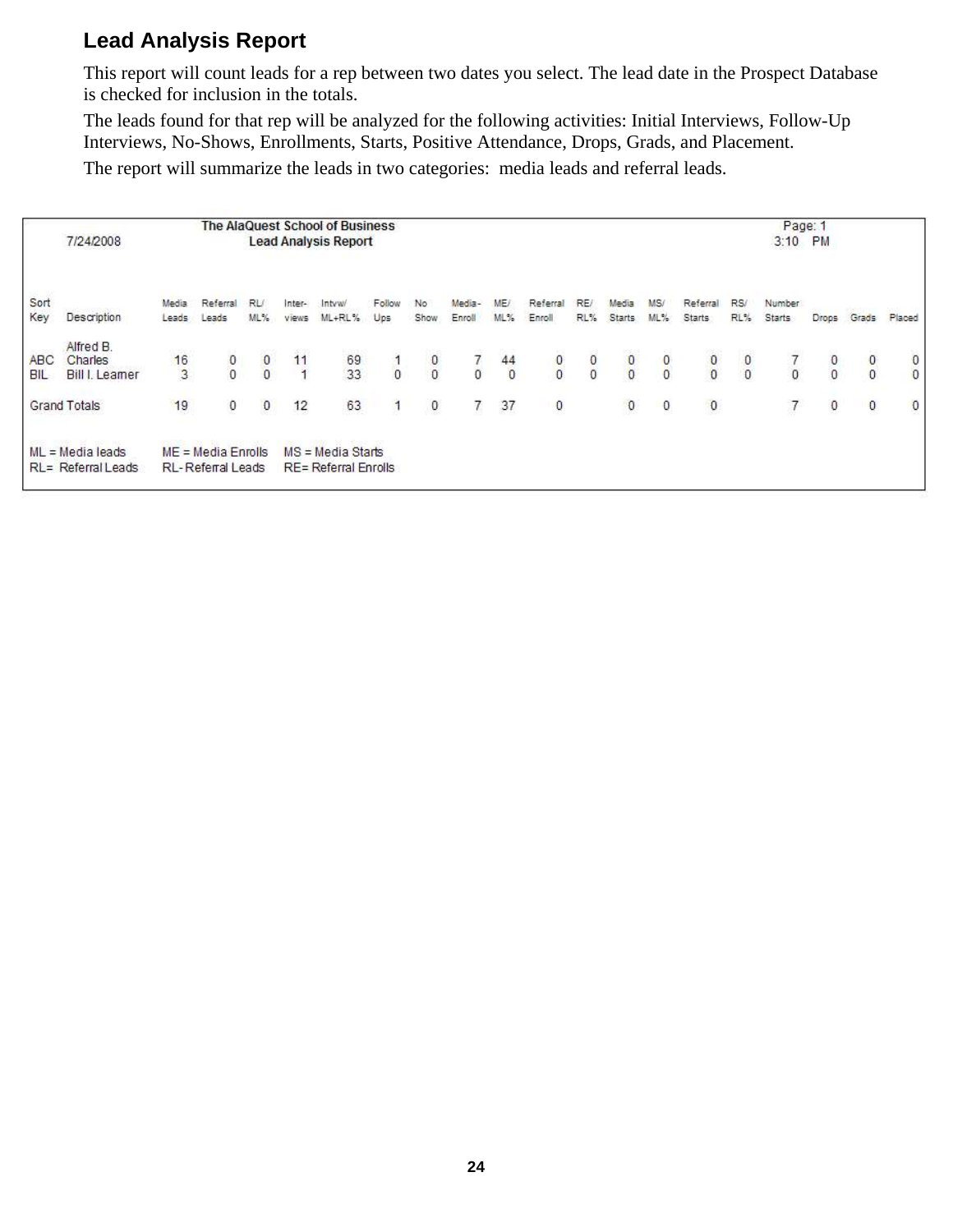## Lead Analysis Report

This report will count leads for a rep between two dates you select. The lead date in the Prospect Database is checked for inclusion in the totals.

The leads found for that rep will be analyzed for the following activities: Initial Interviews, Follow-Up Interviews, No-Shows, Enrollments, Starts, Positive Attendance, Drops, Grads, and Placement.

The report will summarize the leads in two categories: media leads and referral leads.

7/24/2008 — The AlaQuest School of Business — Lead Analysis Report — Page: 1 — 3:10 PM

| Sort Key | Description | Media Leads | Referral Leads | RL/ ML% | Inter-views | Intvw/ ML+RL% | Follow Ups | No Show | Media-Enroll | ME/ ML% | Referral Enroll | RE/ RL% | Media Starts | MS/ ML% | Referral Starts | RS/ RL% | Number Starts | Drops | Grads | Placed |
|---|---|---|---|---|---|---|---|---|---|---|---|---|---|---|---|---|---|---|---|---|
| ABC | Alfred B. Charles | 16 | 0 | 0 | 11 | 69 | 1 | 0 | 7 | 44 | 0 | 0 | 0 | 0 | 0 | 0 | 7 | 0 | 0 | 0 |
| BIL | Bill I. Learner | 3 | 0 | 0 | 1 | 33 | 0 | 0 | 0 | 0 | 0 | 0 | 0 | 0 | 0 | 0 | 0 | 0 | 0 | 0 |
| Grand Totals | | 19 | 0 | 0 | 12 | 63 | 1 | 0 | 7 | 37 | 0 | | 0 | 0 | 0 | | 7 | 0 | 0 | 0 |

ML = Media leads  ME = Media Enrolls  MS = Media Starts
RL= Referral Leads  RL- Referral Leads  RE= Referral Enrolls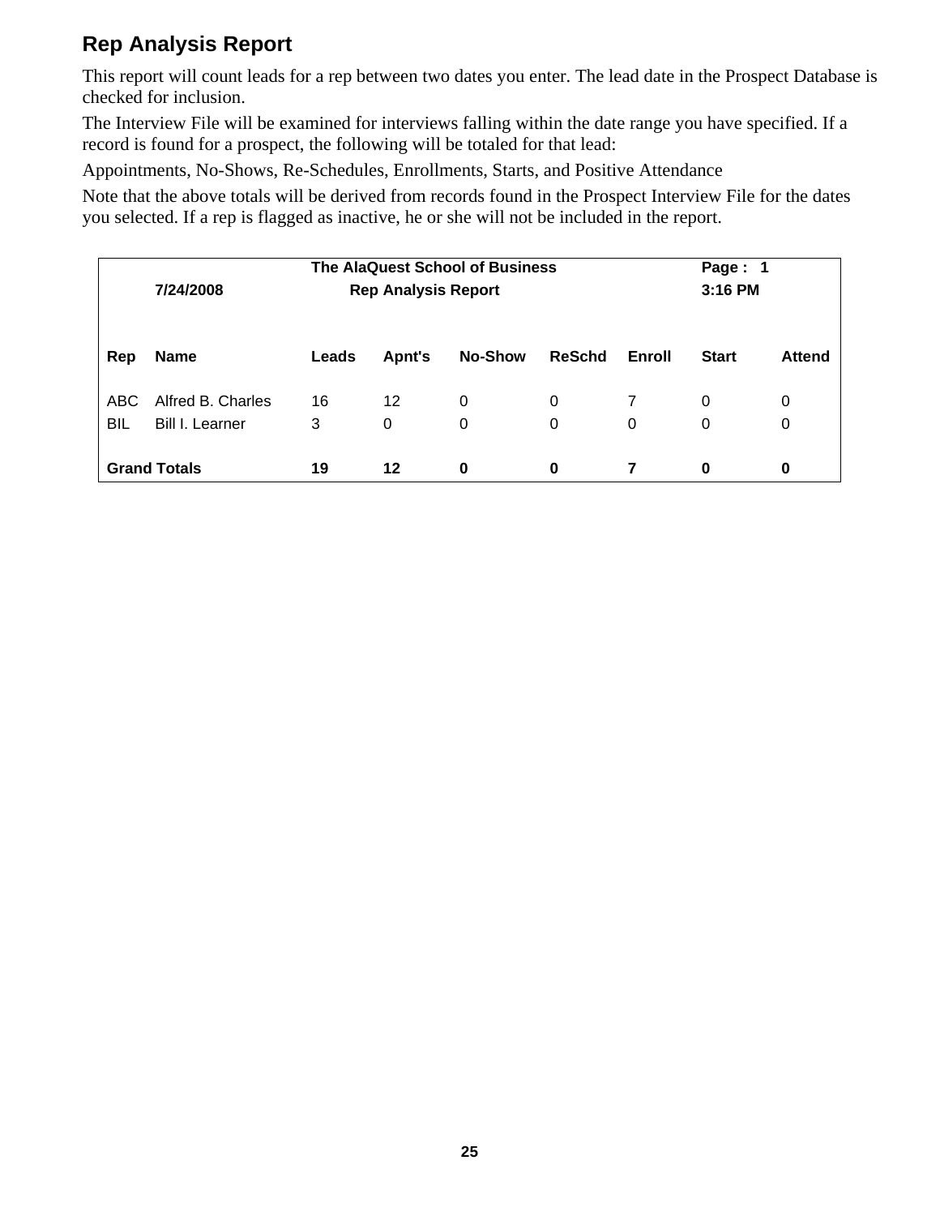## Rep Analysis Report

This report will count leads for a rep between two dates you enter. The lead date in the Prospect Database is checked for inclusion.

The Interview File will be examined for interviews falling within the date range you have specified. If a record is found for a prospect, the following will be totaled for that lead:

Appointments, No-Shows, Re-Schedules, Enrollments, Starts, and Positive Attendance

Note that the above totals will be derived from records found in the Prospect Interview File for the dates you selected. If a rep is flagged as inactive, he or she will not be included in the report.

**The AlaQuest School of Business** — **Page : 1**

**7/24/2008** — **Rep Analysis Report** — **3:16 PM**

| Rep | Name | Leads | Apnt's | No-Show | ReSchd | Enroll | Start | Attend |
|---|---|---|---|---|---|---|---|---|
| ABC | Alfred B. Charles | 16 | 12 | 0 | 0 | 7 | 0 | 0 |
| BIL | Bill I. Learner | 3 | 0 | 0 | 0 | 0 | 0 | 0 |
| **Grand Totals** | | **19** | **12** | **0** | **0** | **7** | **0** | **0** |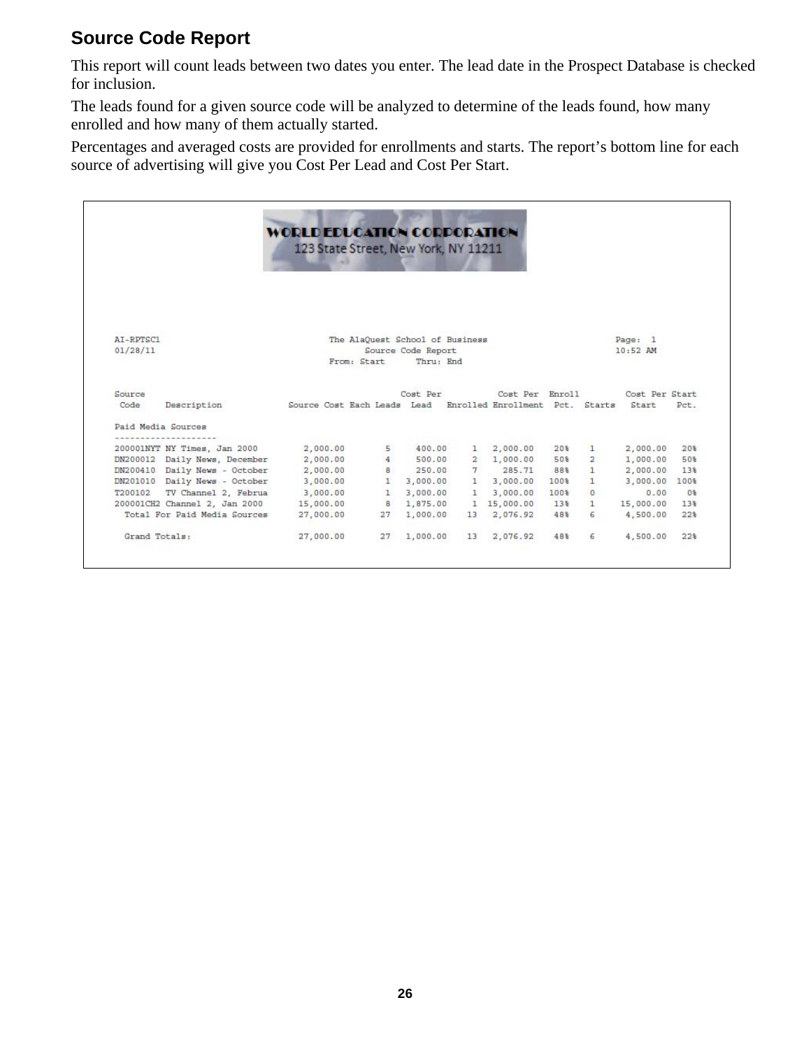## Source Code Report

This report will count leads between two dates you enter. The lead date in the Prospect Database is checked for inclusion.

The leads found for a given source code will be analyzed to determine of the leads found, how many enrolled and how many of them actually started.

Percentages and averaged costs are provided for enrollments and starts. The report's bottom line for each source of advertising will give you Cost Per Lead and Cost Per Start.

**WORLD EDUCATION CORPORATION**
123 State Street, New York, NY 11211

```
AI-RPTSC1                          The AlaQuest School of Business                    Page:  1
01/28/11                                  Source Code Report                          10:52 AM
                                   From: Start      Thru: End
```

| Source Code | Description | Source Cost Each | Leads | Cost Per Lead | Enrolled | Cost Per Enrollment | Enroll Pct. | Starts | Cost Per Start | Start Pct. |
|---|---|---|---|---|---|---|---|---|---|---|
| **Paid Media Sources** | | | | | | | | | | |
| 200001NYT | NY Times, Jan 2000 | 2,000.00 | 5 | 400.00 | 1 | 2,000.00 | 20% | 1 | 2,000.00 | 20% |
| DN200012 | Daily News, December | 2,000.00 | 4 | 500.00 | 2 | 1,000.00 | 50% | 2 | 1,000.00 | 50% |
| DN200410 | Daily News - October | 2,000.00 | 8 | 250.00 | 7 | 285.71 | 88% | 1 | 2,000.00 | 13% |
| DN201010 | Daily News - October | 3,000.00 | 1 | 3,000.00 | 1 | 3,000.00 | 100% | 1 | 3,000.00 | 100% |
| T200102 | TV Channel 2, Februa | 3,000.00 | 1 | 3,000.00 | 1 | 3,000.00 | 100% | 0 | 0.00 | 0% |
| 200001CH2 | Channel 2, Jan 2000 | 15,000.00 | 8 | 1,875.00 | 1 | 15,000.00 | 13% | 1 | 15,000.00 | 13% |
| | Total For Paid Media Sources | 27,000.00 | 27 | 1,000.00 | 13 | 2,076.92 | 48% | 6 | 4,500.00 | 22% |
| | Grand Totals: | 27,000.00 | 27 | 1,000.00 | 13 | 2,076.92 | 48% | 6 | 4,500.00 | 22% |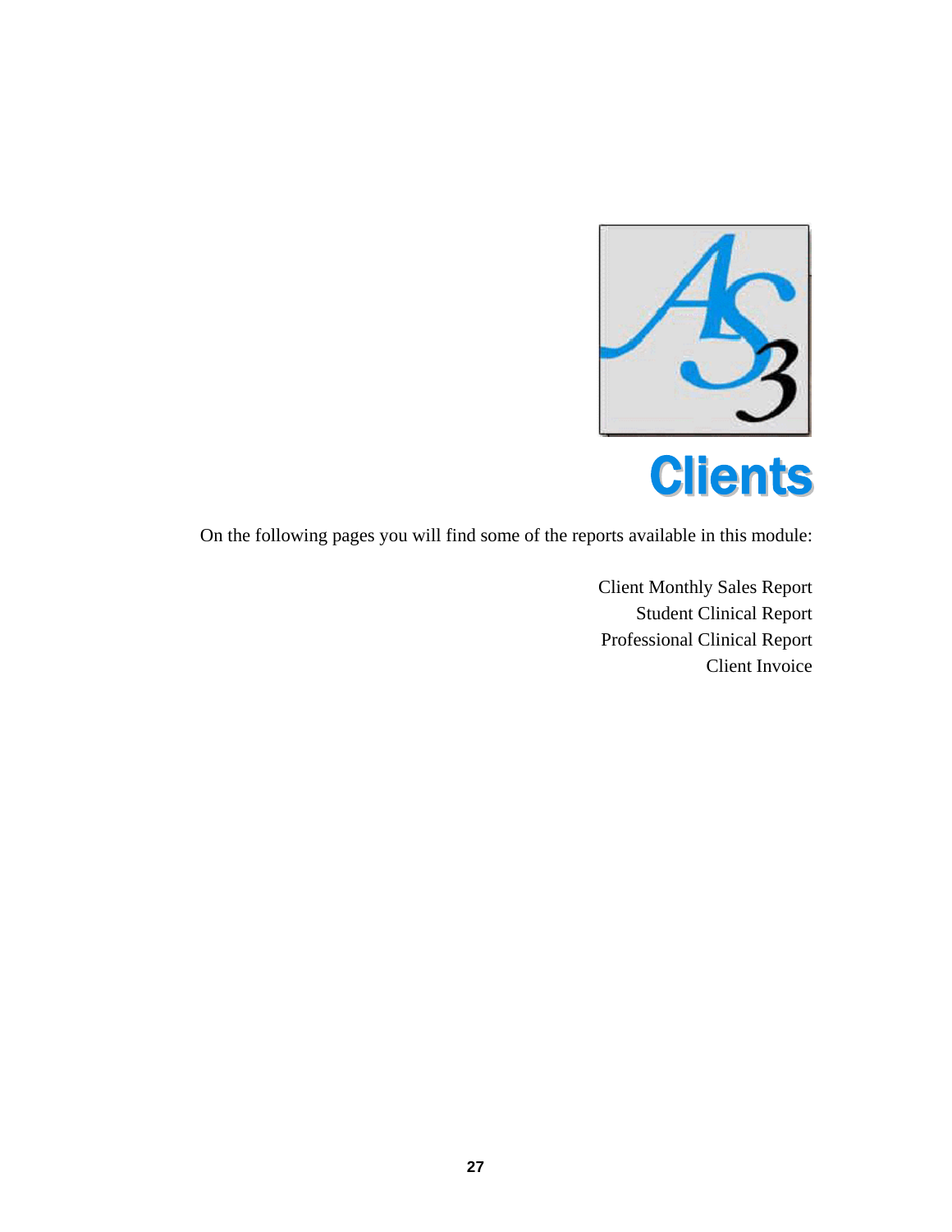# Clients

On the following pages you will find some of the reports available in this module:

Client Monthly Sales Report
Student Clinical Report
Professional Clinical Report
Client Invoice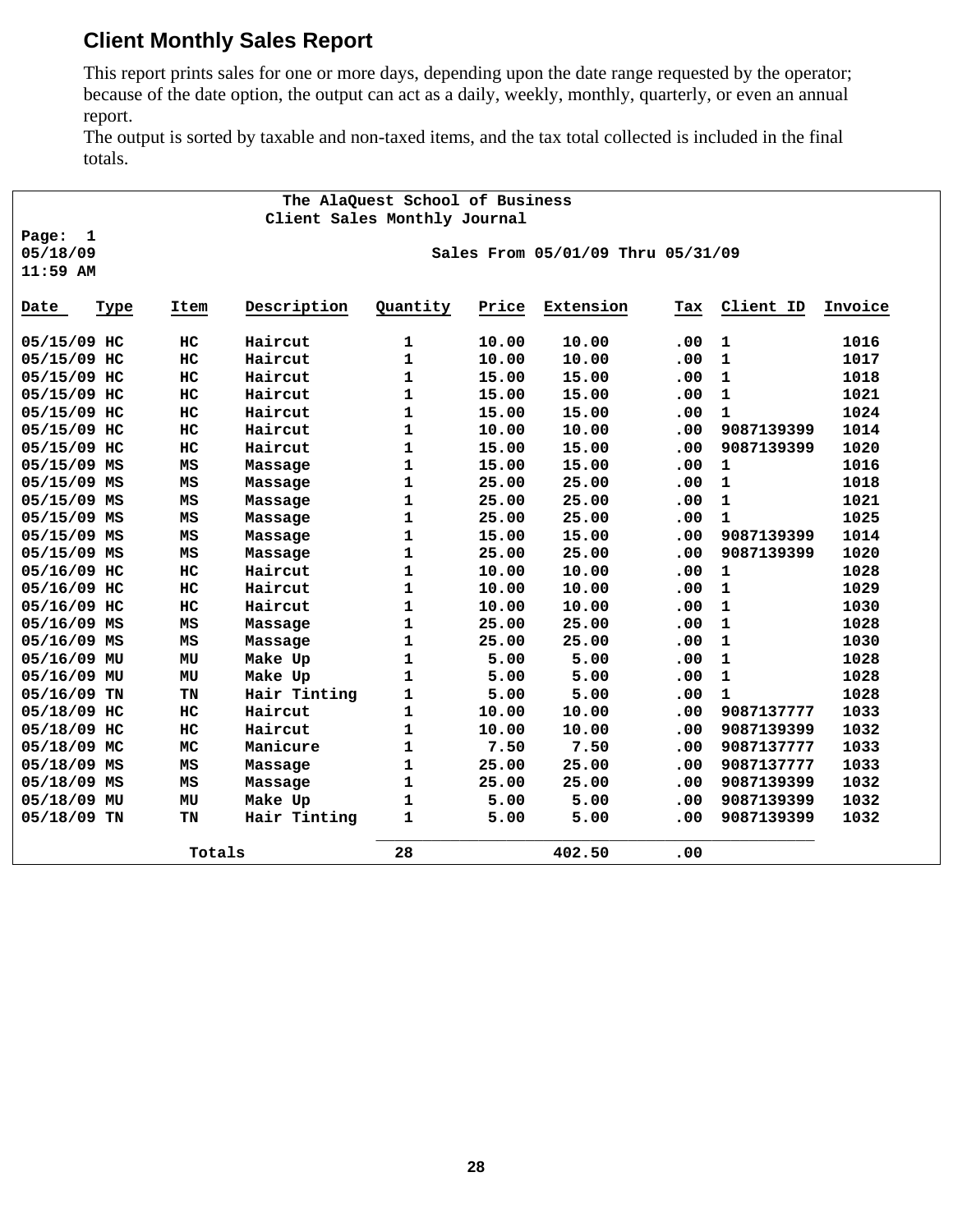## Client Monthly Sales Report

This report prints sales for one or more days, depending upon the date range requested by the operator; because of the date option, the output can act as a daily, weekly, monthly, quarterly, or even an annual report.

The output is sorted by taxable and non-taxed items, and the tax total collected is included in the final totals.

```
                    The AlaQuest School of Business
                    Client Sales Monthly Journal
Page:  1
05/18/09                                   Sales From 05/01/09 Thru 05/31/09
11:59 AM
```

| Date | Type | Item | Description | Quantity | Price | Extension | Tax | Client ID | Invoice |
|---|---|---|---|---|---|---|---|---|---|
| 05/15/09 | HC | HC | Haircut | 1 | 10.00 | 10.00 | .00 | 1 | 1016 |
| 05/15/09 | HC | HC | Haircut | 1 | 10.00 | 10.00 | .00 | 1 | 1017 |
| 05/15/09 | HC | HC | Haircut | 1 | 15.00 | 15.00 | .00 | 1 | 1018 |
| 05/15/09 | HC | HC | Haircut | 1 | 15.00 | 15.00 | .00 | 1 | 1021 |
| 05/15/09 | HC | HC | Haircut | 1 | 15.00 | 15.00 | .00 | 1 | 1024 |
| 05/15/09 | HC | HC | Haircut | 1 | 10.00 | 10.00 | .00 | 9087139399 | 1014 |
| 05/15/09 | HC | HC | Haircut | 1 | 15.00 | 15.00 | .00 | 9087139399 | 1020 |
| 05/15/09 | MS | MS | Massage | 1 | 15.00 | 15.00 | .00 | 1 | 1016 |
| 05/15/09 | MS | MS | Massage | 1 | 25.00 | 25.00 | .00 | 1 | 1018 |
| 05/15/09 | MS | MS | Massage | 1 | 25.00 | 25.00 | .00 | 1 | 1021 |
| 05/15/09 | MS | MS | Massage | 1 | 25.00 | 25.00 | .00 | 1 | 1025 |
| 05/15/09 | MS | MS | Massage | 1 | 15.00 | 15.00 | .00 | 9087139399 | 1014 |
| 05/15/09 | MS | MS | Massage | 1 | 25.00 | 25.00 | .00 | 9087139399 | 1020 |
| 05/16/09 | HC | HC | Haircut | 1 | 10.00 | 10.00 | .00 | 1 | 1028 |
| 05/16/09 | HC | HC | Haircut | 1 | 10.00 | 10.00 | .00 | 1 | 1029 |
| 05/16/09 | HC | HC | Haircut | 1 | 10.00 | 10.00 | .00 | 1 | 1030 |
| 05/16/09 | MS | MS | Massage | 1 | 25.00 | 25.00 | .00 | 1 | 1028 |
| 05/16/09 | MS | MS | Massage | 1 | 25.00 | 25.00 | .00 | 1 | 1030 |
| 05/16/09 | MU | MU | Make Up | 1 | 5.00 | 5.00 | .00 | 1 | 1028 |
| 05/16/09 | MU | MU | Make Up | 1 | 5.00 | 5.00 | .00 | 1 | 1028 |
| 05/16/09 | TN | TN | Hair Tinting | 1 | 5.00 | 5.00 | .00 | 1 | 1028 |
| 05/18/09 | HC | HC | Haircut | 1 | 10.00 | 10.00 | .00 | 9087137777 | 1033 |
| 05/18/09 | HC | HC | Haircut | 1 | 10.00 | 10.00 | .00 | 9087139399 | 1032 |
| 05/18/09 | MC | MC | Manicure | 1 | 7.50 | 7.50 | .00 | 9087137777 | 1033 |
| 05/18/09 | MS | MS | Massage | 1 | 25.00 | 25.00 | .00 | 9087137777 | 1033 |
| 05/18/09 | MS | MS | Massage | 1 | 25.00 | 25.00 | .00 | 9087139399 | 1032 |
| 05/18/09 | MU | MU | Make Up | 1 | 5.00 | 5.00 | .00 | 9087139399 | 1032 |
| 05/18/09 | TN | TN | Hair Tinting | 1 | 5.00 | 5.00 | .00 | 9087139399 | 1032 |
| | | Totals | | 28 | | 402.50 | .00 | | |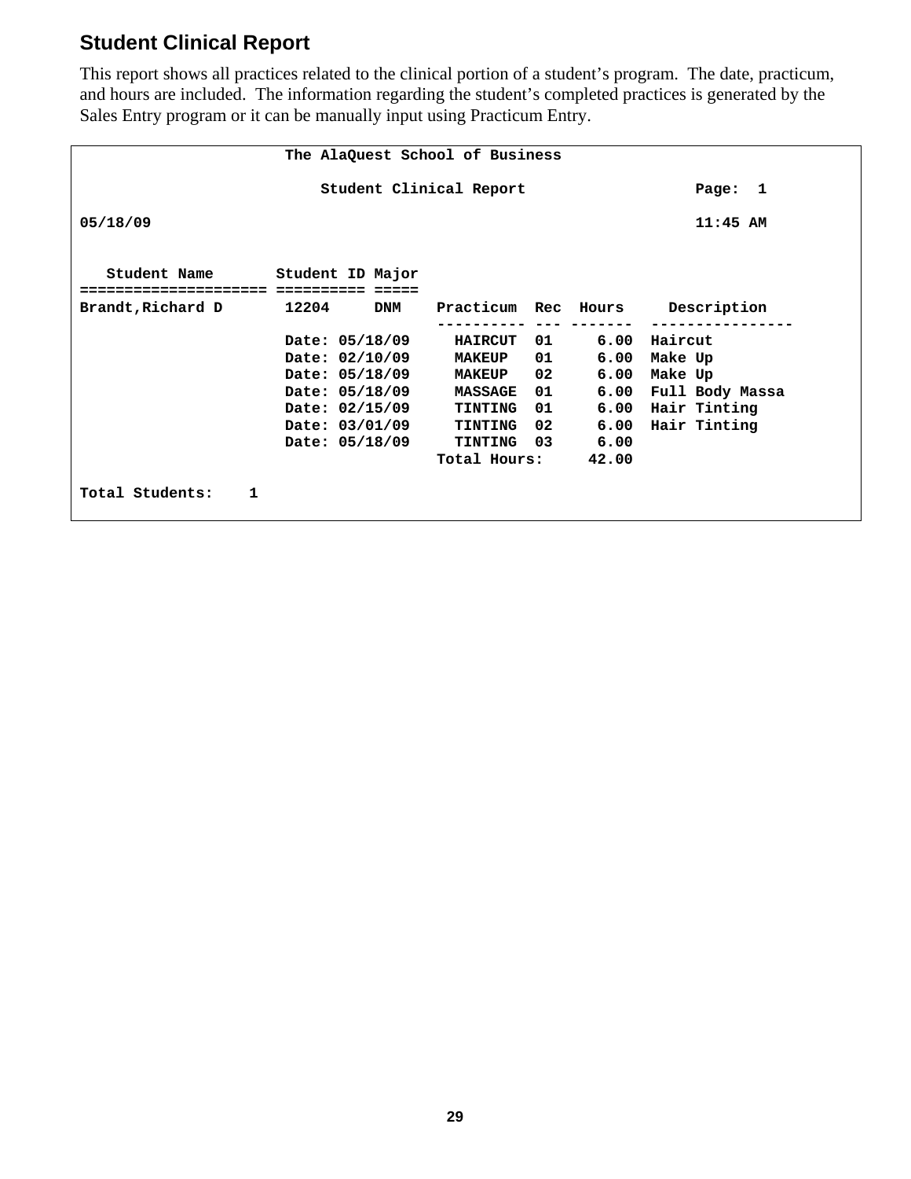## Student Clinical Report

This report shows all practices related to the clinical portion of a student's program. The date, practicum, and hours are included. The information regarding the student's completed practices is generated by the Sales Entry program or it can be manually input using Practicum Entry.

```
                        The AlaQuest School of Business

                            Student Clinical Report                   Page:  1

05/18/09                                                              11:45 AM


   Student Name       Student ID Major
==================== ========== =====
Brandt,Richard D       12204     DNM    Practicum  Rec  Hours     Description
                                        ---------- --- -------  ----------------
                       Date: 05/18/09     HAIRCUT  01     6.00  Haircut
                       Date: 02/10/09     MAKEUP   01     6.00  Make Up
                       Date: 05/18/09     MAKEUP   02     6.00  Make Up
                       Date: 05/18/09     MASSAGE  01     6.00  Full Body Massa
                       Date: 02/15/09     TINTING  01     6.00  Hair Tinting
                       Date: 03/01/09     TINTING  02     6.00  Hair Tinting
                       Date: 05/18/09     TINTING  03     6.00
                                        Total Hours:     42.00

Total Students:    1
```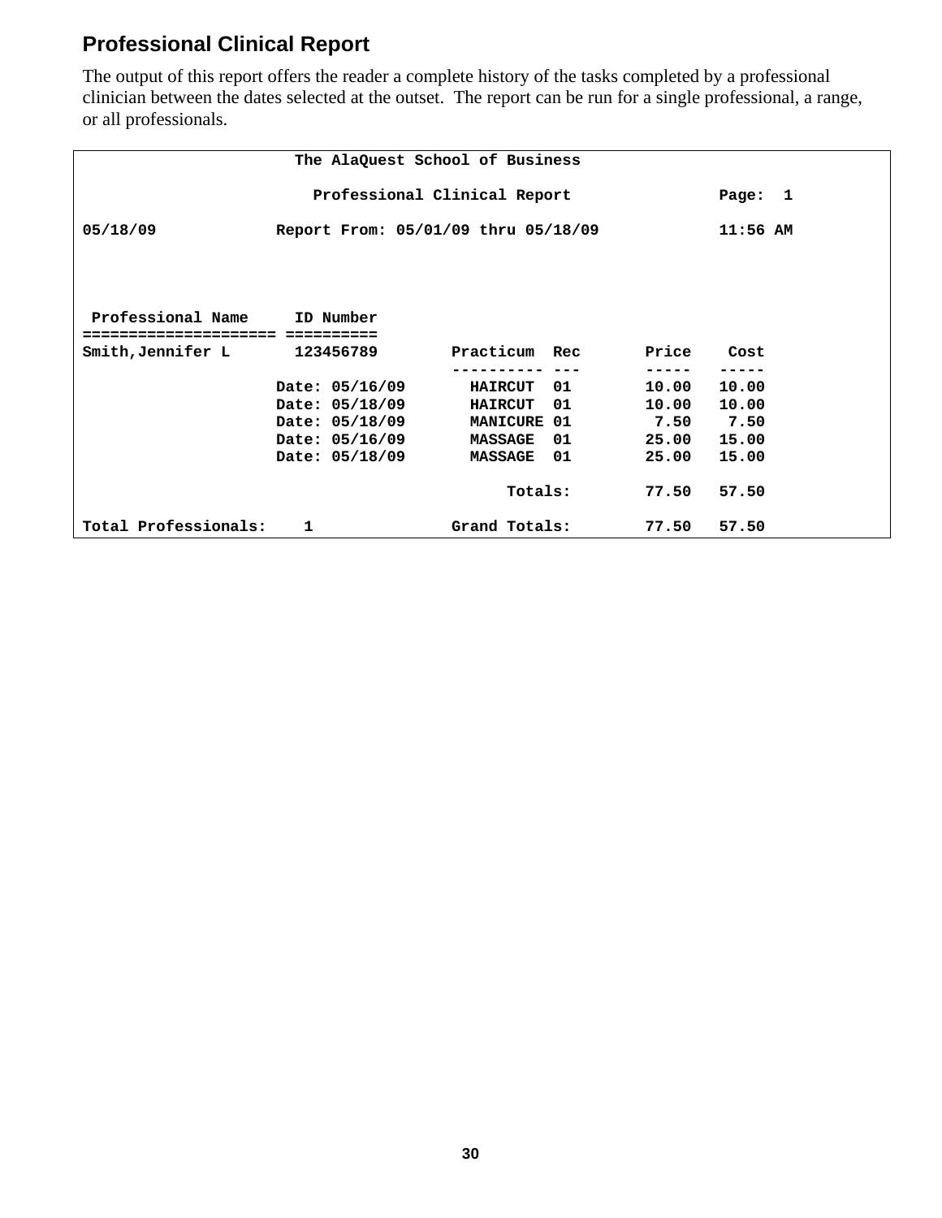## Professional Clinical Report

The output of this report offers the reader a complete history of the tasks completed by a professional clinician between the dates selected at the outset. The report can be run for a single professional, a range, or all professionals.

```
                       The AlaQuest School of Business

                         Professional Clinical Report                Page:  1

05/18/09             Report From: 05/01/09 thru 05/18/09             11:56 AM




 Professional Name     ID Number
==================== ==========
Smith,Jennifer L       123456789         Practicum  Rec        Price    Cost
                                         ---------- ---        -----    -----
                     Date: 05/16/09        HAIRCUT  01         10.00    10.00
                     Date: 05/18/09        HAIRCUT  01         10.00    10.00
                     Date: 05/18/09        MANICURE 01          7.50     7.50
                     Date: 05/16/09        MASSAGE  01         25.00    15.00
                     Date: 05/18/09        MASSAGE  01         25.00    15.00

                                               Totals:         77.50    57.50

Total Professionals:    1                Grand Totals:         77.50    57.50
```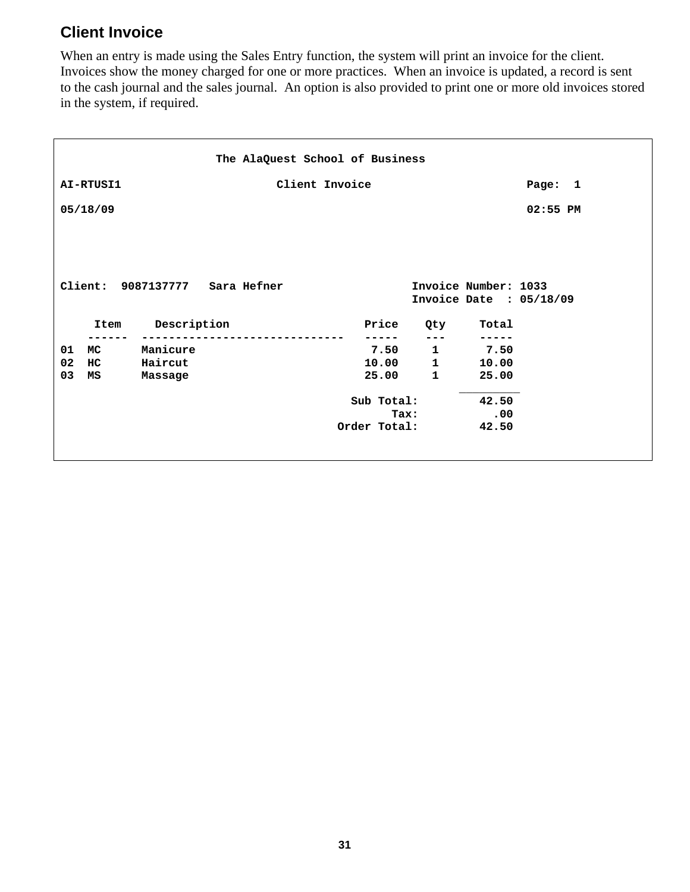## Client Invoice

When an entry is made using the Sales Entry function, the system will print an invoice for the client. Invoices show the money charged for one or more practices. When an invoice is updated, a record is sent to the cash journal and the sales journal. An option is also provided to print one or more old invoices stored in the system, if required.

```
                       The AlaQuest School of Business

AI-RTUSI1                       Client Invoice                         Page:  1

05/18/09                                                               02:55 PM




Client:  9087137777   Sara Hefner                   Invoice Number: 1033
                                                    Invoice Date  : 05/18/09

     Item     Description                   Price    Qty     Total
     ------  -----------------------------   -----    ---     -----
01  MC      Manicure                         7.50     1       7.50
02  HC      Haircut                         10.00     1      10.00
03  MS      Massage                         25.00     1      25.00
                                                           _________
                                          Sub Total:         42.50
                                                Tax:           .00
                                        Order Total:         42.50
```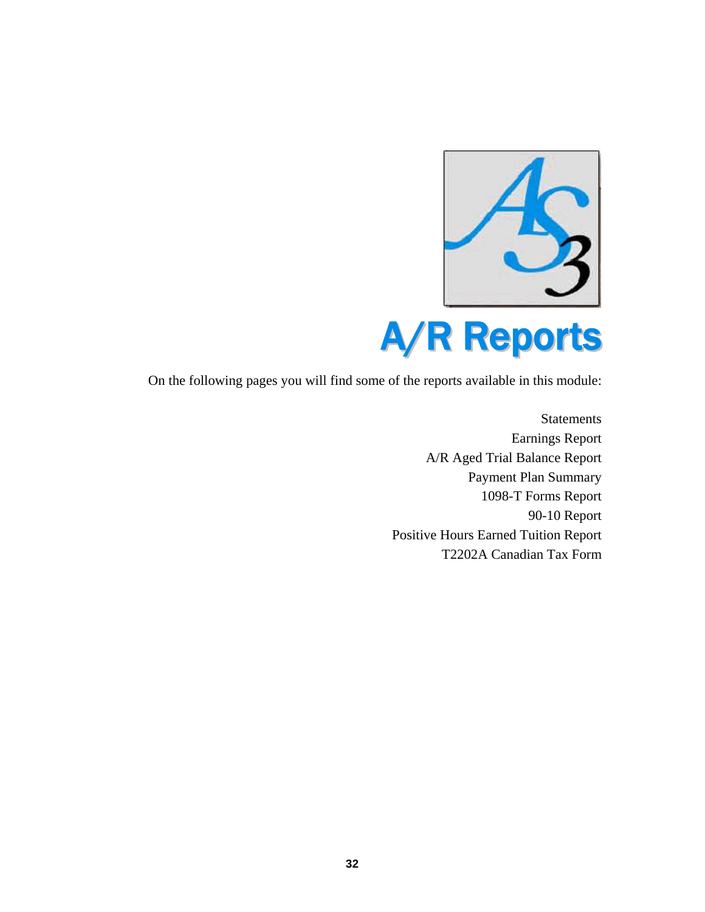# A/R Reports

On the following pages you will find some of the reports available in this module:

Statements
Earnings Report
A/R Aged Trial Balance Report
Payment Plan Summary
1098-T Forms Report
90-10 Report
Positive Hours Earned Tuition Report
T2202A Canadian Tax Form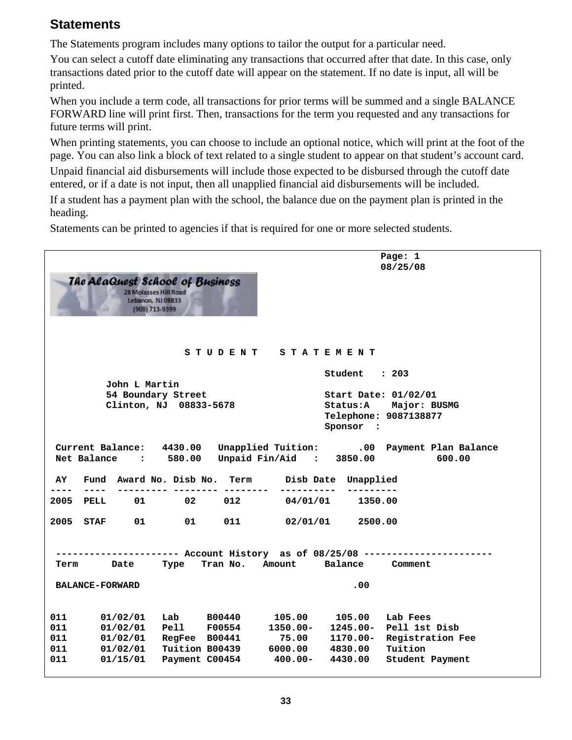## Statements

The Statements program includes many options to tailor the output for a particular need.

You can select a cutoff date eliminating any transactions that occurred after that date. In this case, only transactions dated prior to the cutoff date will appear on the statement. If no date is input, all will be printed.

When you include a term code, all transactions for prior terms will be summed and a single BALANCE FORWARD line will print first. Then, transactions for the term you requested and any transactions for future terms will print.

When printing statements, you can choose to include an optional notice, which will print at the foot of the page. You can also link a block of text related to a single student to appear on that student's account card.

Unpaid financial aid disbursements will include those expected to be disbursed through the cutoff date entered, or if a date is not input, then all unapplied financial aid disbursements will be included.

If a student has a payment plan with the school, the balance due on the payment plan is printed in the heading.

Statements can be printed to agencies if that is required for one or more selected students.

```
                                                           Page: 1
                                                           08/25/08
The AlaQuest School of Business
28 Molasses Hill Road
Lebanon, NJ 08833
(908) 713-9399



                        S T U D E N T   S T A T E M E N T

                                                 Student   : 203
          John L Martin
          54 Boundary Street                     Start Date: 01/02/01
          Clinton, NJ  08833-5678                Status:A    Major: BUSMG
                                                 Telephone: 9087138877
                                                 Sponsor  :

 Current Balance:   4430.00   Unapplied Tuition:       .00  Payment Plan Balance
 Net Balance    :    580.00   Unpaid Fin/Aid   :   3850.00           600.00

 AY   Fund  Award No. Disb No.  Term      Disb Date  Unapplied
----  ----  --------- -------- --------  ----------  ---------
2005  PELL     01       02     012        04/01/01     1350.00

2005  STAF     01       01     011        02/01/01     2500.00


 ---------------------- Account History  as of 08/25/08 -----------------------
 Term      Date     Type   Tran No.   Amount     Balance     Comment

 BALANCE-FORWARD                                     .00


011      01/02/01   Lab     B00440      105.00     105.00   Lab Fees
011      01/02/01   Pell    F00554     1350.00-   1245.00-  Pell 1st Disb
011      01/02/01   RegFee  B00441       75.00    1170.00-  Registration Fee
011      01/02/01   Tuition B00439     6000.00    4830.00   Tuition
011      01/15/01   Payment C00454      400.00-   4430.00   Student Payment
```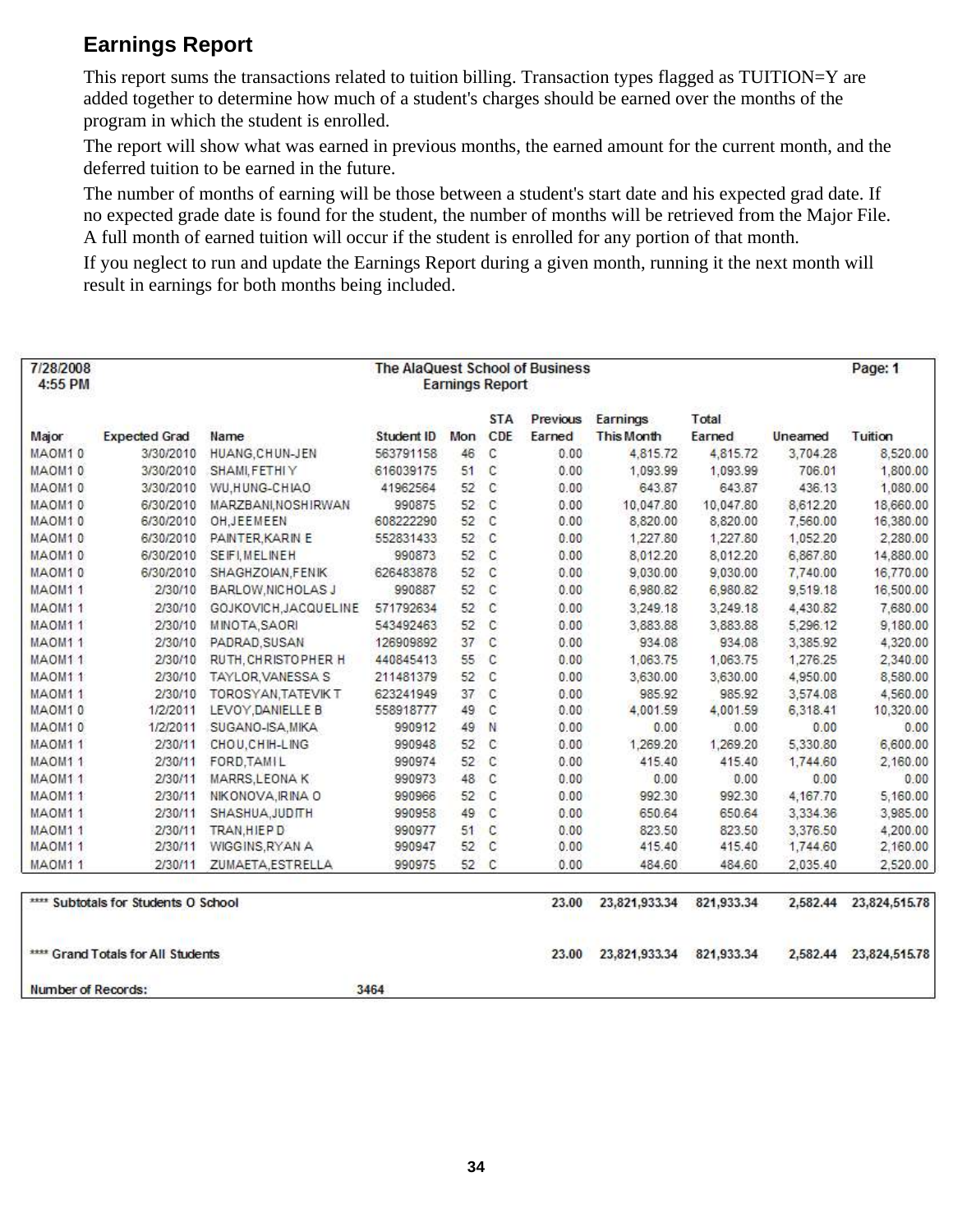## Earnings Report

This report sums the transactions related to tuition billing. Transaction types flagged as TUITION=Y are added together to determine how much of a student's charges should be earned over the months of the program in which the student is enrolled.

The report will show what was earned in previous months, the earned amount for the current month, and the deferred tuition to be earned in the future.

The number of months of earning will be those between a student's start date and his expected grad date. If no expected grade date is found for the student, the number of months will be retrieved from the Major File. A full month of earned tuition will occur if the student is enrolled for any portion of that month.

If you neglect to run and update the Earnings Report during a given month, running it the next month will result in earnings for both months being included.

7/28/2008 4:55 PM — The AlaQuest School of Business — Earnings Report — Page: 1

| Major | Expected Grad | Name | Student ID | Mon | STA CDE | Previous Earned | Earnings This Month | Total Earned | Unearned | Tuition |
|---|---|---|---|---|---|---|---|---|---|---|
| MAOM1 0 | 3/30/2010 | HUANG,CHUN-JEN | 563791158 | 46 | C | 0.00 | 4,815.72 | 4,815.72 | 3,704.28 | 8,520.00 |
| MAOM1 0 | 3/30/2010 | SHAMI,FETHI Y | 616039175 | 51 | C | 0.00 | 1,093.99 | 1,093.99 | 706.01 | 1,800.00 |
| MAOM1 0 | 3/30/2010 | WU,HUNG-CHIAO | 41962564 | 52 | C | 0.00 | 643.87 | 643.87 | 436.13 | 1,080.00 |
| MAOM1 0 | 6/30/2010 | MARZBANI,NOSHIRWAN | 990875 | 52 | C | 0.00 | 10,047.80 | 10,047.80 | 8,612.20 | 18,660.00 |
| MAOM1 0 | 6/30/2010 | OH,JEEMEEN | 608222290 | 52 | C | 0.00 | 8,820.00 | 8,820.00 | 7,560.00 | 16,380.00 |
| MAOM1 0 | 6/30/2010 | PAINTER,KARIN E | 552831433 | 52 | C | 0.00 | 1,227.80 | 1,227.80 | 1,052.20 | 2,280.00 |
| MAOM1 0 | 6/30/2010 | SEIFI,MELINEH | 990873 | 52 | C | 0.00 | 8,012.20 | 8,012.20 | 6,867.80 | 14,880.00 |
| MAOM1 0 | 6/30/2010 | SHAGHZOIAN,FENIK | 626483878 | 52 | C | 0.00 | 9,030.00 | 9,030.00 | 7,740.00 | 16,770.00 |
| MAOM1 1 | 2/30/10 | BARLOW,NICHOLAS J | 990887 | 52 | C | 0.00 | 6,980.82 | 6,980.82 | 9,519.18 | 16,500.00 |
| MAOM1 1 | 2/30/10 | GOJKOVICH,JACQUELINE | 571792634 | 52 | C | 0.00 | 3,249.18 | 3,249.18 | 4,430.82 | 7,680.00 |
| MAOM1 1 | 2/30/10 | MINOTA,SAORI | 543492463 | 52 | C | 0.00 | 3,883.88 | 3,883.88 | 5,296.12 | 9,180.00 |
| MAOM1 1 | 2/30/10 | PADRAD,SUSAN | 126909892 | 37 | C | 0.00 | 934.08 | 934.08 | 3,385.92 | 4,320.00 |
| MAOM1 1 | 2/30/10 | RUTH,CHRISTOPHER H | 440845413 | 55 | C | 0.00 | 1,063.75 | 1,063.75 | 1,276.25 | 2,340.00 |
| MAOM1 1 | 2/30/10 | TAYLOR,VANESSA S | 211481379 | 52 | C | 0.00 | 3,630.00 | 3,630.00 | 4,950.00 | 8,580.00 |
| MAOM1 1 | 2/30/10 | TOROSYAN,TATEVIK T | 623241949 | 37 | C | 0.00 | 985.92 | 985.92 | 3,574.08 | 4,560.00 |
| MAOM1 0 | 1/2/2011 | LEVOY,DANIELLE B | 558918777 | 49 | C | 0.00 | 4,001.59 | 4,001.59 | 6,318.41 | 10,320.00 |
| MAOM1 0 | 1/2/2011 | SUGANO-ISA,MIKA | 990912 | 49 | N | 0.00 | 0.00 | 0.00 | 0.00 | 0.00 |
| MAOM1 1 | 2/30/11 | CHOU,CHIH-LING | 990948 | 52 | C | 0.00 | 1,269.20 | 1,269.20 | 5,330.80 | 6,600.00 |
| MAOM1 1 | 2/30/11 | FORD,TAMI L | 990974 | 52 | C | 0.00 | 415.40 | 415.40 | 1,744.60 | 2,160.00 |
| MAOM1 1 | 2/30/11 | MARRS,LEONA K | 990973 | 48 | C | 0.00 | 0.00 | 0.00 | 0.00 | 0.00 |
| MAOM1 1 | 2/30/11 | NIKONOVA,IRINA O | 990966 | 52 | C | 0.00 | 992.30 | 992.30 | 4,167.70 | 5,160.00 |
| MAOM1 1 | 2/30/11 | SHASHUA,JUDITH | 990958 | 49 | C | 0.00 | 650.64 | 650.64 | 3,334.36 | 3,985.00 |
| MAOM1 1 | 2/30/11 | TRAN,HIEP D | 990977 | 51 | C | 0.00 | 823.50 | 823.50 | 3,376.50 | 4,200.00 |
| MAOM1 1 | 2/30/11 | WIGGINS,RYAN A | 990947 | 52 | C | 0.00 | 415.40 | 415.40 | 1,744.60 | 2,160.00 |
| MAOM1 1 | 2/30/11 | ZUMAETA,ESTRELLA | 990975 | 52 | C | 0.00 | 484.60 | 484.60 | 2,035.40 | 2,520.00 |

| | Previous Earned | Earnings This Month | Total Earned | Unearned | Tuition |
|---|---|---|---|---|---|
| **** Subtotals for Students O School | 23.00 | 23,821,933.34 | 821,933.34 | 2,582.44 | 23,824,515.78 |
| **** Grand Totals for All Students | 23.00 | 23,821,933.34 | 821,933.34 | 2,582.44 | 23,824,515.78 |

Number of Records: 3464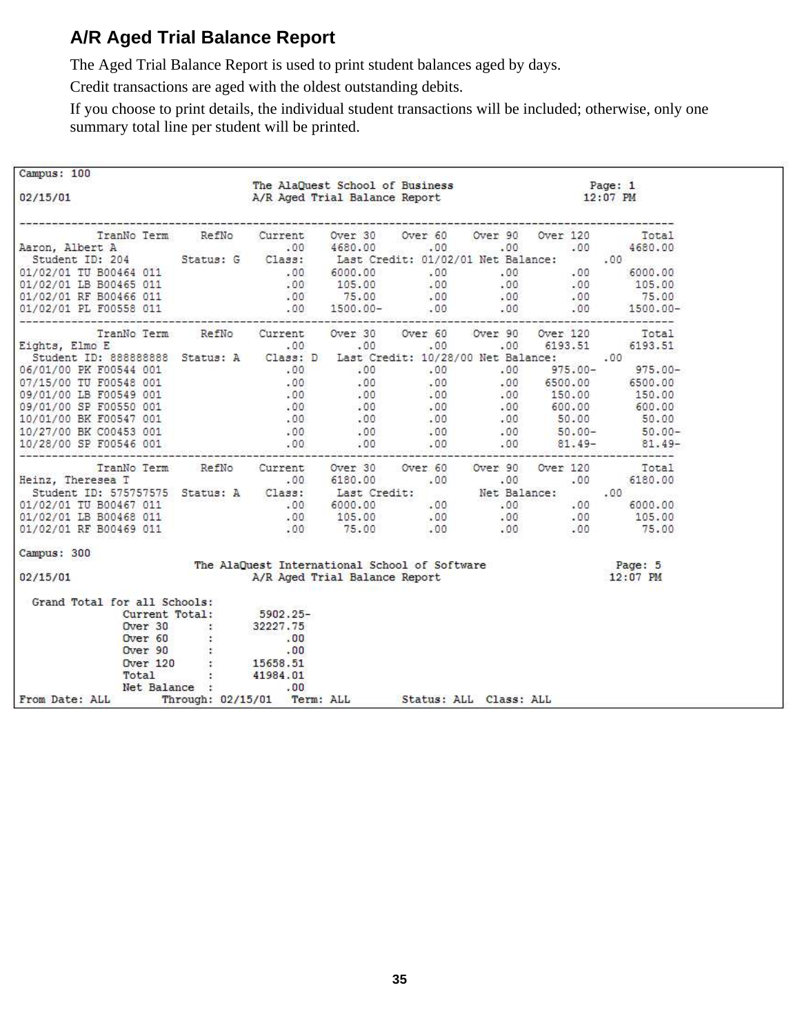## A/R Aged Trial Balance Report

The Aged Trial Balance Report is used to print student balances aged by days.

Credit transactions are aged with the oldest outstanding debits.

If you choose to print details, the individual student transactions will be included; otherwise, only one summary total line per student will be printed.

```
Campus: 100
                                   The AlaQuest School of Business                  Page: 1
02/15/01                           A/R Aged Trial Balance Report                    12:07 PM

-----------------------------------------------------------------------------------------------
            TranNo Term     RefNo    Current    Over 30    Over 60    Over 90   Over 120       Total
Aaron, Albert A                          .00    4680.00        .00        .00        .00     4680.00
  Student ID: 204         Status: G    Class:     Last Credit: 01/02/01 Net Balance:       .00
01/02/01 TU B00464 011                   .00    6000.00        .00        .00        .00     6000.00
01/02/01 LB B00465 011                   .00     105.00        .00        .00        .00      105.00
01/02/01 RF B00466 011                   .00      75.00        .00        .00        .00       75.00
01/02/01 PL F00558 011                   .00    1500.00-       .00        .00        .00     1500.00-
-----------------------------------------------------------------------------------------------
            TranNo Term     RefNo    Current    Over 30    Over 60    Over 90   Over 120       Total
Eights, Elmo E                           .00        .00        .00        .00    6193.51     6193.51
  Student ID: 888888888  Status: A    Class: D   Last Credit: 10/28/00 Net Balance:       .00
06/01/00 PK F00544 001                   .00        .00        .00        .00     975.00-     975.00-
07/15/00 TU F00548 001                   .00        .00        .00        .00    6500.00     6500.00
09/01/00 LB F00549 001                   .00        .00        .00        .00     150.00      150.00
09/01/00 SP F00550 001                   .00        .00        .00        .00     600.00      600.00
10/01/00 BK F00547 001                   .00        .00        .00        .00      50.00       50.00
10/27/00 BK C00453 001                   .00        .00        .00        .00      50.00-      50.00-
10/28/00 SP F00546 001                   .00        .00        .00        .00      81.49-      81.49-
-----------------------------------------------------------------------------------------------
            TranNo Term     RefNo    Current    Over 30    Over 60    Over 90   Over 120       Total
Heinz, Theresea T                        .00    6180.00        .00        .00        .00     6180.00
  Student ID: 575757575  Status: A    Class:     Last Credit:          Net Balance:       .00
01/02/01 TU B00467 011                   .00    6000.00        .00        .00        .00     6000.00
01/02/01 LB B00468 011                   .00     105.00        .00        .00        .00      105.00
01/02/01 RF B00469 011                   .00      75.00        .00        .00        .00       75.00

Campus: 300
                          The AlaQuest International School of Software                 Page: 5
02/15/01                           A/R Aged Trial Balance Report                       12:07 PM

  Grand Total for all Schools:
              Current Total:       5902.25-
              Over 30      :      32227.75
              Over 60      :           .00
              Over 90      :           .00
              Over 120     :      15658.51
              Total        :      41984.01
              Net Balance  :           .00
From Date: ALL        Through: 02/15/01   Term: ALL        Status: ALL  Class: ALL
```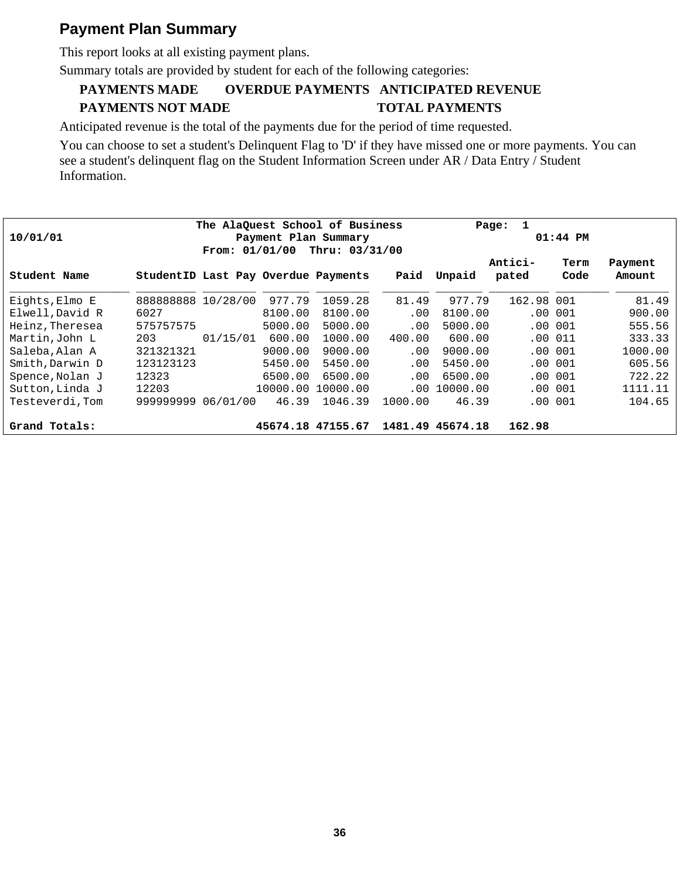## Payment Plan Summary

This report looks at all existing payment plans.

Summary totals are provided by student for each of the following categories:

**PAYMENTS MADE OVERDUE PAYMENTS ANTICIPATED REVENUE**

**PAYMENTS NOT MADE TOTAL PAYMENTS**

Anticipated revenue is the total of the payments due for the period of time requested.

You can choose to set a student's Delinquent Flag to 'D' if they have missed one or more payments. You can see a student's delinquent flag on the Student Information Screen under AR / Data Entry / Student Information.

```
                            The AlaQuest School of Business          Page:  1
10/01/01                          Payment Plan Summary                        01:44 PM
                             From: 01/01/00  Thru: 03/31/00
                                                                        Antici-    Term   Payment
Student Name       StudentID Last Pay Overdue Payments    Paid  Unpaid   pated     Code    Amount
__________________ _________ ________ _______ ________  _______ _______ _________ ________ ________
Eights,Elmo E      888888888 10/28/00  977.79  1059.28    81.49   977.79    162.98 001         81.49
Elwell,David R     6027               8100.00  8100.00      .00  8100.00       .00 001        900.00
Heinz,Theresea     575757575          5000.00  5000.00      .00  5000.00       .00 001        555.56
Martin,John L      203       01/15/01  600.00  1000.00   400.00   600.00       .00 011        333.33
Saleba,Alan A      321321321          9000.00  9000.00      .00  9000.00       .00 001       1000.00
Smith,Darwin D     123123123          5450.00  5450.00      .00  5450.00       .00 001        605.56
Spence,Nolan J     12323              6500.00  6500.00      .00  6500.00       .00 001        722.22
Sutton,Linda J     12203             10000.00 10000.00      .00 10000.00       .00 001       1111.11
Testeverdi,Tom     999999999 06/01/00   46.39  1046.39  1000.00    46.39       .00 001        104.65

Grand Totals:                        45674.18 47155.67  1481.49 45674.18   162.98
```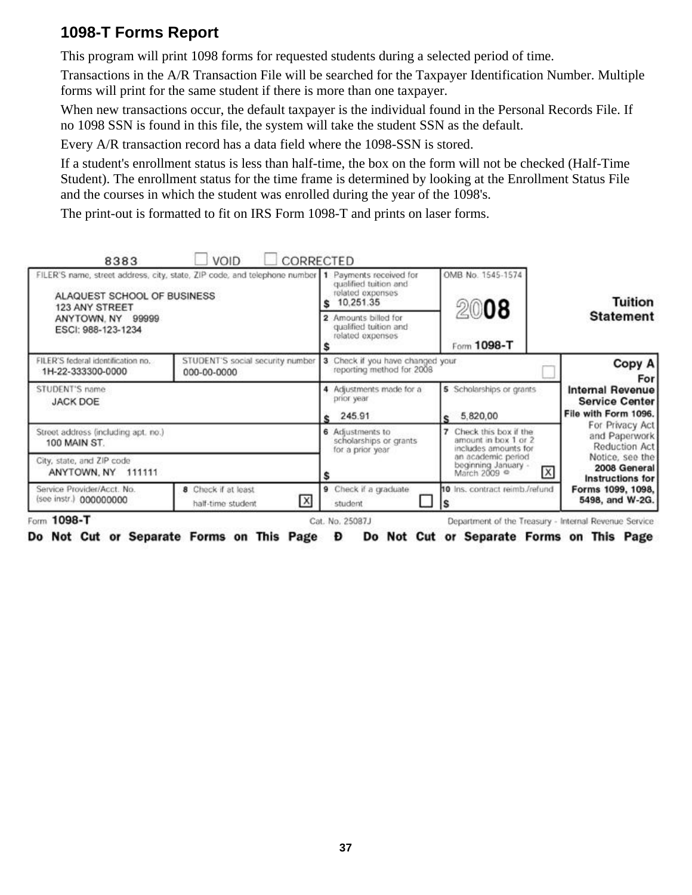## 1098-T Forms Report

This program will print 1098 forms for requested students during a selected period of time.

Transactions in the A/R Transaction File will be searched for the Taxpayer Identification Number. Multiple forms will print for the same student if there is more than one taxpayer.

When new transactions occur, the default taxpayer is the individual found in the Personal Records File. If no 1098 SSN is found in this file, the system will take the student SSN as the default.

Every A/R transaction record has a data field where the 1098-SSN is stored.

If a student's enrollment status is less than half-time, the box on the form will not be checked (Half-Time Student). The enrollment status for the time frame is determined by looking at the Enrollment Status File and the courses in which the student was enrolled during the year of the 1098's.

The print-out is formatted to fit on IRS Form 1098-T and prints on laser forms.

8383 ☐ VOID ☐ CORRECTED

| | | | |
|---|---|---|---|
| FILER'S name, street address, city, state, ZIP code, and telephone number<br>ALAQUEST SCHOOL OF BUSINESS<br>123 ANY STREET<br>ANYTOWN, NY 99999<br>ESCI: 988-123-1234 | 1 Payments received for qualified tuition and related expenses<br>$ 10,251.35<br>2 Amounts billed for qualified tuition and related expenses<br>$ | OMB No. 1545-1574<br>2008<br>Form 1098-T | **Tuition Statement** |
| FILER'S federal identification no.<br>1H-22-333300-0000 / STUDENT'S social security number<br>000-00-0000 | 3 Check if you have changed your reporting method for 2008 ☐ | | **Copy A For Internal Revenue Service Center**<br>**File with Form 1096.**<br>For Privacy Act and Paperwork Reduction Act Notice, see the **2008 General Instructions for Forms 1099, 1098, 5498, and W-2G.** |
| STUDENT'S name<br>JACK DOE | 4 Adjustments made for a prior year<br>$ 245.91 | 5 Scholarships or grants<br>$ 5,820,00 | |
| Street address (including apt. no.)<br>100 MAIN ST. | 6 Adjustments to scholarships or grants for a prior year<br>$ | 7 Check this box if the amount in box 1 or 2 includes amounts for an academic period beginning January - March 2009 ☒ | |
| City, state, and ZIP code<br>ANYTOWN, NY 111111 | | | |
| Service Provider/Acct. No. (see instr.) 000000000 / 8 Check if at least half-time student ☒ | 9 Check if a graduate student ☐ | 10 Ins. contract reimb./refund<br>$ | |

Form **1098-T** Cat. No. 25087J Department of the Treasury - Internal Revenue Service

**Do Not Cut or Separate Forms on This Page Ð Do Not Cut or Separate Forms on This Page**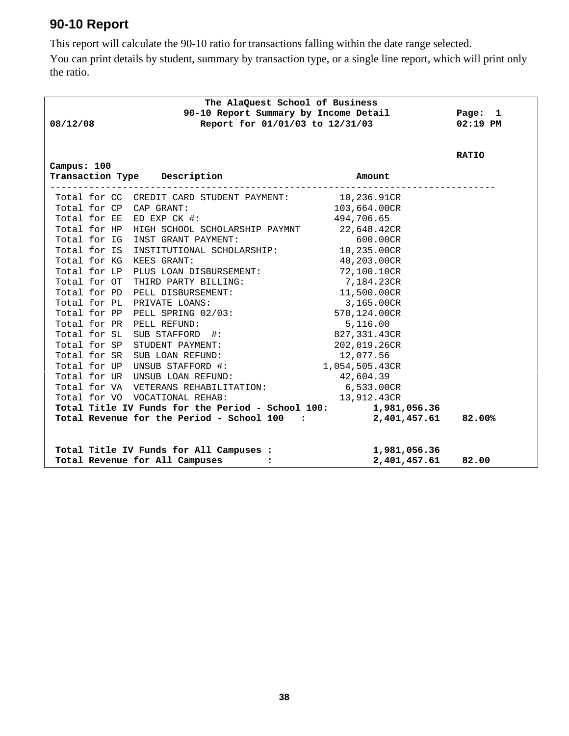## 90-10 Report

This report will calculate the 90-10 ratio for transactions falling within the date range selected.

You can print details by student, summary by transaction type, or a single line report, which will print only the ratio.

```
                        The AlaQuest School of Business
                     90-10 Report Summary by Income Detail            Page:  1
08/12/08               Report for 01/01/03 to 12/31/03               02:19 PM


                                                                      RATIO
Campus: 100
Transaction Type    Description                         Amount
--------------------------------------------------------------------------------
 Total for CC  CREDIT CARD STUDENT PAYMENT:         10,236.91CR
 Total for CP  CAP GRANT:                          103,664.00CR
 Total for EE  ED EXP CK #:                        494,706.65
 Total for HP  HIGH SCHOOL SCHOLARSHIP PAYMNT       22,648.42CR
 Total for IG  INST GRANT PAYMENT:                     600.00CR
 Total for IS  INSTITUTIONAL SCHOLARSHIP:           10,235.00CR
 Total for KG  KEES GRANT:                          40,203.00CR
 Total for LP  PLUS LOAN DISBURSEMENT:              72,100.10CR
 Total for OT  THIRD PARTY BILLING:                  7,184.23CR
 Total for PD  PELL DISBURSEMENT:                   11,500.00CR
 Total for PL  PRIVATE LOANS:                        3,165.00CR
 Total for PP  PELL SPRING 02/03:                  570,124.00CR
 Total for PR  PELL REFUND:                          5,116.00
 Total for SL  SUB STAFFORD  #:                    827,331.43CR
 Total for SP  STUDENT PAYMENT:                    202,019.26CR
 Total for SR  SUB LOAN REFUND:                     12,077.56
 Total for UP  UNSUB STAFFORD #:                 1,054,505.43CR
 Total for UR  UNSUB LOAN REFUND:                   42,604.39
 Total for VA  VETERANS REHABILITATION:              6,533.00CR
 Total for VO  VOCATIONAL REHAB:                    13,912.43CR
 Total Title IV Funds for the Period - School 100:        1,981,056.36
 Total Revenue for the Period - School 100   :            2,401,457.61    82.00%


 Total Title IV Funds for All Campuses :                  1,981,056.36
 Total Revenue for All Campuses        :                  2,401,457.61    82.00
```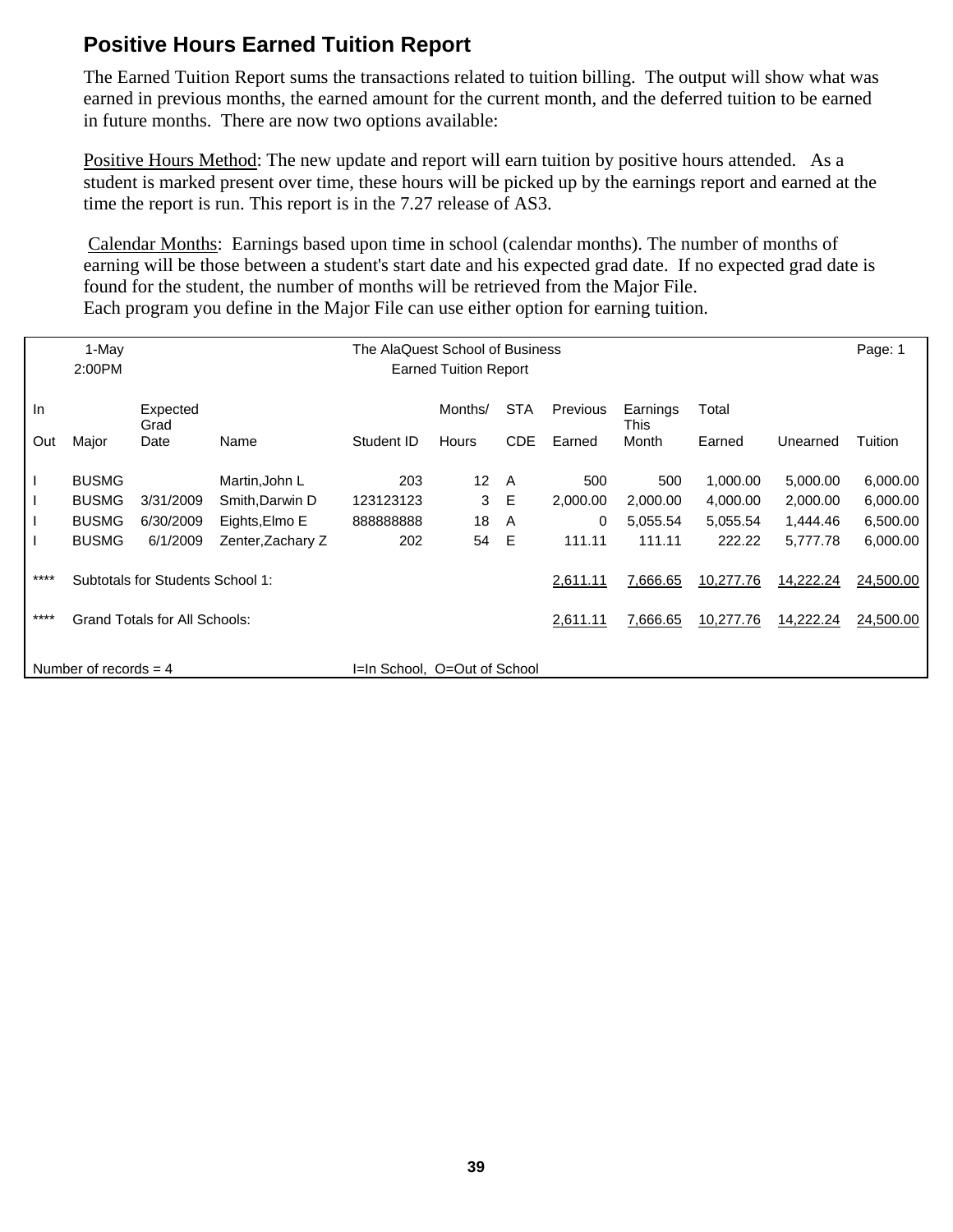## Positive Hours Earned Tuition Report

The Earned Tuition Report sums the transactions related to tuition billing. The output will show what was earned in previous months, the earned amount for the current month, and the deferred tuition to be earned in future months. There are now two options available:

Positive Hours Method: The new update and report will earn tuition by positive hours attended. As a student is marked present over time, these hours will be picked up by the earnings report and earned at the time the report is run. This report is in the 7.27 release of AS3.

Calendar Months: Earnings based upon time in school (calendar months). The number of months of earning will be those between a student's start date and his expected grad date. If no expected grad date is found for the student, the number of months will be retrieved from the Major File.
Each program you define in the Major File can use either option for earning tuition.

1-May | 2:00PM | The AlaQuest School of Business | Earned Tuition Report | Page: 1

| In Out | Major | Expected Grad Date | Name | Student ID | Months/ Hours | STA CDE | Previous Earned | Earnings This Month | Total Earned | Unearned | Tuition |
|---|---|---|---|---|---|---|---|---|---|---|---|
| I | BUSMG | | Martin,John L | 203 | 12 | A | 500 | 500 | 1,000.00 | 5,000.00 | 6,000.00 |
| I | BUSMG | 3/31/2009 | Smith,Darwin D | 123123123 | 3 | E | 2,000.00 | 2,000.00 | 4,000.00 | 2,000.00 | 6,000.00 |
| I | BUSMG | 6/30/2009 | Eights,Elmo E | 888888888 | 18 | A | 0 | 5,055.54 | 5,055.54 | 1,444.46 | 6,500.00 |
| I | BUSMG | 6/1/2009 | Zenter,Zachary Z | 202 | 54 | E | 111.11 | 111.11 | 222.22 | 5,777.78 | 6,000.00 |
| **** | Subtotals for Students School 1: | | | | | | 2,611.11 | 7,666.65 | 10,277.76 | 14,222.24 | 24,500.00 |
| **** | Grand Totals for All Schools: | | | | | | 2,611.11 | 7,666.65 | 10,277.76 | 14,222.24 | 24,500.00 |

Number of records = 4 | I=In School, O=Out of School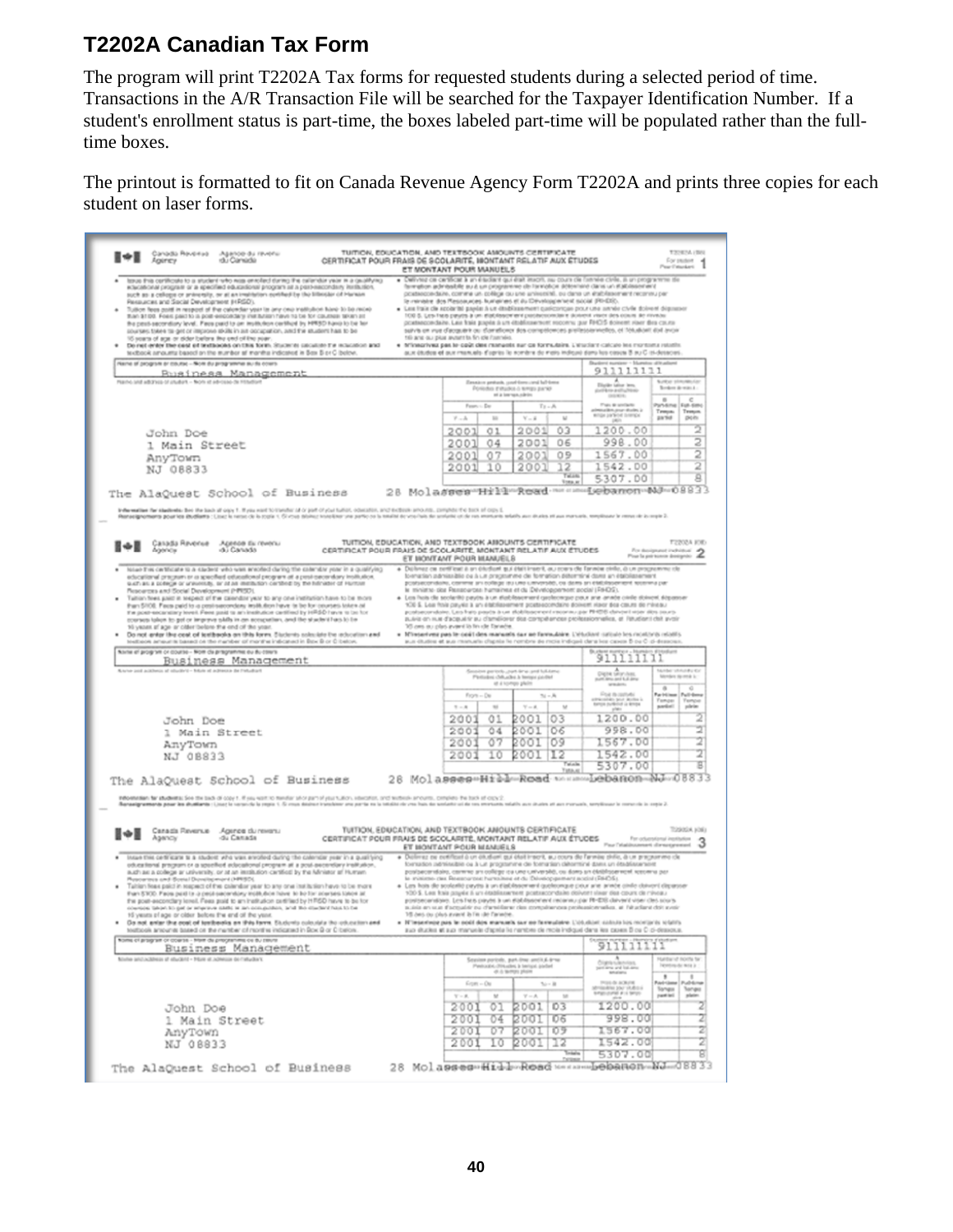## T2202A Canadian Tax Form

The program will print T2202A Tax forms for requested students during a selected period of time. Transactions in the A/R Transaction File will be searched for the Taxpayer Identification Number. If a student's enrollment status is part-time, the boxes labeled part-time will be populated rather than the full-time boxes.

The printout is formatted to fit on Canada Revenue Agency Form T2202A and prints three copies for each student on laser forms.

**Canada Revenue Agency / Agence du revenu du Canada**

**TUITION, EDUCATION, AND TEXTBOOK AMOUNTS CERTIFICATE / CERTIFICAT POUR FRAIS DE SCOLARITÉ, MONTANT RELATIF AUX ÉTUDES ET MONTANT POUR MANUELS**

Name of program or course: Business Management

Student number: 911111111

John Doe
1 Main Street
AnyTown
NJ 08833

| From Y | From M | To Y | To M | A Eligible tuition fees | B Part-time | C Full-time |
|---|---|---|---|---|---|---|
| 2001 | 01 | 2001 | 03 | 1200.00 | | 2 |
| 2001 | 04 | 2001 | 06 | 998.00 | | 2 |
| 2001 | 07 | 2001 | 09 | 1567.00 | | 2 |
| 2001 | 10 | 2001 | 12 | 1542.00 | | 2 |
| Totals | | | | 5307.00 | | 8 |

The AlaQuest School of Business 28 Molasses Hill Road Lebanon NJ 08833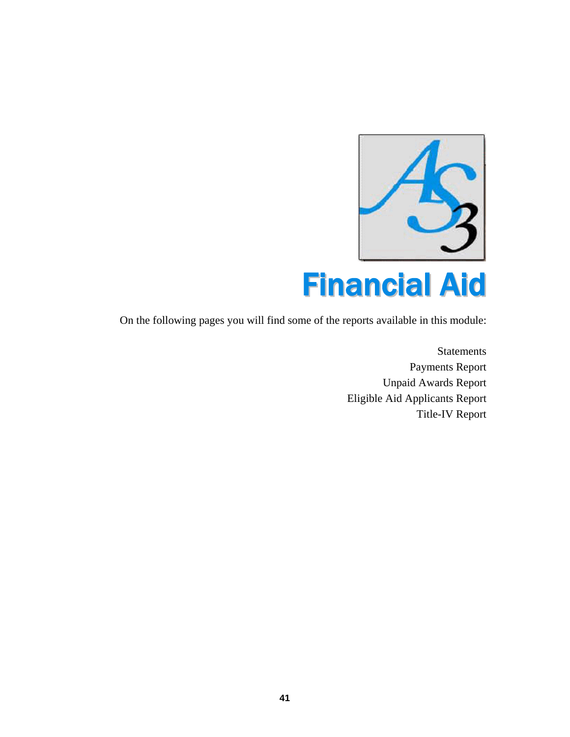# Financial Aid

On the following pages you will find some of the reports available in this module:

- Statements
- Payments Report
- Unpaid Awards Report
- Eligible Aid Applicants Report
- Title-IV Report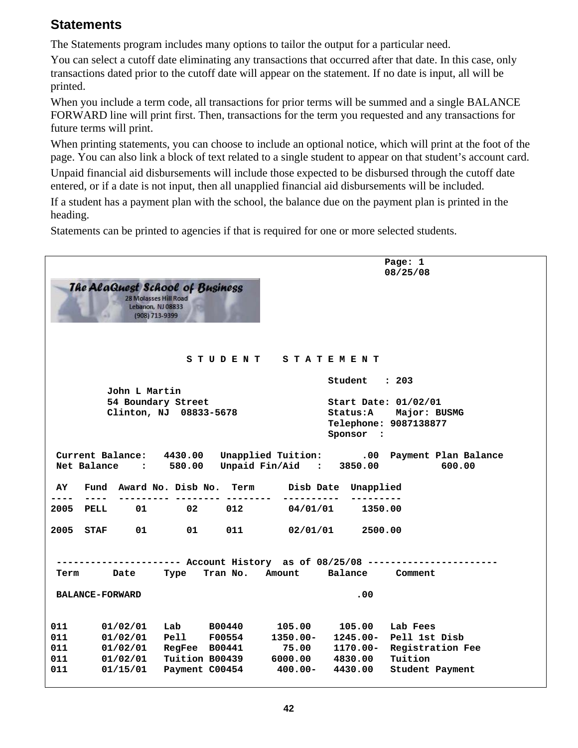## Statements

The Statements program includes many options to tailor the output for a particular need.

You can select a cutoff date eliminating any transactions that occurred after that date. In this case, only transactions dated prior to the cutoff date will appear on the statement. If no date is input, all will be printed.

When you include a term code, all transactions for prior terms will be summed and a single BALANCE FORWARD line will print first. Then, transactions for the term you requested and any transactions for future terms will print.

When printing statements, you can choose to include an optional notice, which will print at the foot of the page. You can also link a block of text related to a single student to appear on that student's account card.

Unpaid financial aid disbursements will include those expected to be disbursed through the cutoff date entered, or if a date is not input, then all unapplied financial aid disbursements will be included.

If a student has a payment plan with the school, the balance due on the payment plan is printed in the heading.

Statements can be printed to agencies if that is required for one or more selected students.

```
                                                          Page: 1
                                                          08/25/08
The AlaQuest School of Business
28 Molasses Hill Road
Lebanon, NJ 08833
(908) 713-9399


                        S T U D E N T   S T A T E M E N T

                                                Student   : 203
         John L Martin
         54 Boundary Street                     Start Date: 01/02/01
         Clinton, NJ  08833-5678                Status:A    Major: BUSMG
                                                Telephone: 9087138877
                                                Sponsor  :

 Current Balance:   4430.00   Unapplied Tuition:       .00  Payment Plan Balance
 Net Balance    :    580.00   Unpaid Fin/Aid   :   3850.00           600.00

 AY   Fund  Award No. Disb No.  Term      Disb Date  Unapplied
----  ----  --------- -------- --------  ----------  ---------
2005  PELL     01       02     012        04/01/01     1350.00

2005  STAF     01       01     011        02/01/01     2500.00


 --------------------- Account History  as of 08/25/08 -----------------------
 Term      Date     Type   Tran No.   Amount     Balance     Comment

 BALANCE-FORWARD                                    .00


011      01/02/01   Lab     B00440      105.00     105.00   Lab Fees
011      01/02/01   Pell    F00554     1350.00-   1245.00-  Pell 1st Disb
011      01/02/01   RegFee  B00441       75.00    1170.00-  Registration Fee
011      01/02/01   Tuition B00439     6000.00    4830.00   Tuition
011      01/15/01   Payment C00454      400.00-   4430.00   Student Payment
```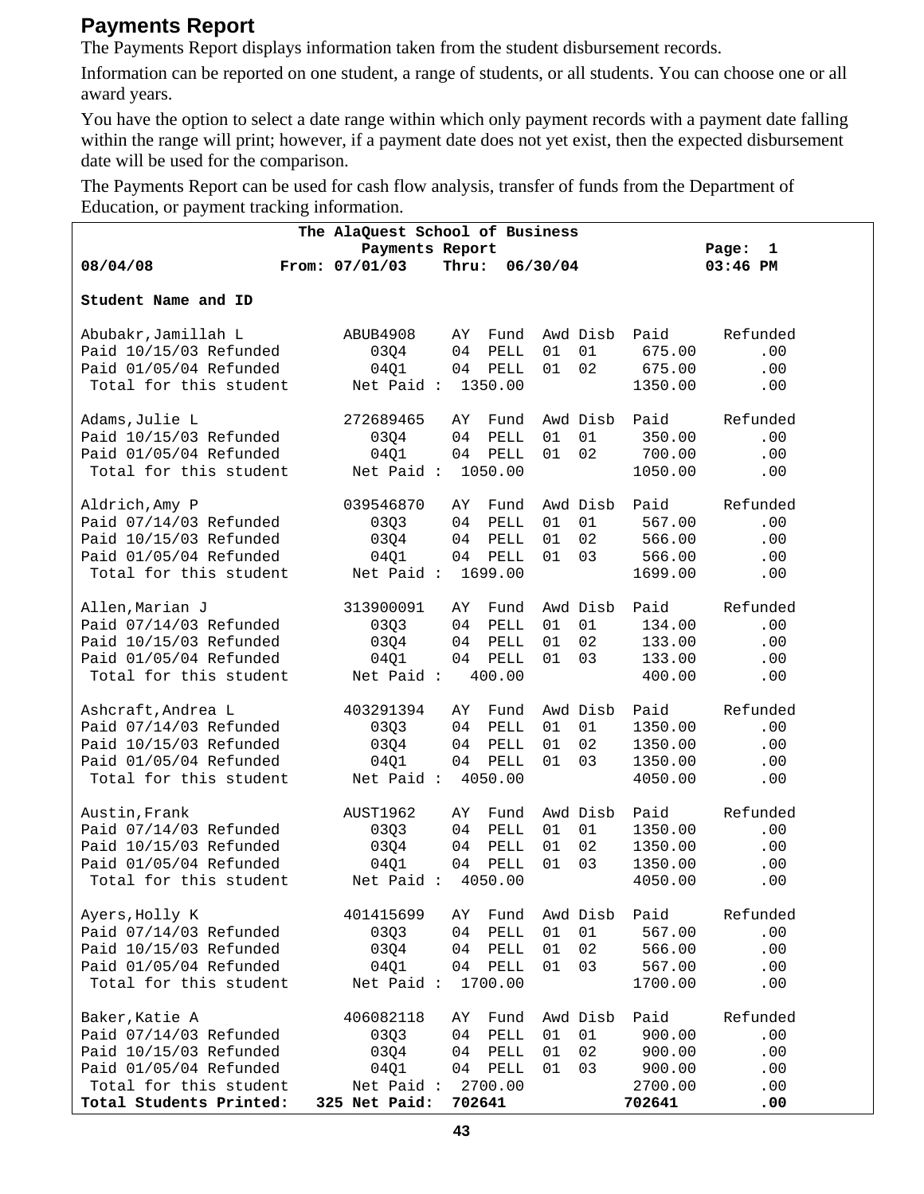## Payments Report

The Payments Report displays information taken from the student disbursement records.

Information can be reported on one student, a range of students, or all students. You can choose one or all award years.

You have the option to select a date range within which only payment records with a payment date falling within the range will print; however, if a payment date does not yet exist, then the expected disbursement date will be used for the comparison.

The Payments Report can be used for cash flow analysis, transfer of funds from the Department of Education, or payment tracking information.

```
                          The AlaQuest School of Business
                                  Payments Report                          Page:  1
08/04/08                 From: 07/01/03    Thru:  06/30/04                 03:46 PM

Student Name and ID

Abubakr,Jamillah L          ABUB4908    AY  Fund  Awd Disb  Paid      Refunded
Paid 10/15/03 Refunded        03Q4      04  PELL  01  01     675.00        .00
Paid 01/05/04 Refunded        04Q1      04  PELL  01  02     675.00        .00
 Total for this student     Net Paid :  1350.00             1350.00        .00

Adams,Julie L               272689465   AY  Fund  Awd Disb  Paid      Refunded
Paid 10/15/03 Refunded        03Q4      04  PELL  01  01     350.00        .00
Paid 01/05/04 Refunded        04Q1      04  PELL  01  02     700.00        .00
 Total for this student     Net Paid :  1050.00             1050.00        .00

Aldrich,Amy P               039546870   AY  Fund  Awd Disb  Paid      Refunded
Paid 07/14/03 Refunded        03Q3      04  PELL  01  01     567.00        .00
Paid 10/15/03 Refunded        03Q4      04  PELL  01  02     566.00        .00
Paid 01/05/04 Refunded        04Q1      04  PELL  01  03     566.00        .00
 Total for this student     Net Paid :  1699.00             1699.00        .00

Allen,Marian J              313900091   AY  Fund  Awd Disb  Paid      Refunded
Paid 07/14/03 Refunded        03Q3      04  PELL  01  01     134.00        .00
Paid 10/15/03 Refunded        03Q4      04  PELL  01  02     133.00        .00
Paid 01/05/04 Refunded        04Q1      04  PELL  01  03     133.00        .00
 Total for this student     Net Paid :   400.00              400.00        .00

Ashcraft,Andrea L           403291394   AY  Fund  Awd Disb  Paid      Refunded
Paid 07/14/03 Refunded        03Q3      04  PELL  01  01    1350.00        .00
Paid 10/15/03 Refunded        03Q4      04  PELL  01  02    1350.00        .00
Paid 01/05/04 Refunded        04Q1      04  PELL  01  03    1350.00        .00
 Total for this student     Net Paid :  4050.00             4050.00        .00

Austin,Frank                AUST1962    AY  Fund  Awd Disb  Paid      Refunded
Paid 07/14/03 Refunded        03Q3      04  PELL  01  01    1350.00        .00
Paid 10/15/03 Refunded        03Q4      04  PELL  01  02    1350.00        .00
Paid 01/05/04 Refunded        04Q1      04  PELL  01  03    1350.00        .00
 Total for this student     Net Paid :  4050.00             4050.00        .00

Ayers,Holly K               401415699   AY  Fund  Awd Disb  Paid      Refunded
Paid 07/14/03 Refunded        03Q3      04  PELL  01  01     567.00        .00
Paid 10/15/03 Refunded        03Q4      04  PELL  01  02     566.00        .00
Paid 01/05/04 Refunded        04Q1      04  PELL  01  03     567.00        .00
 Total for this student     Net Paid :  1700.00             1700.00        .00

Baker,Katie A               406082118   AY  Fund  Awd Disb  Paid      Refunded
Paid 07/14/03 Refunded        03Q3      04  PELL  01  01     900.00        .00
Paid 10/15/03 Refunded        03Q4      04  PELL  01  02     900.00        .00
Paid 01/05/04 Refunded        04Q1      04  PELL  01  03     900.00        .00
 Total for this student     Net Paid :  2700.00             2700.00        .00
Total Students Printed:   325 Net Paid:  702641            702641          .00
```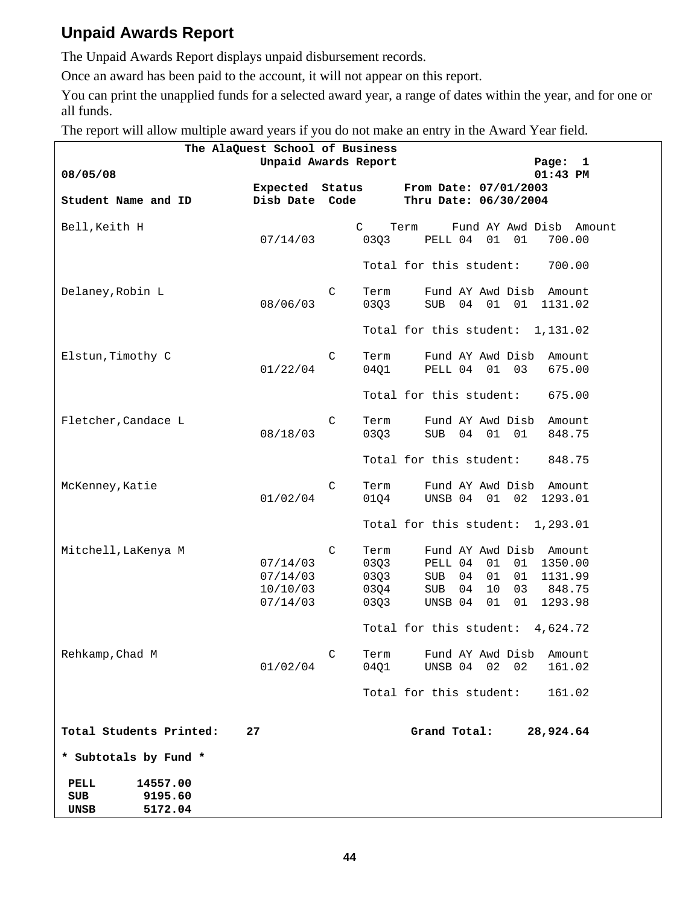## Unpaid Awards Report

The Unpaid Awards Report displays unpaid disbursement records.

Once an award has been paid to the account, it will not appear on this report.

You can print the unapplied funds for a selected award year, a range of dates within the year, and for one or all funds.

The report will allow multiple award years if you do not make an entry in the Award Year field.

```
                   The AlaQuest School of Business
                              Unpaid Awards Report                      Page:  1
08/05/08                                                                01:43 PM
                             Expected  Status      From Date: 07/01/2003
Student Name and ID          Disb Date  Code       Thru Date: 06/30/2004

Bell,Keith H                                C    Term     Fund AY Awd Disb  Amount
                             07/14/03        03Q3     PELL 04  01  01    700.00

                                             Total for this student:    700.00

Delaney,Robin L                          C    Term     Fund AY Awd Disb  Amount
                             08/06/03        03Q3     SUB  04  01  01  1131.02

                                             Total for this student:  1,131.02

Elstun,Timothy C                         C    Term     Fund AY Awd Disb  Amount
                             01/22/04        04Q1     PELL 04  01  03    675.00

                                             Total for this student:    675.00

Fletcher,Candace L                       C    Term     Fund AY Awd Disb  Amount
                             08/18/03        03Q3     SUB  04  01  01    848.75

                                             Total for this student:    848.75

McKenney,Katie                           C    Term     Fund AY Awd Disb  Amount
                             01/02/04        01Q4     UNSB 04  01  02  1293.01

                                             Total for this student:  1,293.01

Mitchell,LaKenya M                       C    Term     Fund AY Awd Disb  Amount
                             07/14/03        03Q3     PELL 04  01  01  1350.00
                             07/14/03        03Q3     SUB  04  01  01  1131.99
                             10/10/03        03Q4     SUB  04  10  03   848.75
                             07/14/03        03Q3     UNSB 04  01  01  1293.98

                                             Total for this student:  4,624.72

Rehkamp,Chad M                           C    Term     Fund AY Awd Disb  Amount
                             01/02/04        04Q1     UNSB 04  02  02    161.02

                                             Total for this student:    161.02


Total Students Printed:    27                   Grand Total:     28,924.64

* Subtotals by Fund *

 PELL      14557.00
 SUB        9195.60
 UNSB       5172.04
```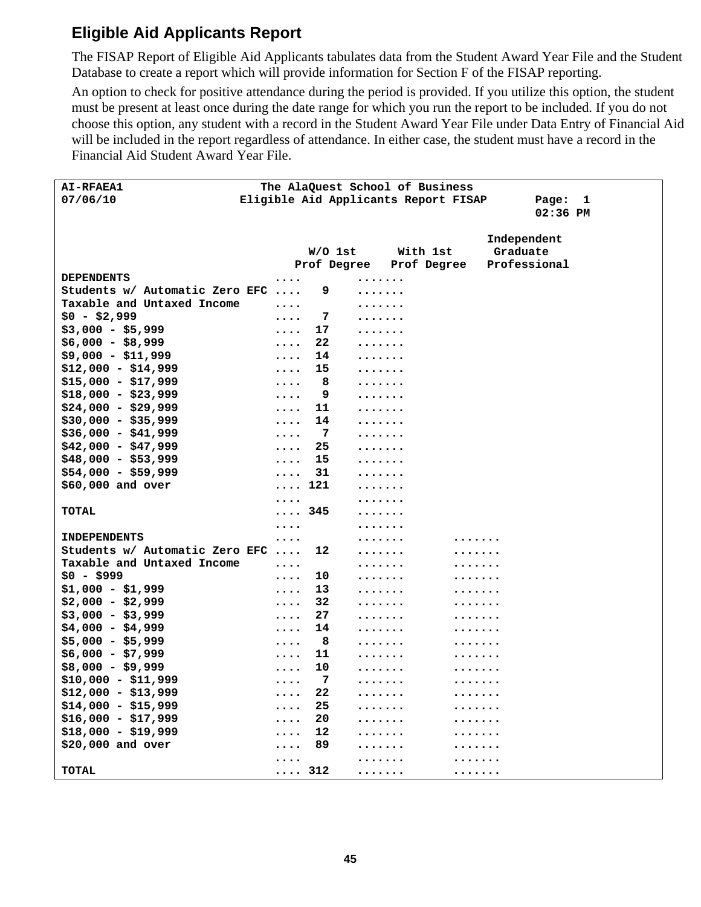## Eligible Aid Applicants Report

The FISAP Report of Eligible Aid Applicants tabulates data from the Student Award Year File and the Student Database to create a report which will provide information for Section F of the FISAP reporting.

An option to check for positive attendance during the period is provided. If you utilize this option, the student must be present at least once during the date range for which you run the report to be included. If you do not choose this option, any student with a record in the Student Award Year File under Data Entry of Financial Aid will be included in the report regardless of attendance. In either case, the student must have a record in the Financial Aid Student Award Year File.

```
AI-RFAEA1                    The AlaQuest School of Business
07/06/10                  Eligible Aid Applicants Report FISAP       Page:  1
                                                                     02:36 PM

                                                               Independent
                                   W/O 1st      With 1st        Graduate
                                 Prof Degree   Prof Degree    Professional
DEPENDENTS                    ....          .......
Students w/ Automatic Zero EFC ....   9    .......
Taxable and Untaxed Income    ....          .......
$0 - $2,999                   ....   7     .......
$3,000 - $5,999               ....  17     .......
$6,000 - $8,999               ....  22     .......
$9,000 - $11,999              ....  14     .......
$12,000 - $14,999             ....  15     .......
$15,000 - $17,999             ....   8     .......
$18,000 - $23,999             ....   9     .......
$24,000 - $29,999             ....  11     .......
$30,000 - $35,999             ....  14     .......
$36,000 - $41,999             ....   7     .......
$42,000 - $47,999             ....  25     .......
$48,000 - $53,999             ....  15     .......
$54,000 - $59,999             ....  31     .......
$60,000 and over              .... 121     .......
                              ....          .......
TOTAL                         .... 345     .......
                              ....          .......
INDEPENDENTS                  ....          .......       .......
Students w/ Automatic Zero EFC ....  12    .......       .......
Taxable and Untaxed Income    ....          .......       .......
$0 - $999                     ....  10     .......       .......
$1,000 - $1,999               ....  13     .......       .......
$2,000 - $2,999               ....  32     .......       .......
$3,000 - $3,999               ....  27     .......       .......
$4,000 - $4,999               ....  14     .......       .......
$5,000 - $5,999               ....   8     .......       .......
$6,000 - $7,999               ....  11     .......       .......
$8,000 - $9,999               ....  10     .......       .......
$10,000 - $11,999             ....   7     .......       .......
$12,000 - $13,999             ....  22     .......       .......
$14,000 - $15,999             ....  25     .......       .......
$16,000 - $17,999             ....  20     .......       .......
$18,000 - $19,999             ....  12     .......       .......
$20,000 and over              ....  89     .......       .......
                              ....          .......       .......
TOTAL                         .... 312     .......       .......
```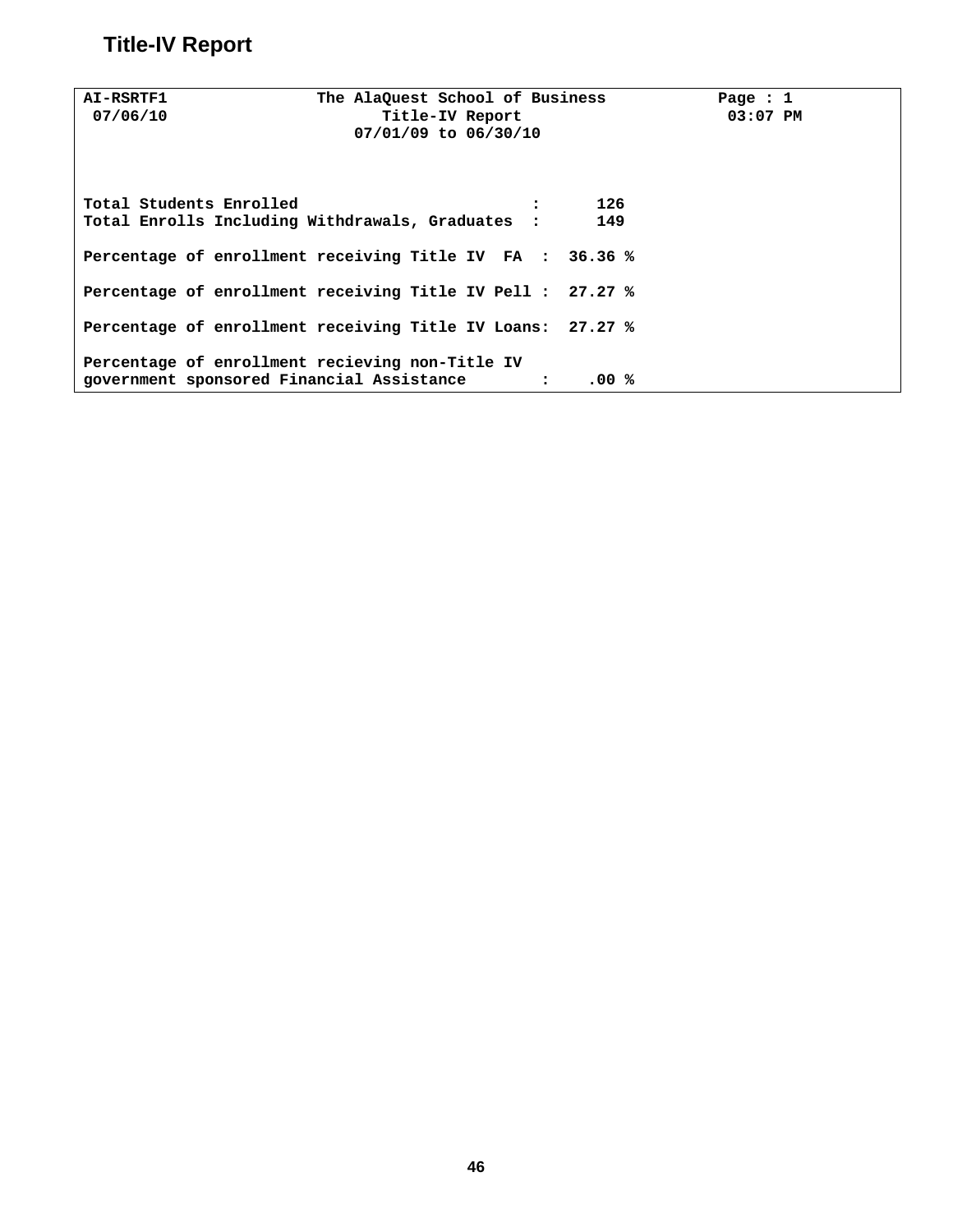# Title-IV Report

```
AI-RSRTF1                The AlaQuest School of Business             Page : 1
 07/06/10                       Title-IV Report                       03:07 PM
                              07/01/09 to 06/30/10



Total Students Enrolled                             :      126
Total Enrolls Including Withdrawals, Graduates  :      149

Percentage of enrollment receiving Title IV  FA  :  36.36 %

Percentage of enrollment receiving Title IV Pell :  27.27 %

Percentage of enrollment receiving Title IV Loans:  27.27 %

Percentage of enrollment recieving non-Title IV
government sponsored Financial Assistance        :    .00 %
```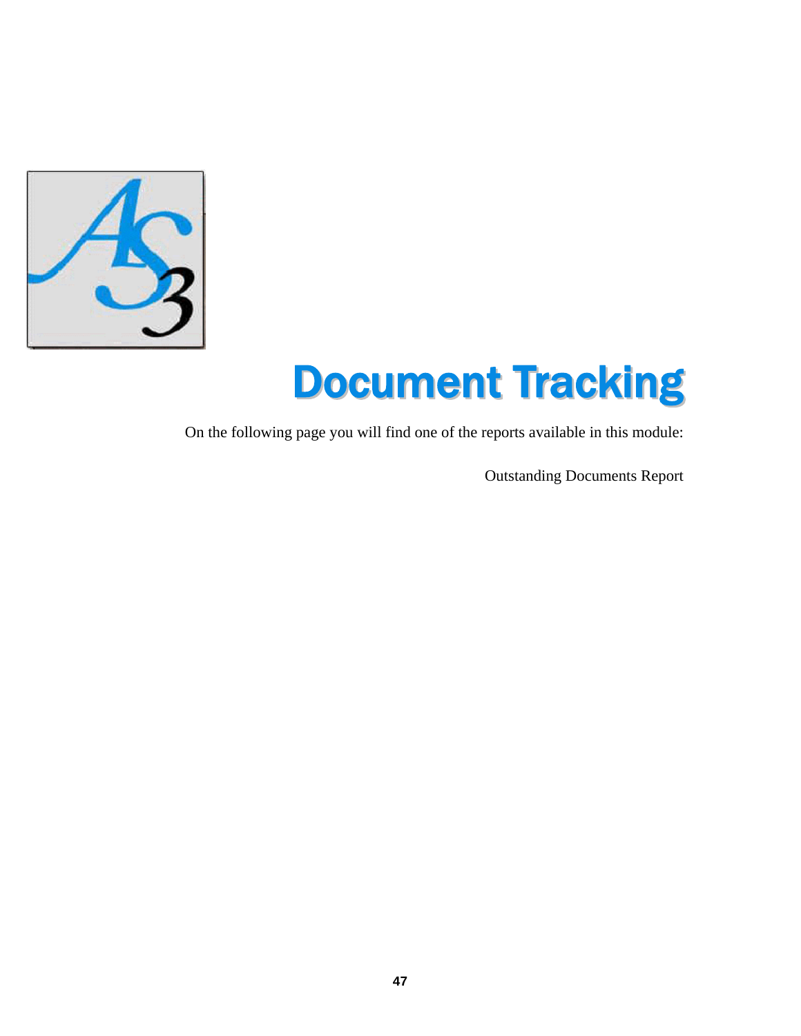# Document Tracking

On the following page you will find one of the reports available in this module:

Outstanding Documents Report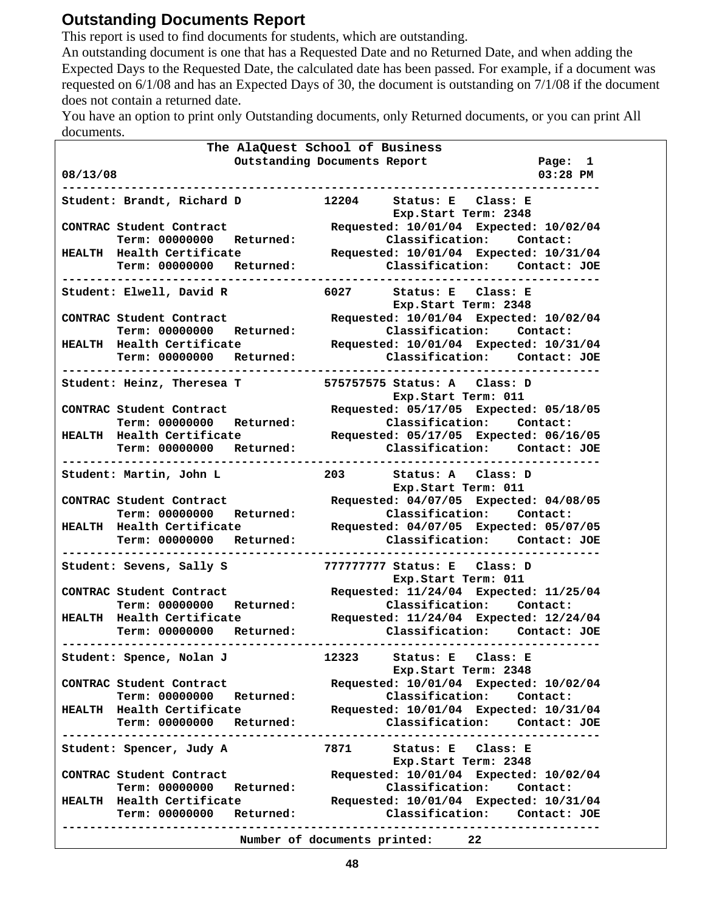## Outstanding Documents Report

This report is used to find documents for students, which are outstanding.

An outstanding document is one that has a Requested Date and no Returned Date, and when adding the Expected Days to the Requested Date, the calculated date has been passed. For example, if a document was requested on 6/1/08 and has an Expected Days of 30, the document is outstanding on 7/1/08 if the document does not contain a returned date.

You have an option to print only Outstanding documents, only Returned documents, or you can print All documents.

```
                    The AlaQuest School of Business
                        Outstanding Documents Report              Page:  1
08/13/08                                                          03:28 PM
---------------------------------------------------------------------------
Student: Brandt, Richard D           12204     Status: E   Class: E
                                               Exp.Start Term: 2348
CONTRAC Student Contract              Requested: 10/01/04  Expected: 10/02/04
        Term: 00000000   Returned:            Classification:    Contact:
HEALTH  Health Certificate            Requested: 10/01/04  Expected: 10/31/04
        Term: 00000000   Returned:            Classification:    Contact: JOE
---------------------------------------------------------------------------
Student: Elwell, David R             6027      Status: E   Class: E
                                               Exp.Start Term: 2348
CONTRAC Student Contract              Requested: 10/01/04  Expected: 10/02/04
        Term: 00000000   Returned:            Classification:    Contact:
HEALTH  Health Certificate            Requested: 10/01/04  Expected: 10/31/04
        Term: 00000000   Returned:            Classification:    Contact: JOE
---------------------------------------------------------------------------
Student: Heinz, Theresea T           575757575 Status: A   Class: D
                                               Exp.Start Term: 011
CONTRAC Student Contract              Requested: 05/17/05  Expected: 05/18/05
        Term: 00000000   Returned:            Classification:    Contact:
HEALTH  Health Certificate            Requested: 05/17/05  Expected: 06/16/05
        Term: 00000000   Returned:            Classification:    Contact: JOE
---------------------------------------------------------------------------
Student: Martin, John L              203       Status: A   Class: D
                                               Exp.Start Term: 011
CONTRAC Student Contract              Requested: 04/07/05  Expected: 04/08/05
        Term: 00000000   Returned:            Classification:    Contact:
HEALTH  Health Certificate            Requested: 04/07/05  Expected: 05/07/05
        Term: 00000000   Returned:            Classification:    Contact: JOE
---------------------------------------------------------------------------
Student: Sevens, Sally S             777777777 Status: E   Class: D
                                               Exp.Start Term: 011
CONTRAC Student Contract              Requested: 11/24/04  Expected: 11/25/04
        Term: 00000000   Returned:            Classification:    Contact:
HEALTH  Health Certificate            Requested: 11/24/04  Expected: 12/24/04
        Term: 00000000   Returned:            Classification:    Contact: JOE
---------------------------------------------------------------------------
Student: Spence, Nolan J             12323     Status: E   Class: E
                                               Exp.Start Term: 2348
CONTRAC Student Contract              Requested: 10/01/04  Expected: 10/02/04
        Term: 00000000   Returned:            Classification:    Contact:
HEALTH  Health Certificate            Requested: 10/01/04  Expected: 10/31/04
        Term: 00000000   Returned:            Classification:    Contact: JOE
---------------------------------------------------------------------------
Student: Spencer, Judy A             7871      Status: E   Class: E
                                               Exp.Start Term: 2348
CONTRAC Student Contract              Requested: 10/01/04  Expected: 10/02/04
        Term: 00000000   Returned:            Classification:    Contact:
HEALTH  Health Certificate            Requested: 10/01/04  Expected: 10/31/04
        Term: 00000000   Returned:            Classification:    Contact: JOE
---------------------------------------------------------------------------
                         Number of documents printed:     22
```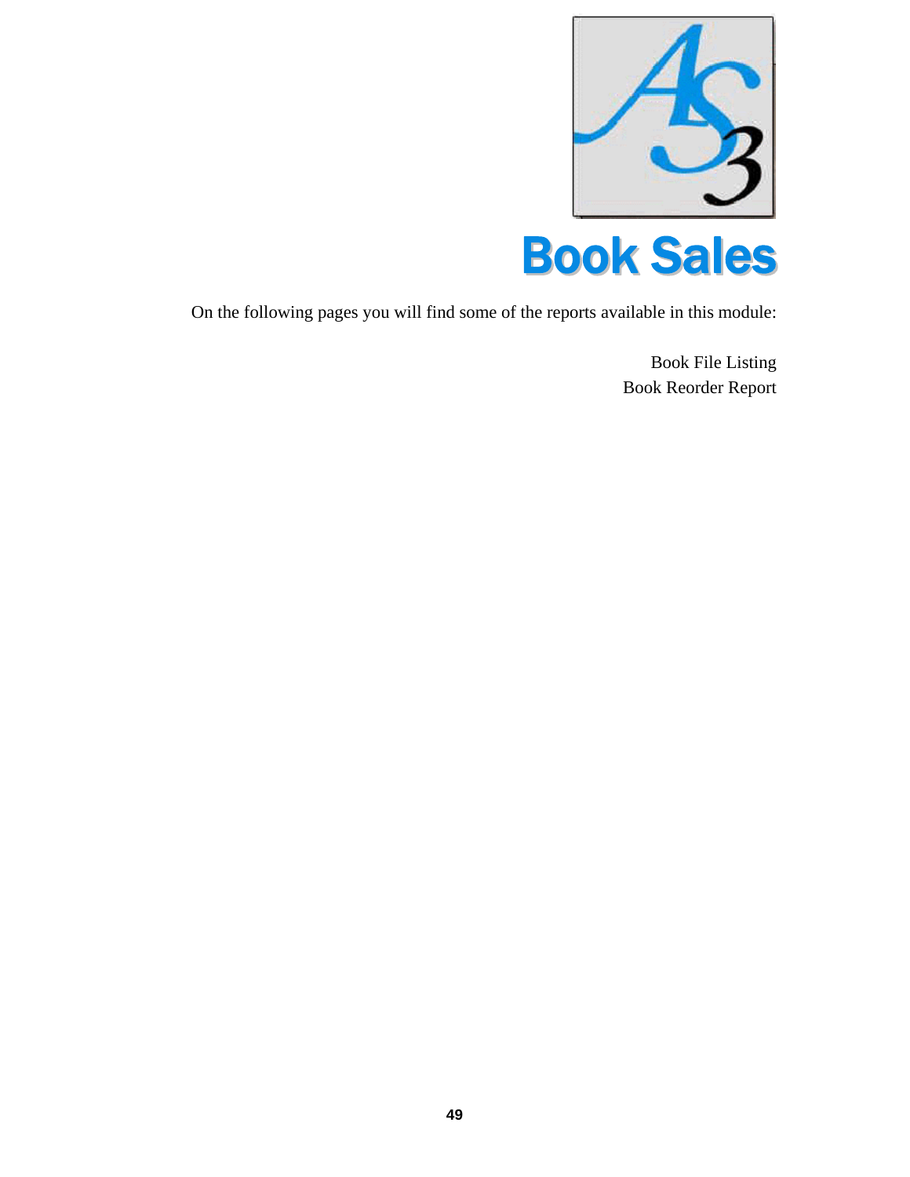# Book Sales

On the following pages you will find some of the reports available in this module:

Book File Listing
Book Reorder Report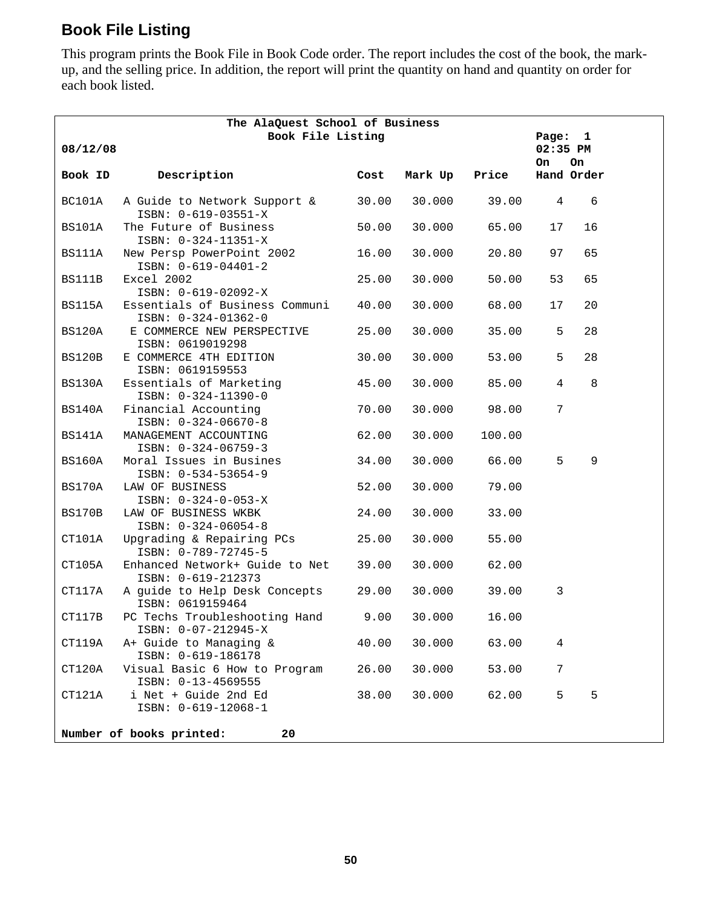## Book File Listing

This program prints the Book File in Book Code order. The report includes the cost of the book, the mark-up, and the selling price. In addition, the report will print the quantity on hand and quantity on order for each book listed.

```
                         The AlaQuest School of Business
                              Book File Listing                      Page:  1
08/12/08                                                             02:35 PM
                                                                     On   On
Book ID      Description                  Cost   Mark Up   Price     Hand Order

BC101A   A Guide to Network Support &     30.00   30.000    39.00     4     6
           ISBN: 0-619-03551-X
BS101A   The Future of Business           50.00   30.000    65.00    17    16
           ISBN: 0-324-11351-X
BS111A   New Persp PowerPoint 2002        16.00   30.000    20.80    97    65
           ISBN: 0-619-04401-2
BS111B   Excel 2002                       25.00   30.000    50.00    53    65
           ISBN: 0-619-02092-X
BS115A   Essentials of Business Communi   40.00   30.000    68.00    17    20
           ISBN: 0-324-01362-0
BS120A    E COMMERCE NEW PERSPECTIVE      25.00   30.000    35.00     5    28
           ISBN: 0619019298
BS120B   E COMMERCE 4TH EDITION           30.00   30.000    53.00     5    28
           ISBN: 0619159553
BS130A   Essentials of Marketing          45.00   30.000    85.00     4     8
           ISBN: 0-324-11390-0
BS140A   Financial Accounting             70.00   30.000    98.00     7
           ISBN: 0-324-06670-8
BS141A   MANAGEMENT ACCOUNTING            62.00   30.000   100.00
           ISBN: 0-324-06759-3
BS160A   Moral Issues in Busines          34.00   30.000    66.00     5     9
           ISBN: 0-534-53654-9
BS170A   LAW OF BUSINESS                  52.00   30.000    79.00
           ISBN: 0-324-0-053-X
BS170B   LAW OF BUSINESS WKBK             24.00   30.000    33.00
           ISBN: 0-324-06054-8
CT101A   Upgrading & Repairing PCs        25.00   30.000    55.00
           ISBN: 0-789-72745-5
CT105A   Enhanced Network+ Guide to Net   39.00   30.000    62.00
           ISBN: 0-619-212373
CT117A   A guide to Help Desk Concepts    29.00   30.000    39.00     3
           ISBN: 0619159464
CT117B   PC Techs Troubleshooting Hand     9.00   30.000    16.00
           ISBN: 0-07-212945-X
CT119A   A+ Guide to Managing &           40.00   30.000    63.00     4
           ISBN: 0-619-186178
CT120A   Visual Basic 6 How to Program    26.00   30.000    53.00     7
           ISBN: 0-13-4569555
CT121A    i Net + Guide 2nd Ed            38.00   30.000    62.00     5     5
           ISBN: 0-619-12068-1

Number of books printed:        20
```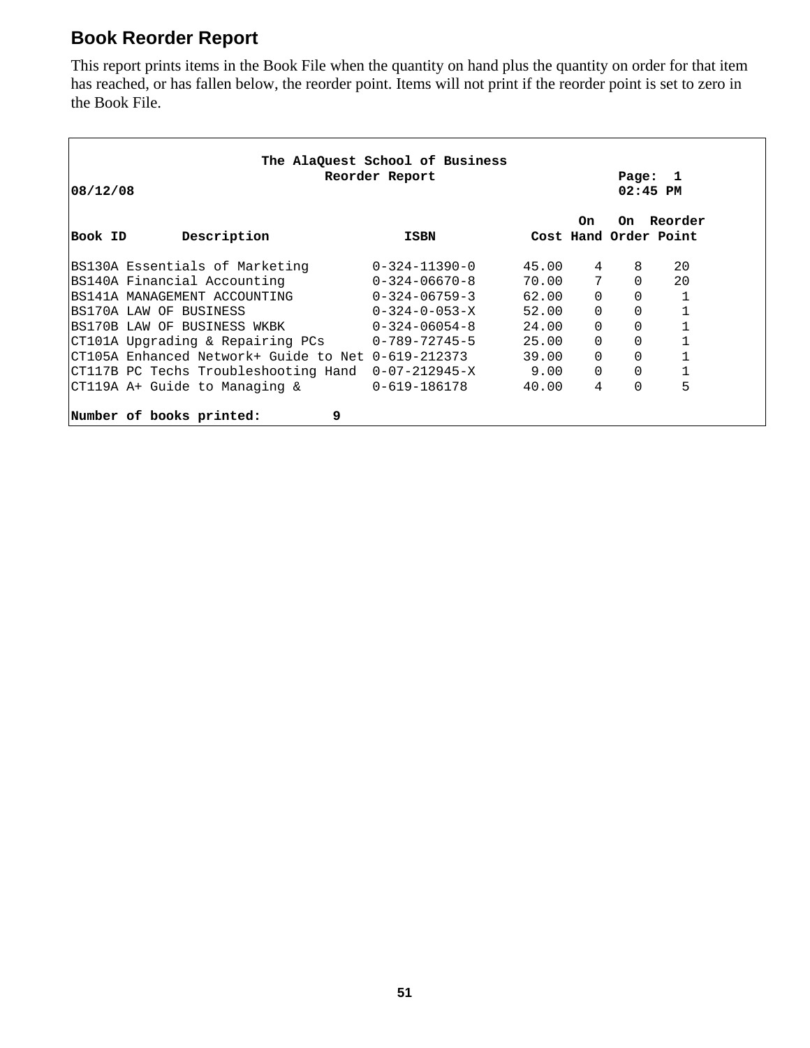## Book Reorder Report

This report prints items in the Book File when the quantity on hand plus the quantity on order for that item has reached, or has fallen below, the reorder point. Items will not print if the reorder point is set to zero in the Book File.

```
                     The AlaQuest School of Business
                             Reorder Report                    Page:  1
08/12/08                                                       02:45 PM

                                                          On   On  Reorder
Book ID       Description              ISBN          Cost Hand Order Point

BS130A Essentials of Marketing       0-324-11390-0      45.00    4    8     20
BS140A Financial Accounting          0-324-06670-8      70.00    7    0     20
BS141A MANAGEMENT ACCOUNTING         0-324-06759-3      62.00    0    0      1
BS170A LAW OF BUSINESS               0-324-0-053-X      52.00    0    0      1
BS170B LAW OF BUSINESS WKBK          0-324-06054-8      24.00    0    0      1
CT101A Upgrading & Repairing PCs     0-789-72745-5      25.00    0    0      1
CT105A Enhanced Network+ Guide to Net 0-619-212373      39.00    0    0      1
CT117B PC Techs Troubleshooting Hand  0-07-212945-X      9.00    0    0      1
CT119A A+ Guide to Managing &        0-619-186178       40.00    4    0      5

Number of books printed:         9
```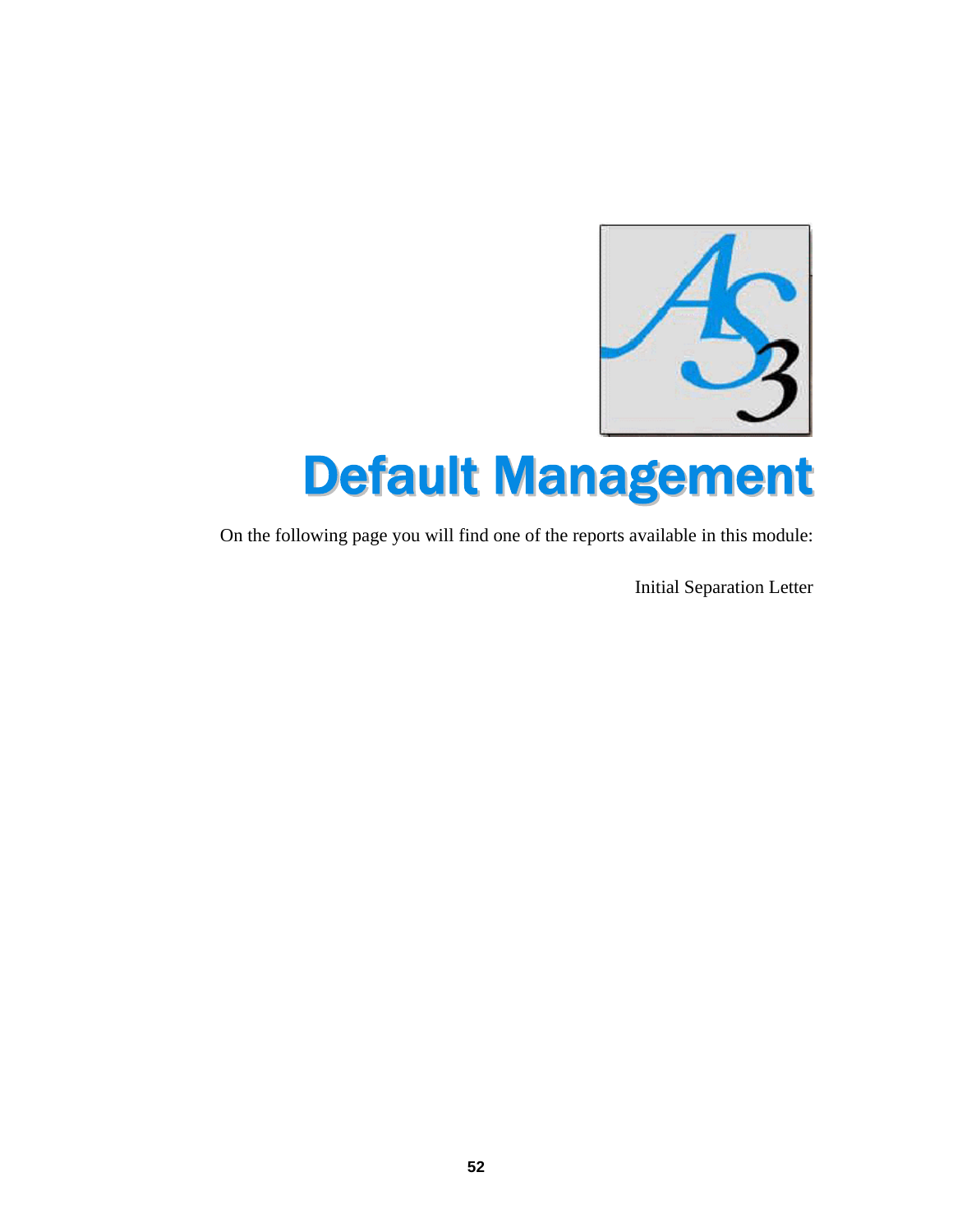# Default Management

On the following page you will find one of the reports available in this module:

Initial Separation Letter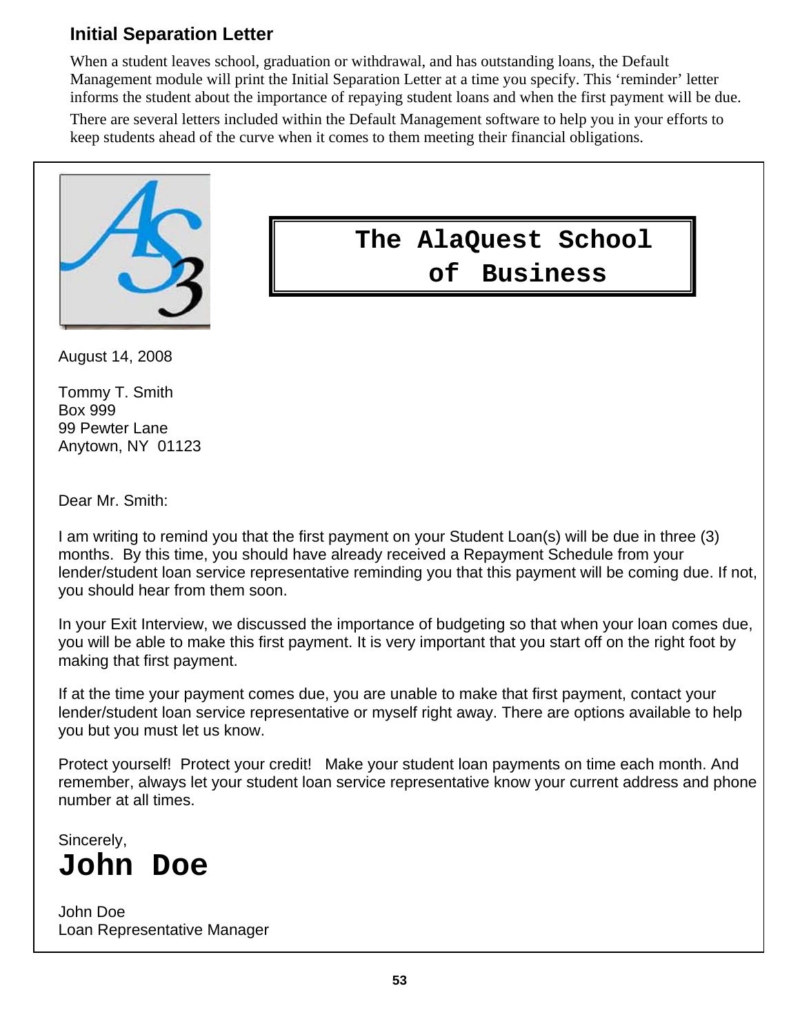## Initial Separation Letter

When a student leaves school, graduation or withdrawal, and has outstanding loans, the Default Management module will print the Initial Separation Letter at a time you specify. This 'reminder' letter informs the student about the importance of repaying student loans and when the first payment will be due.

There are several letters included within the Default Management software to help you in your efforts to keep students ahead of the curve when it comes to them meeting their financial obligations.

**The AlaQuest School of Business**

August 14, 2008

Tommy T. Smith
Box 999
99 Pewter Lane
Anytown, NY 01123

Dear Mr. Smith:

I am writing to remind you that the first payment on your Student Loan(s) will be due in three (3) months. By this time, you should have already received a Repayment Schedule from your lender/student loan service representative reminding you that this payment will be coming due. If not, you should hear from them soon.

In your Exit Interview, we discussed the importance of budgeting so that when your loan comes due, you will be able to make this first payment. It is very important that you start off on the right foot by making that first payment.

If at the time your payment comes due, you are unable to make that first payment, contact your lender/student loan service representative or myself right away. There are options available to help you but you must let us know.

Protect yourself! Protect your credit! Make your student loan payments on time each month. And remember, always let your student loan service representative know your current address and phone number at all times.

Sincerely,

**John Doe**

John Doe
Loan Representative Manager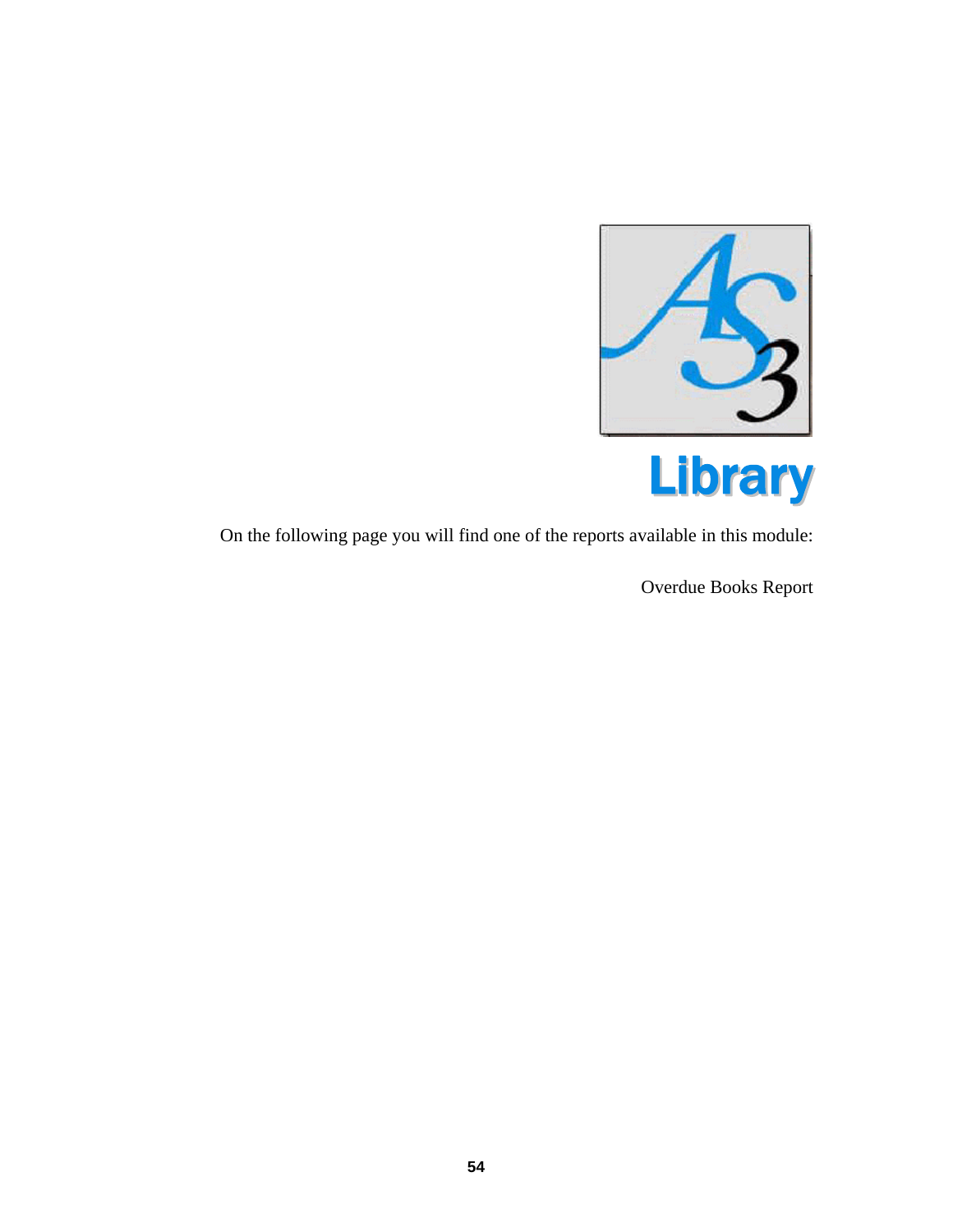# Library

On the following page you will find one of the reports available in this module:

Overdue Books Report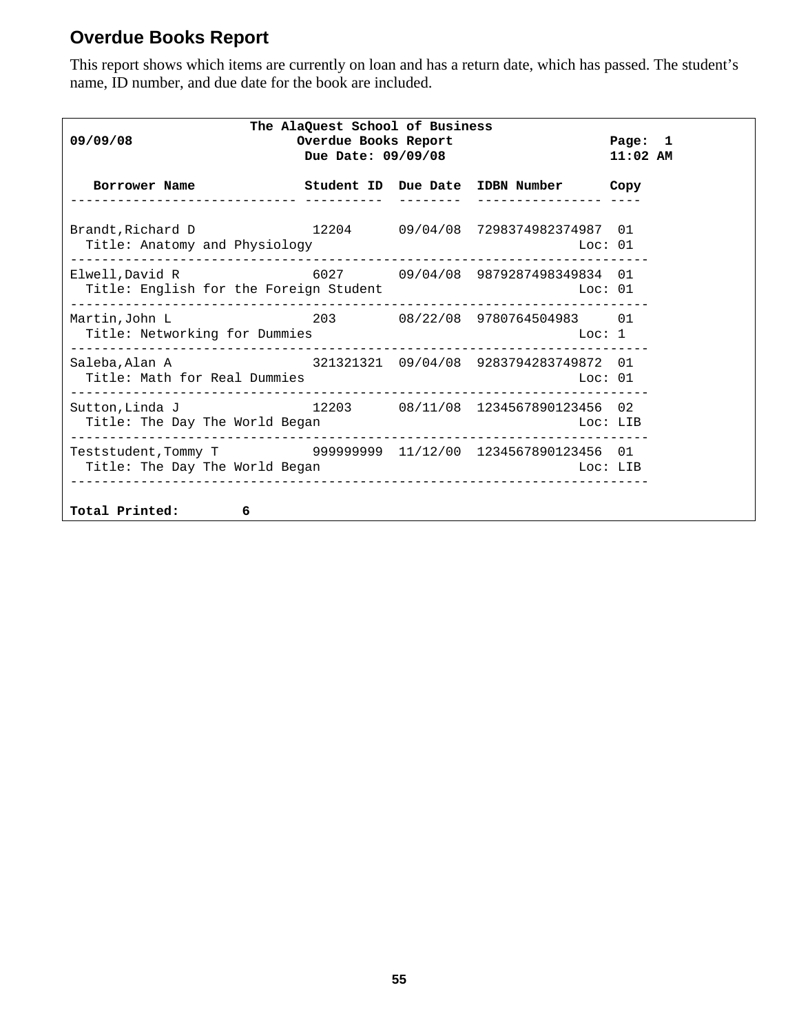## Overdue Books Report

This report shows which items are currently on loan and has a return date, which has passed. The student's name, ID number, and due date for the book are included.

```
                    The AlaQuest School of Business
09/09/08                 Overdue Books Report                      Page:  1
                          Due Date: 09/09/08                       11:02 AM

   Borrower Name            Student ID  Due Date  IDBN Number      Copy
---------------------------- ----------  --------  ---------------- ----

Brandt,Richard D              12204      09/04/08  7298374982374987  01
  Title: Anatomy and Physiology                                 Loc: 01
---------------------------------------------------------------------------
Elwell,David R               6027       09/04/08  9879287498349834  01
  Title: English for the Foreign Student                        Loc: 01
---------------------------------------------------------------------------
Martin,John L                203        08/22/08  9780764504983     01
  Title: Networking for Dummies                                 Loc: 1
---------------------------------------------------------------------------
Saleba,Alan A                321321321  09/04/08  9283794283749872  01
  Title: Math for Real Dummies                                  Loc: 01
---------------------------------------------------------------------------
Sutton,Linda J                12203      08/11/08  1234567890123456  02
  Title: The Day The World Began                                Loc: LIB
---------------------------------------------------------------------------
Teststudent,Tommy T          999999999  11/12/00  1234567890123456  01
  Title: The Day The World Began                                Loc: LIB
---------------------------------------------------------------------------

Total Printed:        6
```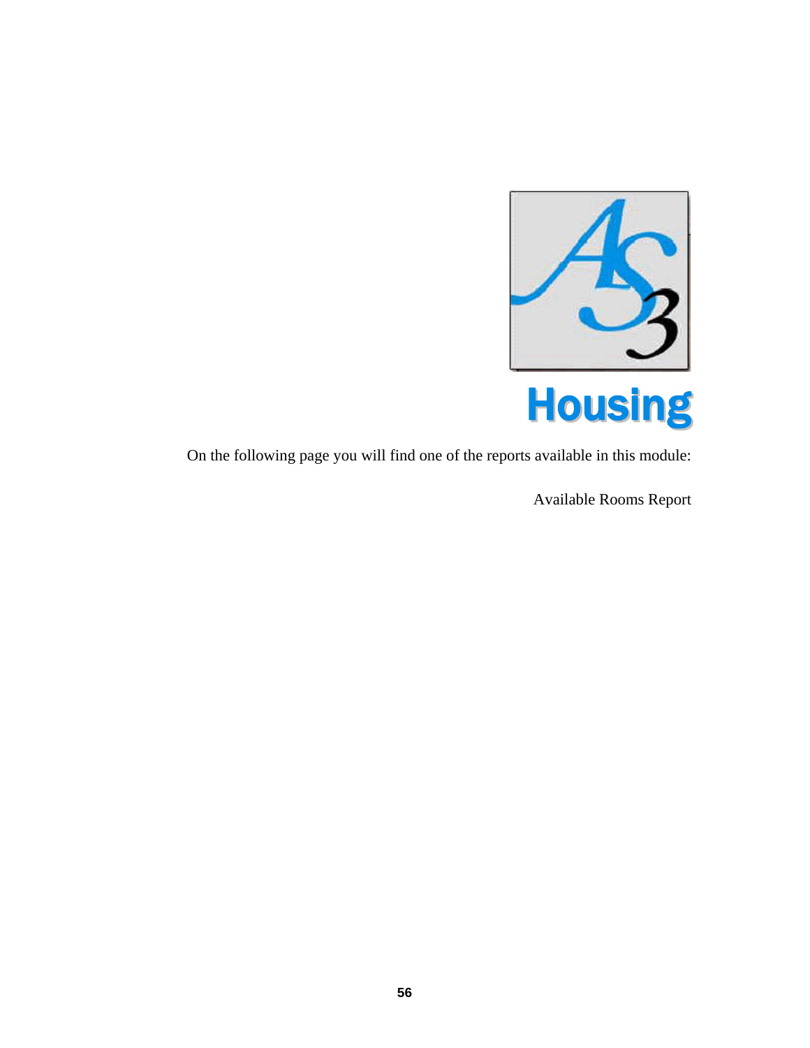# Housing

On the following page you will find one of the reports available in this module:

Available Rooms Report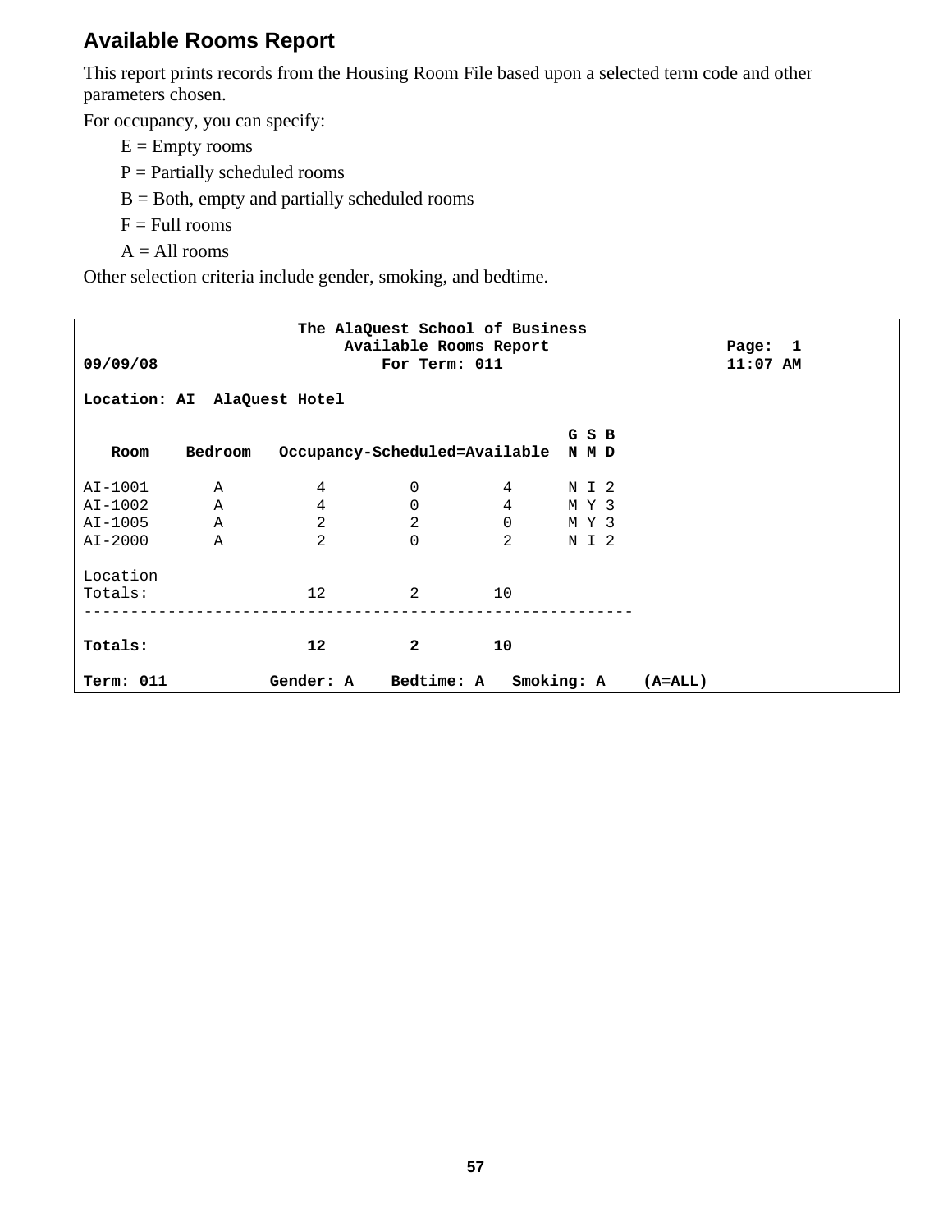## Available Rooms Report

This report prints records from the Housing Room File based upon a selected term code and other parameters chosen.

For occupancy, you can specify:

E = Empty rooms

P = Partially scheduled rooms

B = Both, empty and partially scheduled rooms

F = Full rooms

A = All rooms

Other selection criteria include gender, smoking, and bedtime.

```
                        The AlaQuest School of Business
                             Available Rooms Report                      Page:  1
09/09/08                         For Term: 011                           11:07 AM

Location: AI  AlaQuest Hotel

                                                          G S B
   Room    Bedroom   Occupancy-Scheduled=Available  N M D

AI-1001       A          4         0         4      N I 2
AI-1002       A          4         0         4      M Y 3
AI-1005       A          2         2         0      M Y 3
AI-2000       A          2         0         2      N I 2

Location
Totals:                 12         2        10
-----------------------------------------------------------

Totals:                 12         2        10

Term: 011          Gender: A    Bedtime: A   Smoking: A    (A=ALL)
```